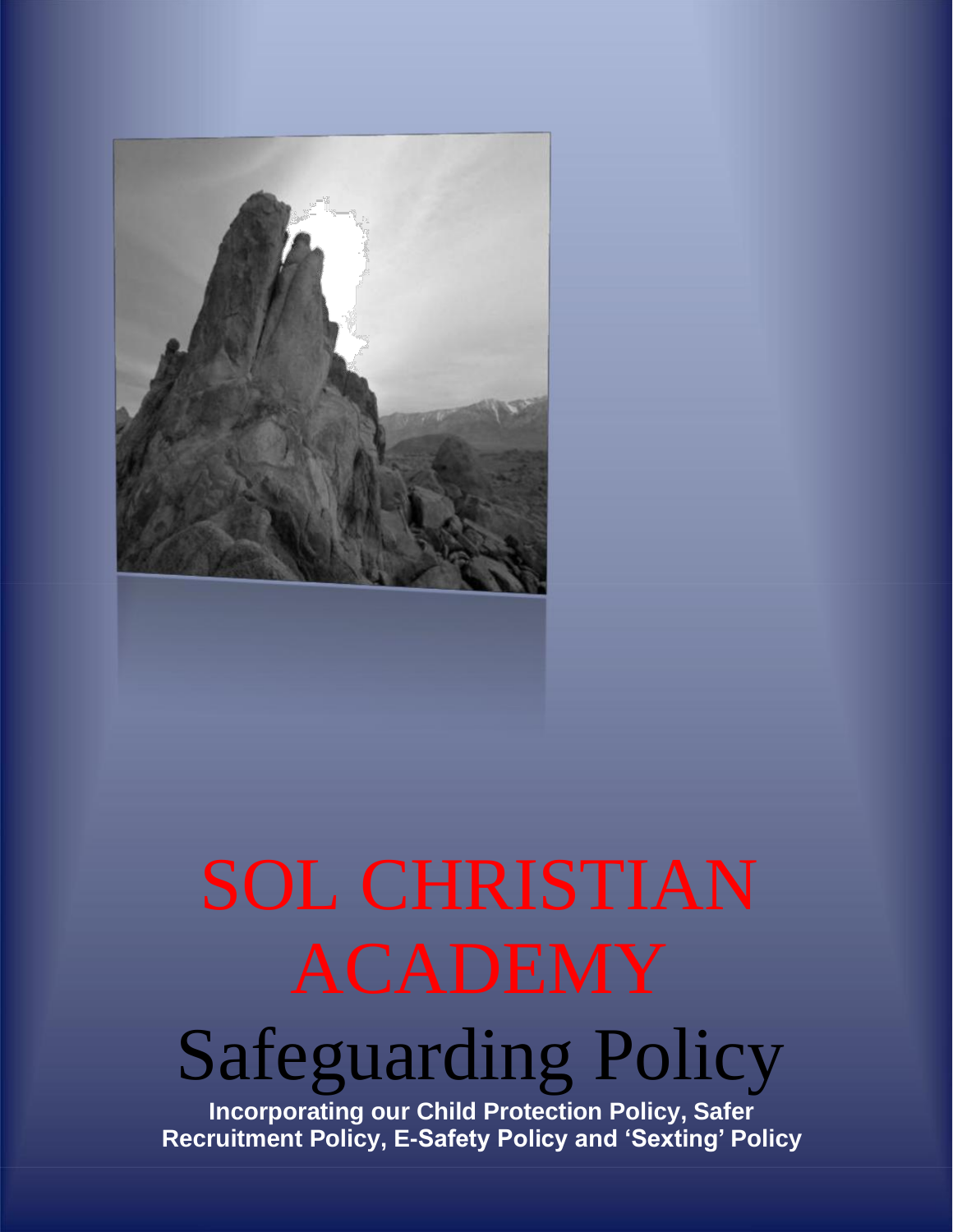# SOL CHRISTIAN ACADEMY

# Safeguarding Policy

**Incorporating our Child Protection Policy, Safer Recruitment Policy, E-Safety Policy and 'Sexting' Policy**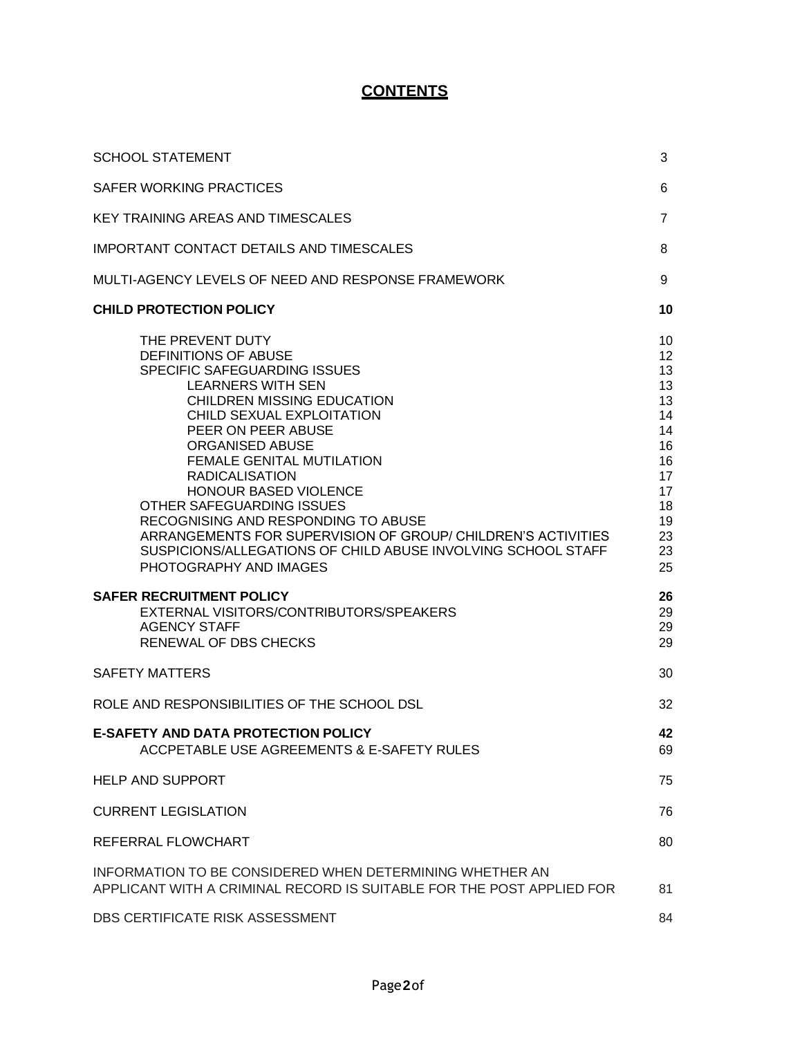# CONTENTS

| | |
|---|---|
| SCHOOL STATEMENT | 3 |
| SAFER WORKING PRACTICES | 6 |
| KEY TRAINING AREAS AND TIMESCALES | 7 |
| IMPORTANT CONTACT DETAILS AND TIMESCALES | 8 |
| MULTI-AGENCY LEVELS OF NEED AND RESPONSE FRAMEWORK | 9 |
| **CHILD PROTECTION POLICY** | **10** |
| THE PREVENT DUTY | 10 |
| DEFINITIONS OF ABUSE | 12 |
| SPECIFIC SAFEGUARDING ISSUES | 13 |
| LEARNERS WITH SEN | 13 |
| CHILDREN MISSING EDUCATION | 13 |
| CHILD SEXUAL EXPLOITATION | 14 |
| PEER ON PEER ABUSE | 14 |
| ORGANISED ABUSE | 16 |
| FEMALE GENITAL MUTILATION | 16 |
| RADICALISATION | 17 |
| HONOUR BASED VIOLENCE | 17 |
| OTHER SAFEGUARDING ISSUES | 18 |
| RECOGNISING AND RESPONDING TO ABUSE | 19 |
| ARRANGEMENTS FOR SUPERVISION OF GROUP/ CHILDREN'S ACTIVITIES | 23 |
| SUSPICIONS/ALLEGATIONS OF CHILD ABUSE INVOLVING SCHOOL STAFF | 23 |
| PHOTOGRAPHY AND IMAGES | 25 |
| **SAFER RECRUITMENT POLICY** | **26** |
| EXTERNAL VISITORS/CONTRIBUTORS/SPEAKERS | 29 |
| AGENCY STAFF | 29 |
| RENEWAL OF DBS CHECKS | 29 |
| SAFETY MATTERS | 30 |
| ROLE AND RESPONSIBILITIES OF THE SCHOOL DSL | 32 |
| **E-SAFETY AND DATA PROTECTION POLICY** | **42** |
| ACCPETABLE USE AGREEMENTS & E-SAFETY RULES | 69 |
| HELP AND SUPPORT | 75 |
| CURRENT LEGISLATION | 76 |
| REFERRAL FLOWCHART | 80 |
| INFORMATION TO BE CONSIDERED WHEN DETERMINING WHETHER AN APPLICANT WITH A CRIMINAL RECORD IS SUITABLE FOR THE POST APPLIED FOR | 81 |
| DBS CERTIFICATE RISK ASSESSMENT | 84 |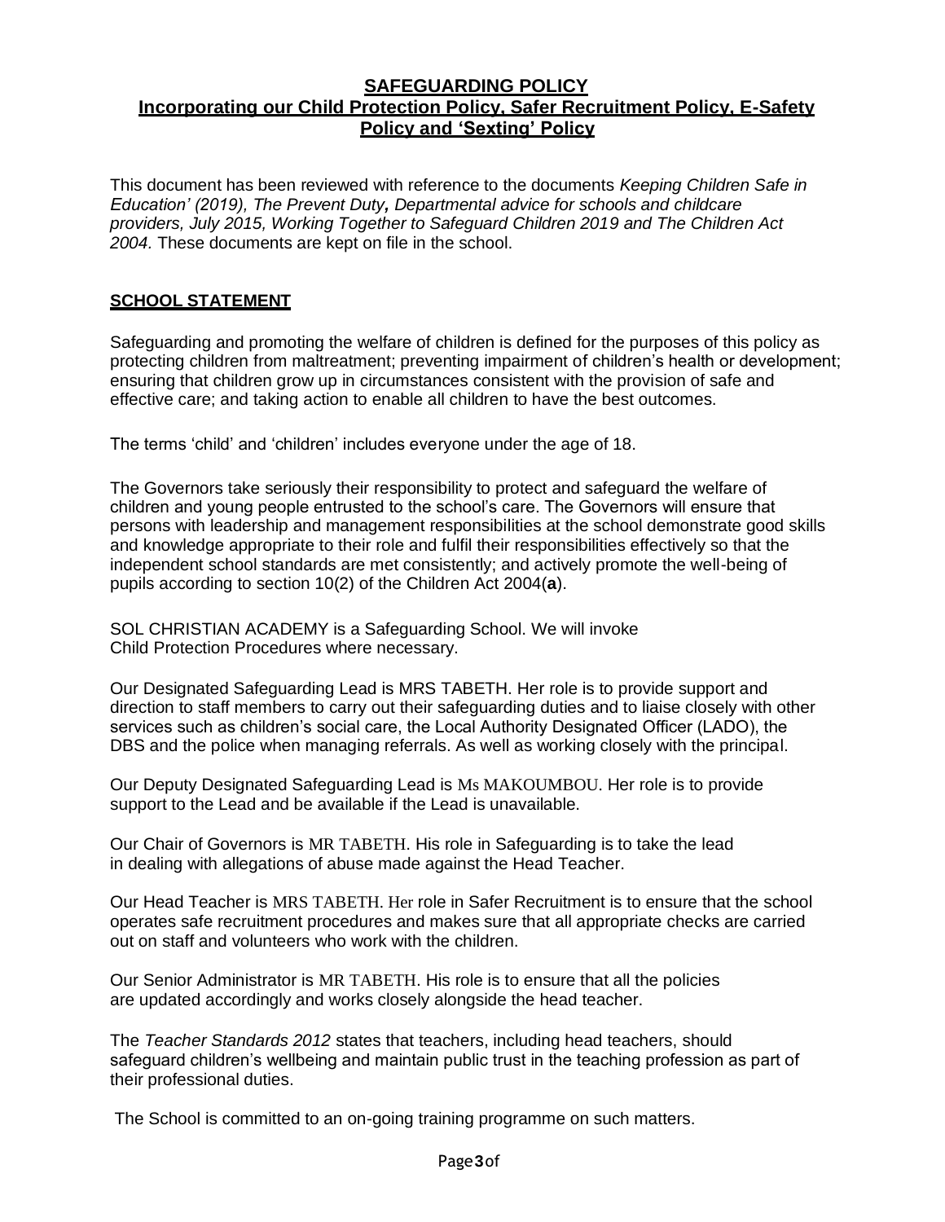## SAFEGUARDING POLICY

## Incorporating our Child Protection Policy, Safer Recruitment Policy, E-Safety Policy and 'Sexting' Policy

This document has been reviewed with reference to the documents *Keeping Children Safe in Education' (2019), The Prevent Duty***,** *Departmental advice for schools and childcare providers, July 2015, Working Together to Safeguard Children 2019 and The Children Act 2004.* These documents are kept on file in the school.

### SCHOOL STATEMENT

Safeguarding and promoting the welfare of children is defined for the purposes of this policy as protecting children from maltreatment; preventing impairment of children's health or development; ensuring that children grow up in circumstances consistent with the provision of safe and effective care; and taking action to enable all children to have the best outcomes.

The terms 'child' and 'children' includes everyone under the age of 18.

The Governors take seriously their responsibility to protect and safeguard the welfare of children and young people entrusted to the school's care. The Governors will ensure that persons with leadership and management responsibilities at the school demonstrate good skills and knowledge appropriate to their role and fulfil their responsibilities effectively so that the independent school standards are met consistently; and actively promote the well-being of pupils according to section 10(2) of the Children Act 2004(**a**).

SOL CHRISTIAN ACADEMY is a Safeguarding School. We will invoke Child Protection Procedures where necessary.

Our Designated Safeguarding Lead is MRS TABETH. Her role is to provide support and direction to staff members to carry out their safeguarding duties and to liaise closely with other services such as children's social care, the Local Authority Designated Officer (LADO), the DBS and the police when managing referrals. As well as working closely with the principal.

Our Deputy Designated Safeguarding Lead is Ms MAKOUMBOU. Her role is to provide support to the Lead and be available if the Lead is unavailable.

Our Chair of Governors is MR TABETH. His role in Safeguarding is to take the lead in dealing with allegations of abuse made against the Head Teacher.

Our Head Teacher is MRS TABETH. Her role in Safer Recruitment is to ensure that the school operates safe recruitment procedures and makes sure that all appropriate checks are carried out on staff and volunteers who work with the children.

Our Senior Administrator is MR TABETH. His role is to ensure that all the policies are updated accordingly and works closely alongside the head teacher.

The *Teacher Standards 2012* states that teachers, including head teachers, should safeguard children's wellbeing and maintain public trust in the teaching profession as part of their professional duties.

The School is committed to an on-going training programme on such matters.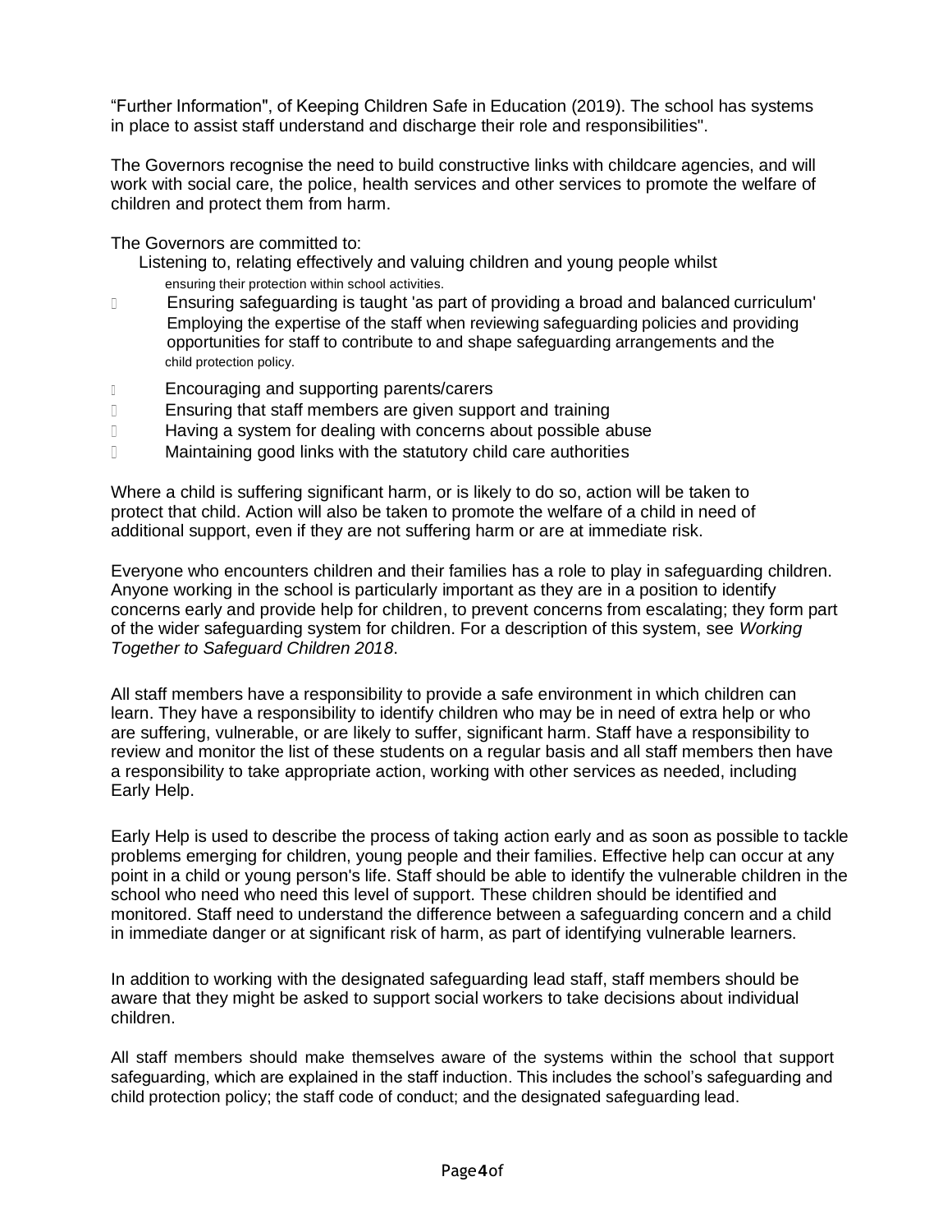"Further Information", of Keeping Children Safe in Education (2019). The school has systems in place to assist staff understand and discharge their role and responsibilities".

The Governors recognise the need to build constructive links with childcare agencies, and will work with social care, the police, health services and other services to promote the welfare of children and protect them from harm.

The Governors are committed to:

- Listening to, relating effectively and valuing children and young people whilst ensuring their protection within school activities.
- Ensuring safeguarding is taught 'as part of providing a broad and balanced curriculum'
- Employing the expertise of the staff when reviewing safeguarding policies and providing opportunities for staff to contribute to and shape safeguarding arrangements and the child protection policy.
- Encouraging and supporting parents/carers
- Ensuring that staff members are given support and training
- Having a system for dealing with concerns about possible abuse
- Maintaining good links with the statutory child care authorities

Where a child is suffering significant harm, or is likely to do so, action will be taken to protect that child. Action will also be taken to promote the welfare of a child in need of additional support, even if they are not suffering harm or are at immediate risk.

Everyone who encounters children and their families has a role to play in safeguarding children. Anyone working in the school is particularly important as they are in a position to identify concerns early and provide help for children, to prevent concerns from escalating; they form part of the wider safeguarding system for children. For a description of this system, see *Working Together to Safeguard Children 2018*.

All staff members have a responsibility to provide a safe environment in which children can learn. They have a responsibility to identify children who may be in need of extra help or who are suffering, vulnerable, or are likely to suffer, significant harm. Staff have a responsibility to review and monitor the list of these students on a regular basis and all staff members then have a responsibility to take appropriate action, working with other services as needed, including Early Help.

Early Help is used to describe the process of taking action early and as soon as possible to tackle problems emerging for children, young people and their families. Effective help can occur at any point in a child or young person's life. Staff should be able to identify the vulnerable children in the school who need who need this level of support. These children should be identified and monitored. Staff need to understand the difference between a safeguarding concern and a child in immediate danger or at significant risk of harm, as part of identifying vulnerable learners.

In addition to working with the designated safeguarding lead staff, staff members should be aware that they might be asked to support social workers to take decisions about individual children.

All staff members should make themselves aware of the systems within the school that support safeguarding, which are explained in the staff induction. This includes the school's safeguarding and child protection policy; the staff code of conduct; and the designated safeguarding lead.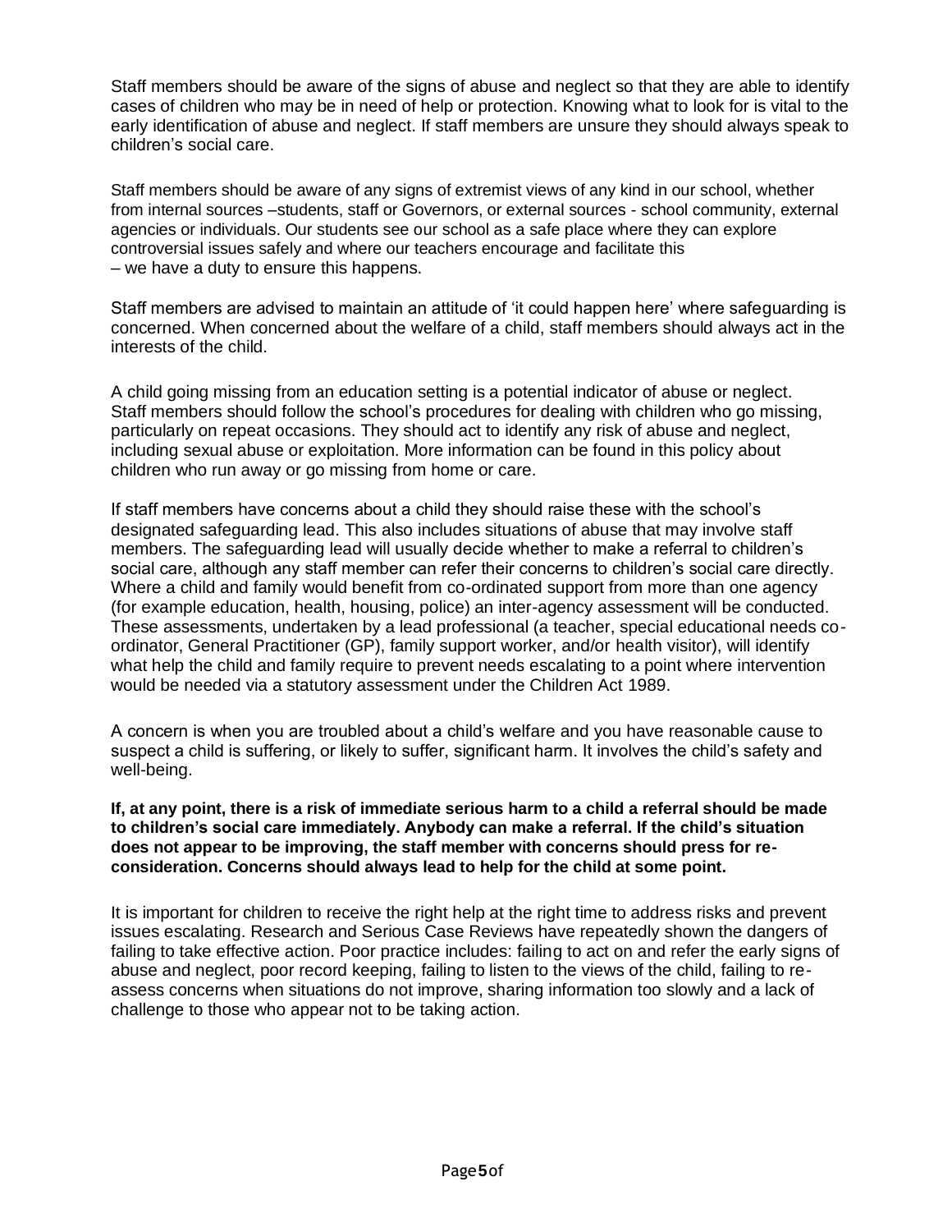Staff members should be aware of the signs of abuse and neglect so that they are able to identify cases of children who may be in need of help or protection. Knowing what to look for is vital to the early identification of abuse and neglect. If staff members are unsure they should always speak to children's social care.

Staff members should be aware of any signs of extremist views of any kind in our school, whether from internal sources –students, staff or Governors, or external sources - school community, external agencies or individuals. Our students see our school as a safe place where they can explore controversial issues safely and where our teachers encourage and facilitate this – we have a duty to ensure this happens.

Staff members are advised to maintain an attitude of 'it could happen here' where safeguarding is concerned. When concerned about the welfare of a child, staff members should always act in the interests of the child.

A child going missing from an education setting is a potential indicator of abuse or neglect. Staff members should follow the school's procedures for dealing with children who go missing, particularly on repeat occasions. They should act to identify any risk of abuse and neglect, including sexual abuse or exploitation. More information can be found in this policy about children who run away or go missing from home or care.

If staff members have concerns about a child they should raise these with the school's designated safeguarding lead. This also includes situations of abuse that may involve staff members. The safeguarding lead will usually decide whether to make a referral to children's social care, although any staff member can refer their concerns to children's social care directly. Where a child and family would benefit from co-ordinated support from more than one agency (for example education, health, housing, police) an inter-agency assessment will be conducted. These assessments, undertaken by a lead professional (a teacher, special educational needs co-ordinator, General Practitioner (GP), family support worker, and/or health visitor), will identify what help the child and family require to prevent needs escalating to a point where intervention would be needed via a statutory assessment under the Children Act 1989.

A concern is when you are troubled about a child's welfare and you have reasonable cause to suspect a child is suffering, or likely to suffer, significant harm. It involves the child's safety and well-being.

**If, at any point, there is a risk of immediate serious harm to a child a referral should be made to children's social care immediately. Anybody can make a referral. If the child's situation does not appear to be improving, the staff member with concerns should press for re-consideration. Concerns should always lead to help for the child at some point.**

It is important for children to receive the right help at the right time to address risks and prevent issues escalating. Research and Serious Case Reviews have repeatedly shown the dangers of failing to take effective action. Poor practice includes: failing to act on and refer the early signs of abuse and neglect, poor record keeping, failing to listen to the views of the child, failing to re-assess concerns when situations do not improve, sharing information too slowly and a lack of challenge to those who appear not to be taking action.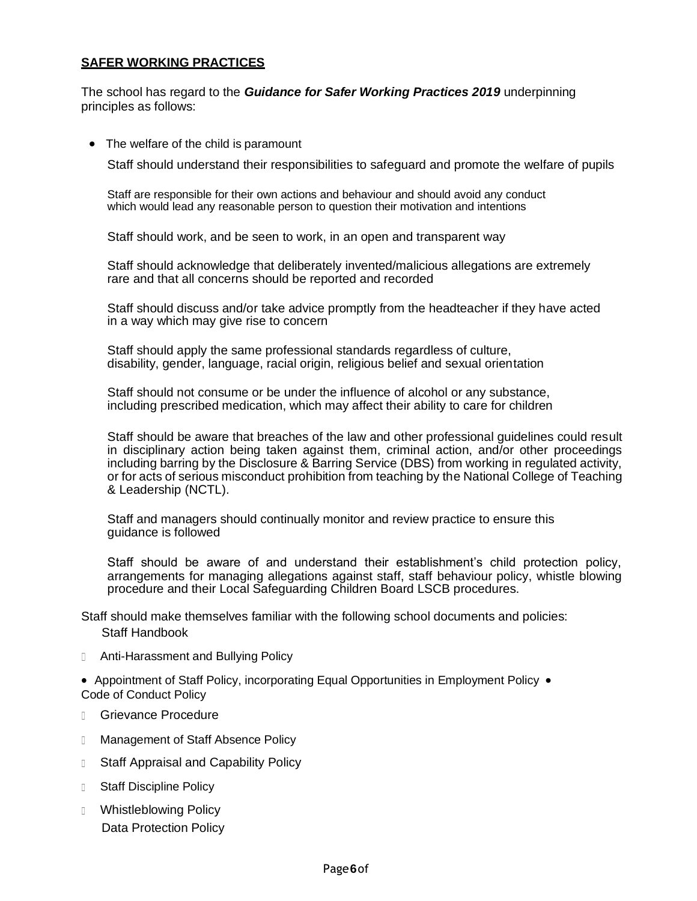**SAFER WORKING PRACTICES**

The school has regard to the ***Guidance for Safer Working Practices 2019*** underpinning principles as follows:

- The welfare of the child is paramount

  Staff should understand their responsibilities to safeguard and promote the welfare of pupils

  Staff are responsible for their own actions and behaviour and should avoid any conduct which would lead any reasonable person to question their motivation and intentions

  Staff should work, and be seen to work, in an open and transparent way

  Staff should acknowledge that deliberately invented/malicious allegations are extremely rare and that all concerns should be reported and recorded

  Staff should discuss and/or take advice promptly from the headteacher if they have acted in a way which may give rise to concern

  Staff should apply the same professional standards regardless of culture, disability, gender, language, racial origin, religious belief and sexual orientation

  Staff should not consume or be under the influence of alcohol or any substance, including prescribed medication, which may affect their ability to care for children

  Staff should be aware that breaches of the law and other professional guidelines could result in disciplinary action being taken against them, criminal action, and/or other proceedings including barring by the Disclosure & Barring Service (DBS) from working in regulated activity, or for acts of serious misconduct prohibition from teaching by the National College of Teaching & Leadership (NCTL).

  Staff and managers should continually monitor and review practice to ensure this guidance is followed

  Staff should be aware of and understand their establishment's child protection policy, arrangements for managing allegations against staff, staff behaviour policy, whistle blowing procedure and their Local Safeguarding Children Board LSCB procedures.

Staff should make themselves familiar with the following school documents and policies:

- Staff Handbook
- Anti-Harassment and Bullying Policy
- Appointment of Staff Policy, incorporating Equal Opportunities in Employment Policy
- Code of Conduct Policy
- Grievance Procedure
- Management of Staff Absence Policy
- Staff Appraisal and Capability Policy
- Staff Discipline Policy
- Whistleblowing Policy
- Data Protection Policy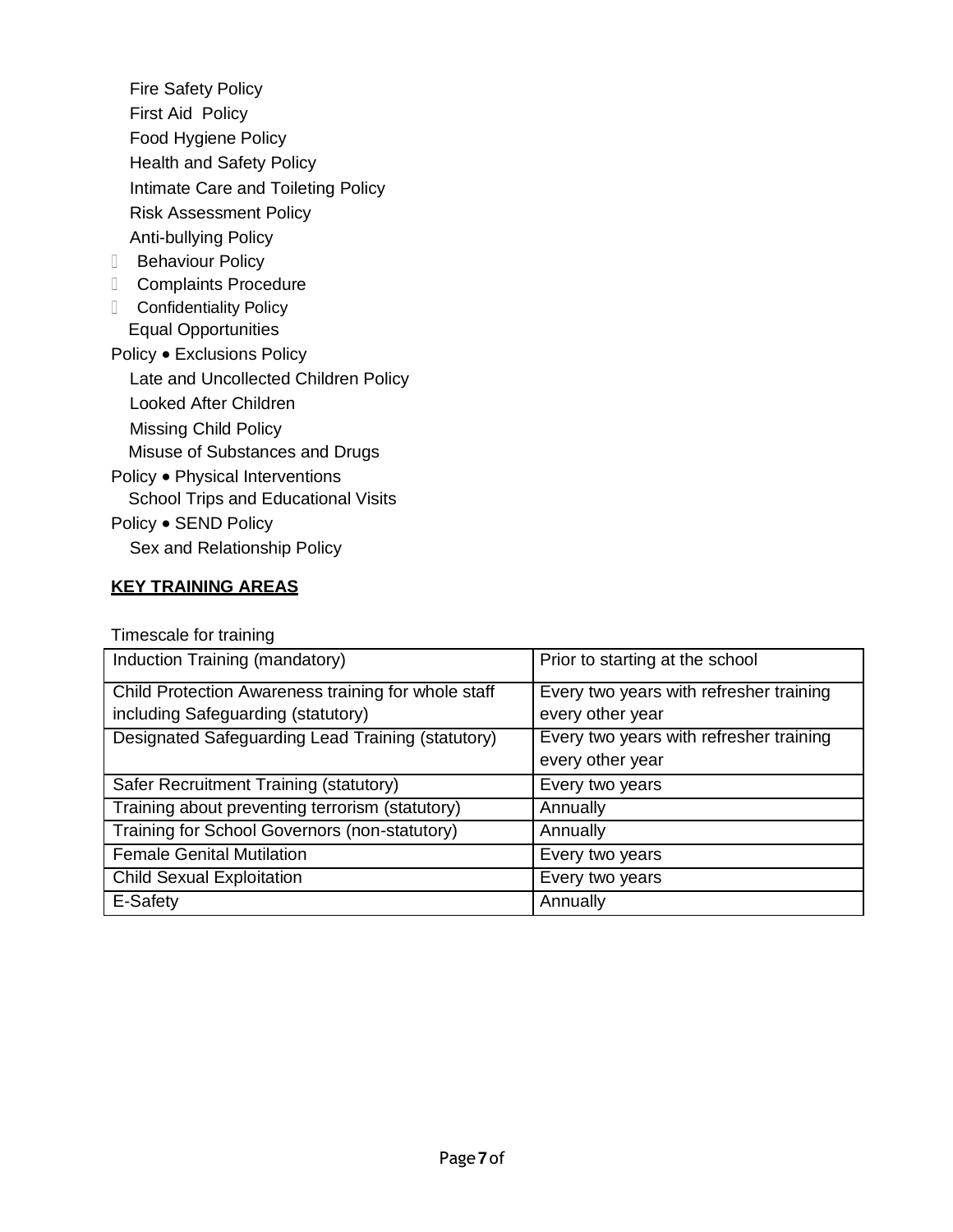- Fire Safety Policy
- First Aid Policy
- Food Hygiene Policy
- Health and Safety Policy
- Intimate Care and Toileting Policy
- Risk Assessment Policy
- Anti-bullying Policy
- Behaviour Policy
- Complaints Procedure
- Confidentiality Policy
- Equal Opportunities Policy
- Exclusions Policy
- Late and Uncollected Children Policy
- Looked After Children
- Missing Child Policy
- Misuse of Substances and Drugs Policy
- Physical Interventions
- School Trips and Educational Visits Policy
- SEND Policy
- Sex and Relationship Policy

**KEY TRAINING AREAS**

Timescale for training

| | |
|---|---|
| Induction Training (mandatory) | Prior to starting at the school |
| Child Protection Awareness training for whole staff including Safeguarding (statutory) | Every two years with refresher training every other year |
| Designated Safeguarding Lead Training (statutory) | Every two years with refresher training every other year |
| Safer Recruitment Training (statutory) | Every two years |
| Training about preventing terrorism (statutory) | Annually |
| Training for School Governors (non-statutory) | Annually |
| Female Genital Mutilation | Every two years |
| Child Sexual Exploitation | Every two years |
| E-Safety | Annually |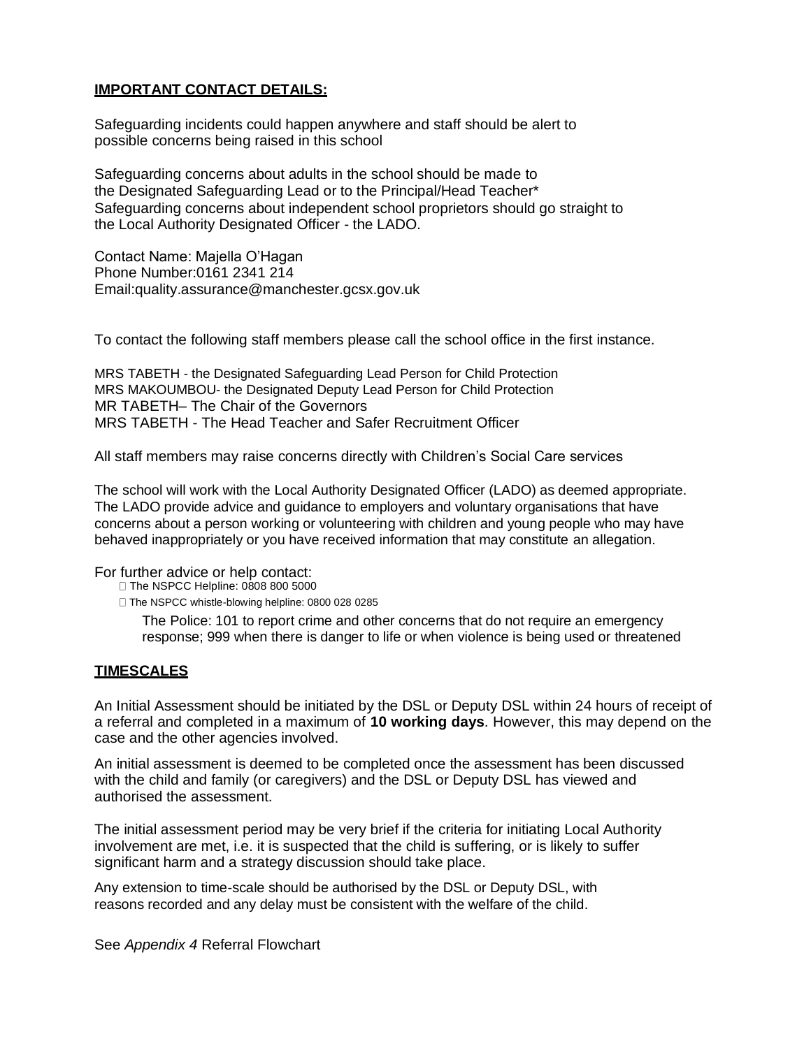**IMPORTANT CONTACT DETAILS:**

Safeguarding incidents could happen anywhere and staff should be alert to possible concerns being raised in this school

Safeguarding concerns about adults in the school should be made to the Designated Safeguarding Lead or to the Principal/Head Teacher*
Safeguarding concerns about independent school proprietors should go straight to the Local Authority Designated Officer - the LADO.

Contact Name: Majella O'Hagan
Phone Number:0161 2341 214
Email:quality.assurance@manchester.gcsx.gov.uk

To contact the following staff members please call the school office in the first instance.

MRS TABETH - the Designated Safeguarding Lead Person for Child Protection
MRS MAKOUMBOU- the Designated Deputy Lead Person for Child Protection
MR TABETH– The Chair of the Governors
MRS TABETH - The Head Teacher and Safer Recruitment Officer

All staff members may raise concerns directly with Children's Social Care services

The school will work with the Local Authority Designated Officer (LADO) as deemed appropriate. The LADO provide advice and guidance to employers and voluntary organisations that have concerns about a person working or volunteering with children and young people who may have behaved inappropriately or you have received information that may constitute an allegation.

For further advice or help contact:

- The NSPCC Helpline: 0808 800 5000
- The NSPCC whistle-blowing helpline: 0800 028 0285

The Police: 101 to report crime and other concerns that do not require an emergency response; 999 when there is danger to life or when violence is being used or threatened

**TIMESCALES**

An Initial Assessment should be initiated by the DSL or Deputy DSL within 24 hours of receipt of a referral and completed in a maximum of **10 working days**. However, this may depend on the case and the other agencies involved.

An initial assessment is deemed to be completed once the assessment has been discussed with the child and family (or caregivers) and the DSL or Deputy DSL has viewed and authorised the assessment.

The initial assessment period may be very brief if the criteria for initiating Local Authority involvement are met, i.e. it is suspected that the child is suffering, or is likely to suffer significant harm and a strategy discussion should take place.

Any extension to time-scale should be authorised by the DSL or Deputy DSL, with reasons recorded and any delay must be consistent with the welfare of the child.

See *Appendix 4* Referral Flowchart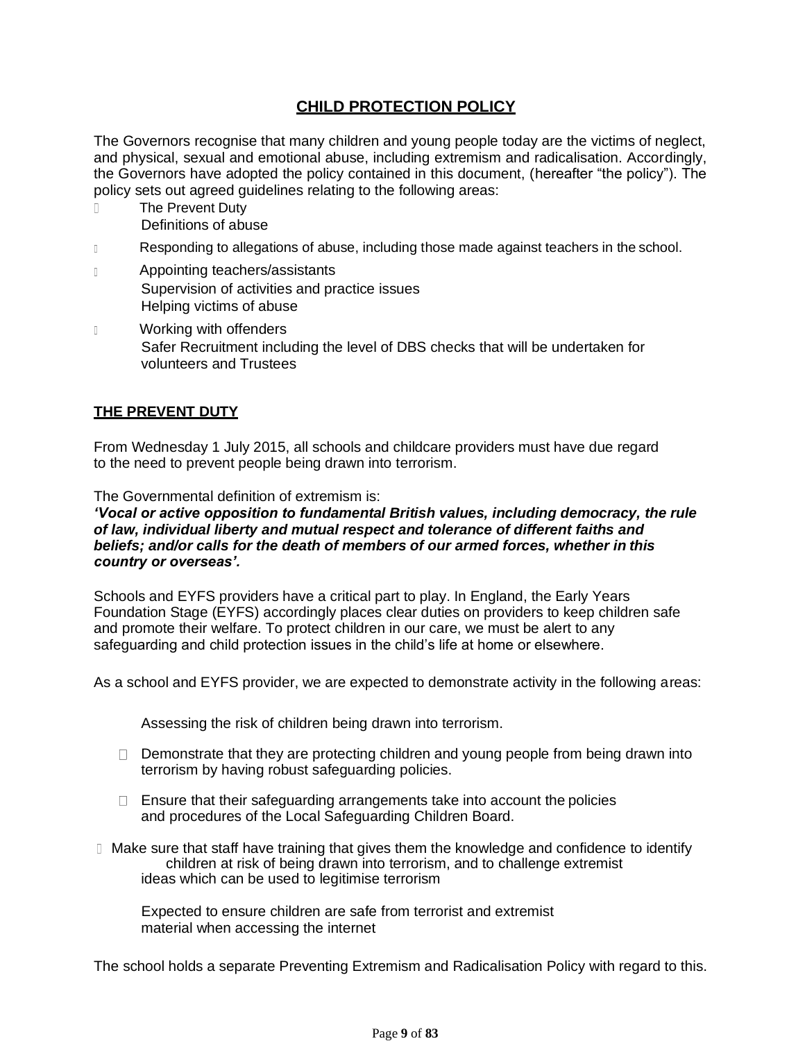## CHILD PROTECTION POLICY

The Governors recognise that many children and young people today are the victims of neglect, and physical, sexual and emotional abuse, including extremism and radicalisation. Accordingly, the Governors have adopted the policy contained in this document, (hereafter "the policy"). The policy sets out agreed guidelines relating to the following areas:

- The Prevent Duty
- Definitions of abuse
- Responding to allegations of abuse, including those made against teachers in the school.
- Appointing teachers/assistants
- Supervision of activities and practice issues
- Helping victims of abuse
- Working with offenders
- Safer Recruitment including the level of DBS checks that will be undertaken for volunteers and Trustees

## THE PREVENT DUTY

From Wednesday 1 July 2015, all schools and childcare providers must have due regard to the need to prevent people being drawn into terrorism.

The Governmental definition of extremism is:

***'Vocal or active opposition to fundamental British values, including democracy, the rule of law, individual liberty and mutual respect and tolerance of different faiths and beliefs; and/or calls for the death of members of our armed forces, whether in this country or overseas'.***

Schools and EYFS providers have a critical part to play. In England, the Early Years Foundation Stage (EYFS) accordingly places clear duties on providers to keep children safe and promote their welfare. To protect children in our care, we must be alert to any safeguarding and child protection issues in the child's life at home or elsewhere.

As a school and EYFS provider, we are expected to demonstrate activity in the following areas:

- Assessing the risk of children being drawn into terrorism.
- Demonstrate that they are protecting children and young people from being drawn into terrorism by having robust safeguarding policies.
- Ensure that their safeguarding arrangements take into account the policies and procedures of the Local Safeguarding Children Board.
- Make sure that staff have training that gives them the knowledge and confidence to identify children at risk of being drawn into terrorism, and to challenge extremist ideas which can be used to legitimise terrorism
- Expected to ensure children are safe from terrorist and extremist material when accessing the internet

The school holds a separate Preventing Extremism and Radicalisation Policy with regard to this.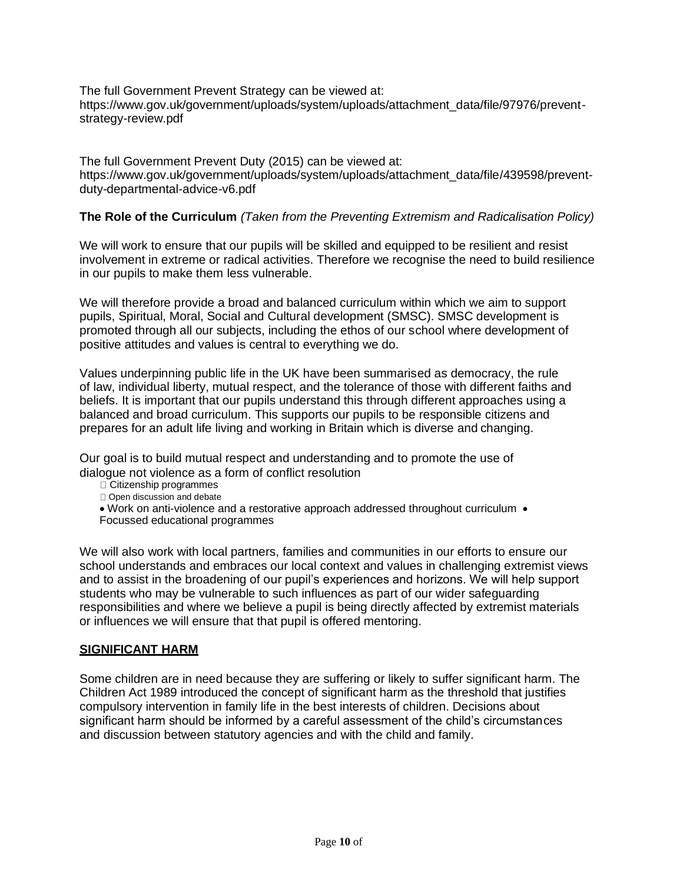The full Government Prevent Strategy can be viewed at:
https://www.gov.uk/government/uploads/system/uploads/attachment_data/file/97976/prevent-strategy-review.pdf

The full Government Prevent Duty (2015) can be viewed at:
https://www.gov.uk/government/uploads/system/uploads/attachment_data/file/439598/prevent-duty-departmental-advice-v6.pdf

**The Role of the Curriculum** *(Taken from the Preventing Extremism and Radicalisation Policy)*

We will work to ensure that our pupils will be skilled and equipped to be resilient and resist involvement in extreme or radical activities. Therefore we recognise the need to build resilience in our pupils to make them less vulnerable.

We will therefore provide a broad and balanced curriculum within which we aim to support pupils, Spiritual, Moral, Social and Cultural development (SMSC). SMSC development is promoted through all our subjects, including the ethos of our school where development of positive attitudes and values is central to everything we do.

Values underpinning public life in the UK have been summarised as democracy, the rule of law, individual liberty, mutual respect, and the tolerance of those with different faiths and beliefs. It is important that our pupils understand this through different approaches using a balanced and broad curriculum. This supports our pupils to be responsible citizens and prepares for an adult life living and working in Britain which is diverse and changing.

Our goal is to build mutual respect and understanding and to promote the use of dialogue not violence as a form of conflict resolution

- Citizenship programmes
- Open discussion and debate
- Work on anti-violence and a restorative approach addressed throughout curriculum
- Focussed educational programmes

We will also work with local partners, families and communities in our efforts to ensure our school understands and embraces our local context and values in challenging extremist views and to assist in the broadening of our pupil's experiences and horizons. We will help support students who may be vulnerable to such influences as part of our wider safeguarding responsibilities and where we believe a pupil is being directly affected by extremist materials or influences we will ensure that that pupil is offered mentoring.

## SIGNIFICANT HARM

Some children are in need because they are suffering or likely to suffer significant harm. The Children Act 1989 introduced the concept of significant harm as the threshold that justifies compulsory intervention in family life in the best interests of children. Decisions about significant harm should be informed by a careful assessment of the child's circumstances and discussion between statutory agencies and with the child and family.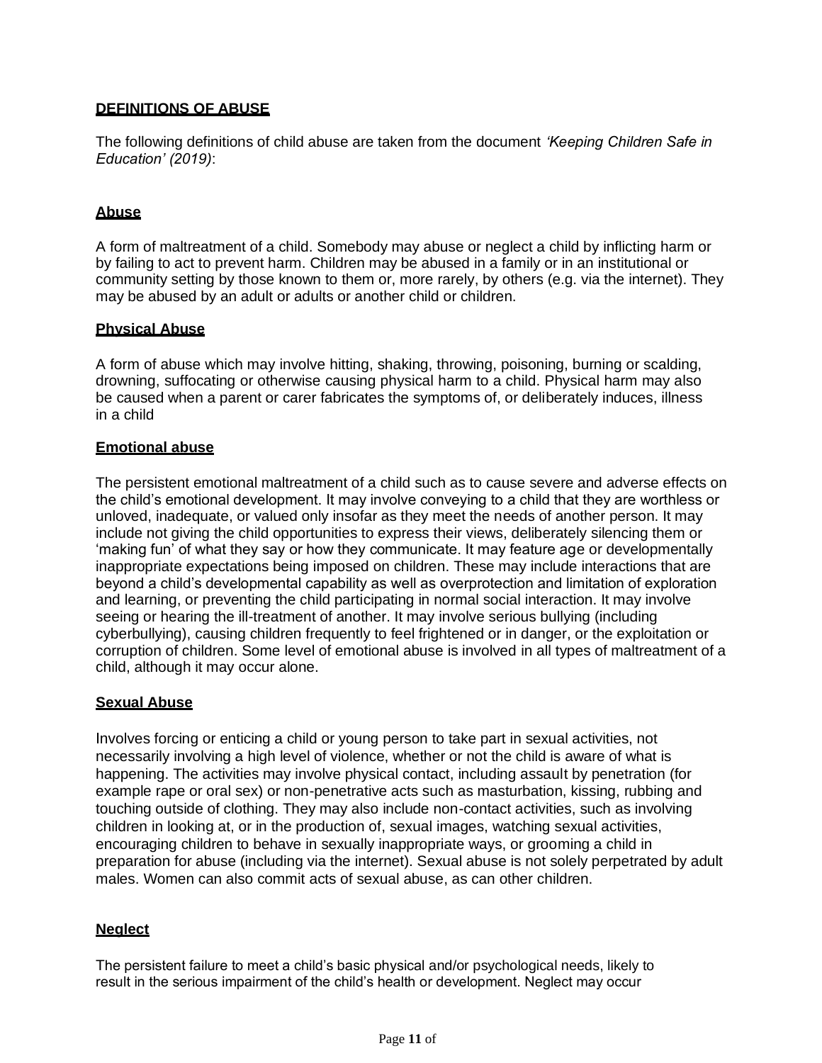## **DEFINITIONS OF ABUSE**

The following definitions of child abuse are taken from the document *'Keeping Children Safe in Education' (2019)*:

### **Abuse**

A form of maltreatment of a child. Somebody may abuse or neglect a child by inflicting harm or by failing to act to prevent harm. Children may be abused in a family or in an institutional or community setting by those known to them or, more rarely, by others (e.g. via the internet). They may be abused by an adult or adults or another child or children.

### **Physical Abuse**

A form of abuse which may involve hitting, shaking, throwing, poisoning, burning or scalding, drowning, suffocating or otherwise causing physical harm to a child. Physical harm may also be caused when a parent or carer fabricates the symptoms of, or deliberately induces, illness in a child

### **Emotional abuse**

The persistent emotional maltreatment of a child such as to cause severe and adverse effects on the child's emotional development. It may involve conveying to a child that they are worthless or unloved, inadequate, or valued only insofar as they meet the needs of another person. It may include not giving the child opportunities to express their views, deliberately silencing them or 'making fun' of what they say or how they communicate. It may feature age or developmentally inappropriate expectations being imposed on children. These may include interactions that are beyond a child's developmental capability as well as overprotection and limitation of exploration and learning, or preventing the child participating in normal social interaction. It may involve seeing or hearing the ill-treatment of another. It may involve serious bullying (including cyberbullying), causing children frequently to feel frightened or in danger, or the exploitation or corruption of children. Some level of emotional abuse is involved in all types of maltreatment of a child, although it may occur alone.

### **Sexual Abuse**

Involves forcing or enticing a child or young person to take part in sexual activities, not necessarily involving a high level of violence, whether or not the child is aware of what is happening. The activities may involve physical contact, including assault by penetration (for example rape or oral sex) or non-penetrative acts such as masturbation, kissing, rubbing and touching outside of clothing. They may also include non-contact activities, such as involving children in looking at, or in the production of, sexual images, watching sexual activities, encouraging children to behave in sexually inappropriate ways, or grooming a child in preparation for abuse (including via the internet). Sexual abuse is not solely perpetrated by adult males. Women can also commit acts of sexual abuse, as can other children.

### **Neglect**

The persistent failure to meet a child's basic physical and/or psychological needs, likely to result in the serious impairment of the child's health or development. Neglect may occur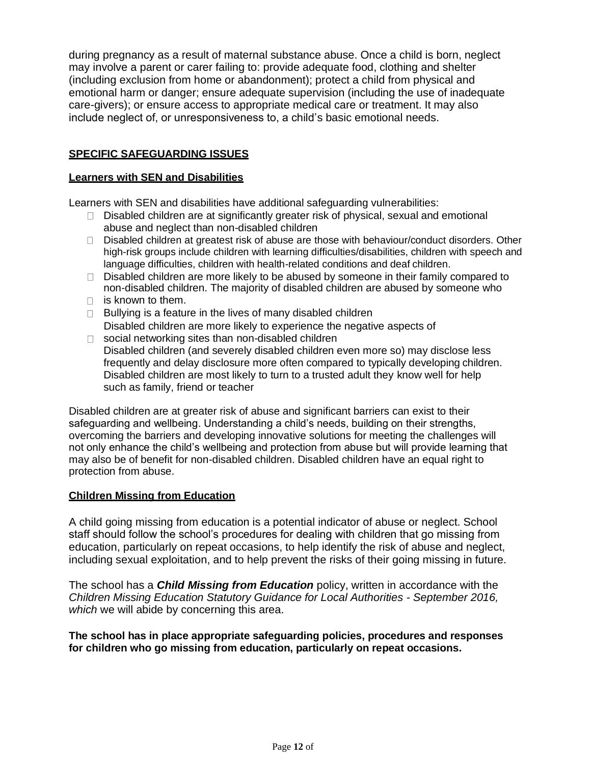during pregnancy as a result of maternal substance abuse. Once a child is born, neglect may involve a parent or carer failing to: provide adequate food, clothing and shelter (including exclusion from home or abandonment); protect a child from physical and emotional harm or danger; ensure adequate supervision (including the use of inadequate care-givers); or ensure access to appropriate medical care or treatment. It may also include neglect of, or unresponsiveness to, a child's basic emotional needs.

## SPECIFIC SAFEGUARDING ISSUES

### Learners with SEN and Disabilities

Learners with SEN and disabilities have additional safeguarding vulnerabilities:

- Disabled children are at significantly greater risk of physical, sexual and emotional abuse and neglect than non-disabled children
- Disabled children at greatest risk of abuse are those with behaviour/conduct disorders. Other high-risk groups include children with learning difficulties/disabilities, children with speech and language difficulties, children with health-related conditions and deaf children.
- Disabled children are more likely to be abused by someone in their family compared to non-disabled children. The majority of disabled children are abused by someone who is known to them.
- Bullying is a feature in the lives of many disabled children
- Disabled children are more likely to experience the negative aspects of social networking sites than non-disabled children
- Disabled children (and severely disabled children even more so) may disclose less frequently and delay disclosure more often compared to typically developing children.
- Disabled children are most likely to turn to a trusted adult they know well for help such as family, friend or teacher

Disabled children are at greater risk of abuse and significant barriers can exist to their safeguarding and wellbeing. Understanding a child's needs, building on their strengths, overcoming the barriers and developing innovative solutions for meeting the challenges will not only enhance the child's wellbeing and protection from abuse but will provide learning that may also be of benefit for non-disabled children. Disabled children have an equal right to protection from abuse.

### Children Missing from Education

A child going missing from education is a potential indicator of abuse or neglect. School staff should follow the school's procedures for dealing with children that go missing from education, particularly on repeat occasions, to help identify the risk of abuse and neglect, including sexual exploitation, and to help prevent the risks of their going missing in future.

The school has a ***Child Missing from Education*** policy, written in accordance with the *Children Missing Education Statutory Guidance for Local Authorities - September 2016, which* we will abide by concerning this area.

**The school has in place appropriate safeguarding policies, procedures and responses for children who go missing from education, particularly on repeat occasions.**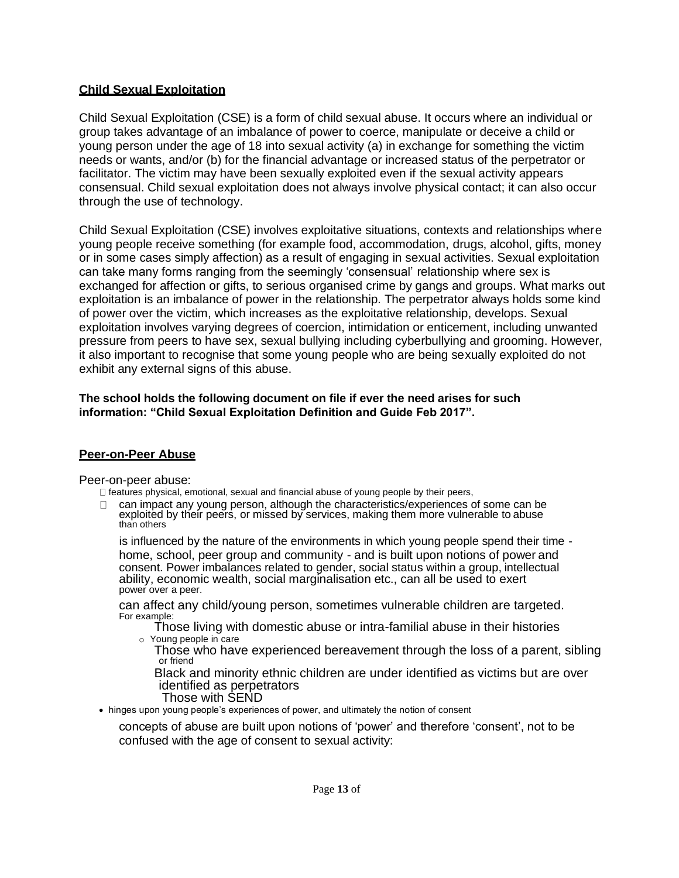## Child Sexual Exploitation

Child Sexual Exploitation (CSE) is a form of child sexual abuse. It occurs where an individual or group takes advantage of an imbalance of power to coerce, manipulate or deceive a child or young person under the age of 18 into sexual activity (a) in exchange for something the victim needs or wants, and/or (b) for the financial advantage or increased status of the perpetrator or facilitator. The victim may have been sexually exploited even if the sexual activity appears consensual. Child sexual exploitation does not always involve physical contact; it can also occur through the use of technology.

Child Sexual Exploitation (CSE) involves exploitative situations, contexts and relationships where young people receive something (for example food, accommodation, drugs, alcohol, gifts, money or in some cases simply affection) as a result of engaging in sexual activities. Sexual exploitation can take many forms ranging from the seemingly 'consensual' relationship where sex is exchanged for affection or gifts, to serious organised crime by gangs and groups. What marks out exploitation is an imbalance of power in the relationship. The perpetrator always holds some kind of power over the victim, which increases as the exploitative relationship, develops. Sexual exploitation involves varying degrees of coercion, intimidation or enticement, including unwanted pressure from peers to have sex, sexual bullying including cyberbullying and grooming. However, it also important to recognise that some young people who are being sexually exploited do not exhibit any external signs of this abuse.

**The school holds the following document on file if ever the need arises for such information: "Child Sexual Exploitation Definition and Guide Feb 2017".**

## Peer-on-Peer Abuse

Peer-on-peer abuse:

- features physical, emotional, sexual and financial abuse of young people by their peers,
- can impact any young person, although the characteristics/experiences of some can be exploited by their peers, or missed by services, making them more vulnerable to abuse than others
- is influenced by the nature of the environments in which young people spend their time - home, school, peer group and community - and is built upon notions of power and consent. Power imbalances related to gender, social status within a group, intellectual ability, economic wealth, social marginalisation etc., can all be used to exert power over a peer.
- can affect any child/young person, sometimes vulnerable children are targeted. For example:
  - Those living with domestic abuse or intra-familial abuse in their histories
  - Young people in care
  - Those who have experienced bereavement through the loss of a parent, sibling or friend
  - Black and minority ethnic children are under identified as victims but are over identified as perpetrators
  - Those with SEND
- hinges upon young people's experiences of power, and ultimately the notion of consent
- concepts of abuse are built upon notions of 'power' and therefore 'consent', not to be confused with the age of consent to sexual activity: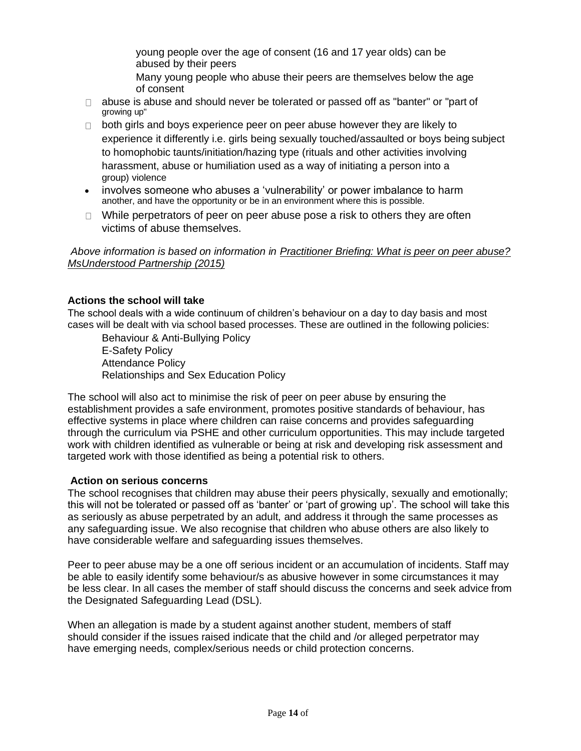young people over the age of consent (16 and 17 year olds) can be abused by their peers

Many young people who abuse their peers are themselves below the age of consent

- abuse is abuse and should never be tolerated or passed off as "banter" or "part of growing up"
- both girls and boys experience peer on peer abuse however they are likely to experience it differently i.e. girls being sexually touched/assaulted or boys being subject to homophobic taunts/initiation/hazing type (rituals and other activities involving harassment, abuse or humiliation used as a way of initiating a person into a group) violence
- involves someone who abuses a 'vulnerability' or power imbalance to harm another, and have the opportunity or be in an environment where this is possible.
- While perpetrators of peer on peer abuse pose a risk to others they are often victims of abuse themselves.

*Above information is based on information in Practitioner Briefing: What is peer on peer abuse? MsUnderstood Partnership (2015)*

**Actions the school will take**

The school deals with a wide continuum of children's behaviour on a day to day basis and most cases will be dealt with via school based processes. These are outlined in the following policies:

Behaviour & Anti-Bullying Policy
E-Safety Policy
Attendance Policy
Relationships and Sex Education Policy

The school will also act to minimise the risk of peer on peer abuse by ensuring the establishment provides a safe environment, promotes positive standards of behaviour, has effective systems in place where children can raise concerns and provides safeguarding through the curriculum via PSHE and other curriculum opportunities. This may include targeted work with children identified as vulnerable or being at risk and developing risk assessment and targeted work with those identified as being a potential risk to others.

**Action on serious concerns**

The school recognises that children may abuse their peers physically, sexually and emotionally; this will not be tolerated or passed off as 'banter' or 'part of growing up'. The school will take this as seriously as abuse perpetrated by an adult, and address it through the same processes as any safeguarding issue. We also recognise that children who abuse others are also likely to have considerable welfare and safeguarding issues themselves.

Peer to peer abuse may be a one off serious incident or an accumulation of incidents. Staff may be able to easily identify some behaviour/s as abusive however in some circumstances it may be less clear. In all cases the member of staff should discuss the concerns and seek advice from the Designated Safeguarding Lead (DSL).

When an allegation is made by a student against another student, members of staff should consider if the issues raised indicate that the child and /or alleged perpetrator may have emerging needs, complex/serious needs or child protection concerns.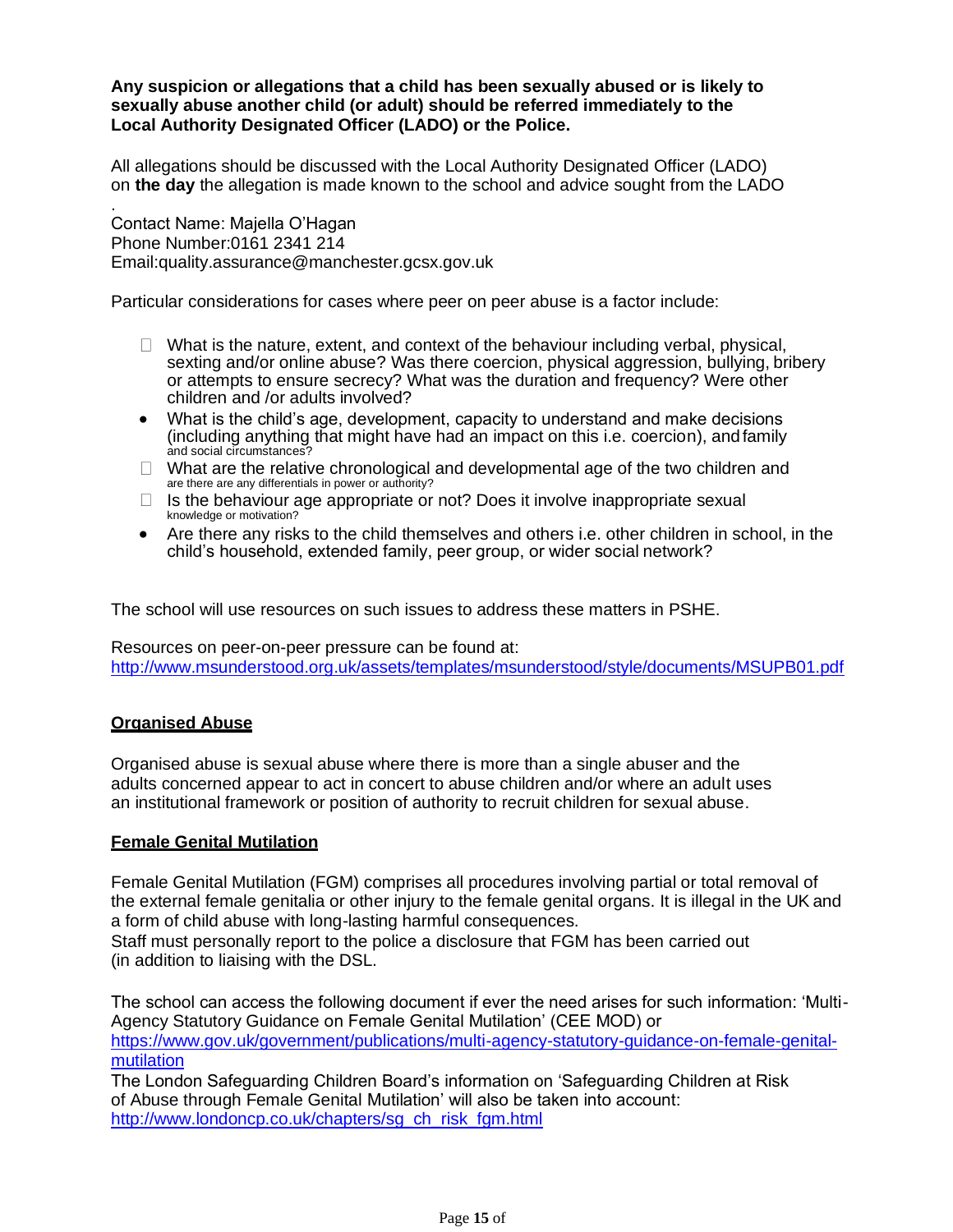**Any suspicion or allegations that a child has been sexually abused or is likely to sexually abuse another child (or adult) should be referred immediately to the Local Authority Designated Officer (LADO) or the Police.**

All allegations should be discussed with the Local Authority Designated Officer (LADO) on **the day** the allegation is made known to the school and advice sought from the LADO

.
Contact Name: Majella O'Hagan
Phone Number:0161 2341 214
Email:quality.assurance@manchester.gcsx.gov.uk

Particular considerations for cases where peer on peer abuse is a factor include:

- What is the nature, extent, and context of the behaviour including verbal, physical, sexting and/or online abuse? Was there coercion, physical aggression, bullying, bribery or attempts to ensure secrecy? What was the duration and frequency? Were other children and /or adults involved?
- What is the child's age, development, capacity to understand and make decisions (including anything that might have had an impact on this i.e. coercion), and family and social circumstances?
- What are the relative chronological and developmental age of the two children and are there are any differentials in power or authority?
- Is the behaviour age appropriate or not? Does it involve inappropriate sexual knowledge or motivation?
- Are there any risks to the child themselves and others i.e. other children in school, in the child's household, extended family, peer group, or wider social network?

The school will use resources on such issues to address these matters in PSHE.

Resources on peer-on-peer pressure can be found at:
http://www.msunderstood.org.uk/assets/templates/msunderstood/style/documents/MSUPB01.pdf

## Organised Abuse

Organised abuse is sexual abuse where there is more than a single abuser and the adults concerned appear to act in concert to abuse children and/or where an adult uses an institutional framework or position of authority to recruit children for sexual abuse.

## Female Genital Mutilation

Female Genital Mutilation (FGM) comprises all procedures involving partial or total removal of the external female genitalia or other injury to the female genital organs. It is illegal in the UK and a form of child abuse with long-lasting harmful consequences.
Staff must personally report to the police a disclosure that FGM has been carried out (in addition to liaising with the DSL.

The school can access the following document if ever the need arises for such information: 'Multi-Agency Statutory Guidance on Female Genital Mutilation' (CEE MOD) or
https://www.gov.uk/government/publications/multi-agency-statutory-guidance-on-female-genital-mutilation
The London Safeguarding Children Board's information on 'Safeguarding Children at Risk of Abuse through Female Genital Mutilation' will also be taken into account:
http://www.londoncp.co.uk/chapters/sg_ch_risk_fgm.html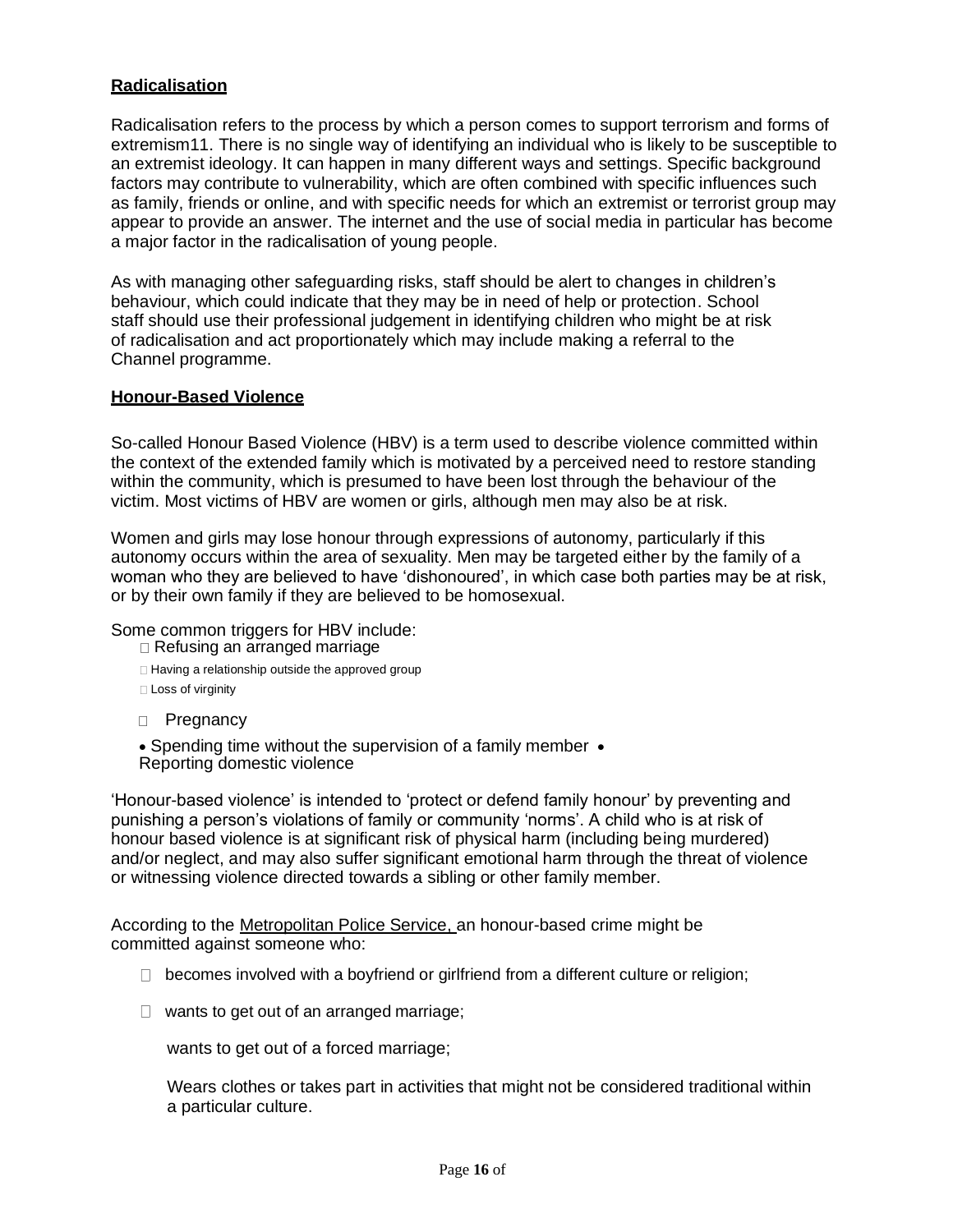## Radicalisation

Radicalisation refers to the process by which a person comes to support terrorism and forms of extremism11. There is no single way of identifying an individual who is likely to be susceptible to an extremist ideology. It can happen in many different ways and settings. Specific background factors may contribute to vulnerability, which are often combined with specific influences such as family, friends or online, and with specific needs for which an extremist or terrorist group may appear to provide an answer. The internet and the use of social media in particular has become a major factor in the radicalisation of young people.

As with managing other safeguarding risks, staff should be alert to changes in children's behaviour, which could indicate that they may be in need of help or protection. School staff should use their professional judgement in identifying children who might be at risk of radicalisation and act proportionately which may include making a referral to the Channel programme.

## Honour-Based Violence

So-called Honour Based Violence (HBV) is a term used to describe violence committed within the context of the extended family which is motivated by a perceived need to restore standing within the community, which is presumed to have been lost through the behaviour of the victim. Most victims of HBV are women or girls, although men may also be at risk.

Women and girls may lose honour through expressions of autonomy, particularly if this autonomy occurs within the area of sexuality. Men may be targeted either by the family of a woman who they are believed to have 'dishonoured', in which case both parties may be at risk, or by their own family if they are believed to be homosexual.

Some common triggers for HBV include:

- Refusing an arranged marriage
- Having a relationship outside the approved group
- Loss of virginity
- Pregnancy
- Spending time without the supervision of a family member
- Reporting domestic violence

'Honour-based violence' is intended to 'protect or defend family honour' by preventing and punishing a person's violations of family or community 'norms'. A child who is at risk of honour based violence is at significant risk of physical harm (including being murdered) and/or neglect, and may also suffer significant emotional harm through the threat of violence or witnessing violence directed towards a sibling or other family member.

According to the Metropolitan Police Service, an honour-based crime might be committed against someone who:

- becomes involved with a boyfriend or girlfriend from a different culture or religion;
- wants to get out of an arranged marriage;
- wants to get out of a forced marriage;
- Wears clothes or takes part in activities that might not be considered traditional within a particular culture.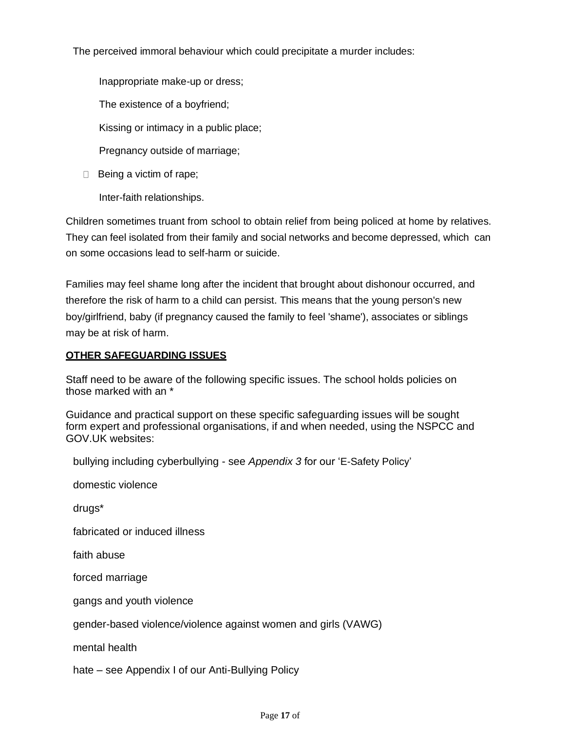The perceived immoral behaviour which could precipitate a murder includes:

- Inappropriate make-up or dress;
- The existence of a boyfriend;
- Kissing or intimacy in a public place;
- Pregnancy outside of marriage;
- Being a victim of rape;
- Inter-faith relationships.

Children sometimes truant from school to obtain relief from being policed at home by relatives. They can feel isolated from their family and social networks and become depressed, which can on some occasions lead to self-harm or suicide.

Families may feel shame long after the incident that brought about dishonour occurred, and therefore the risk of harm to a child can persist. This means that the young person's new boy/girlfriend, baby (if pregnancy caused the family to feel 'shame'), associates or siblings may be at risk of harm.

**OTHER SAFEGUARDING ISSUES**

Staff need to be aware of the following specific issues. The school holds policies on those marked with an *

Guidance and practical support on these specific safeguarding issues will be sought form expert and professional organisations, if and when needed, using the NSPCC and GOV.UK websites:

- bullying including cyberbullying - see *Appendix 3* for our 'E-Safety Policy'
- domestic violence
- drugs*
- fabricated or induced illness
- faith abuse
- forced marriage
- gangs and youth violence
- gender-based violence/violence against women and girls (VAWG)
- mental health
- hate – see Appendix I of our Anti-Bullying Policy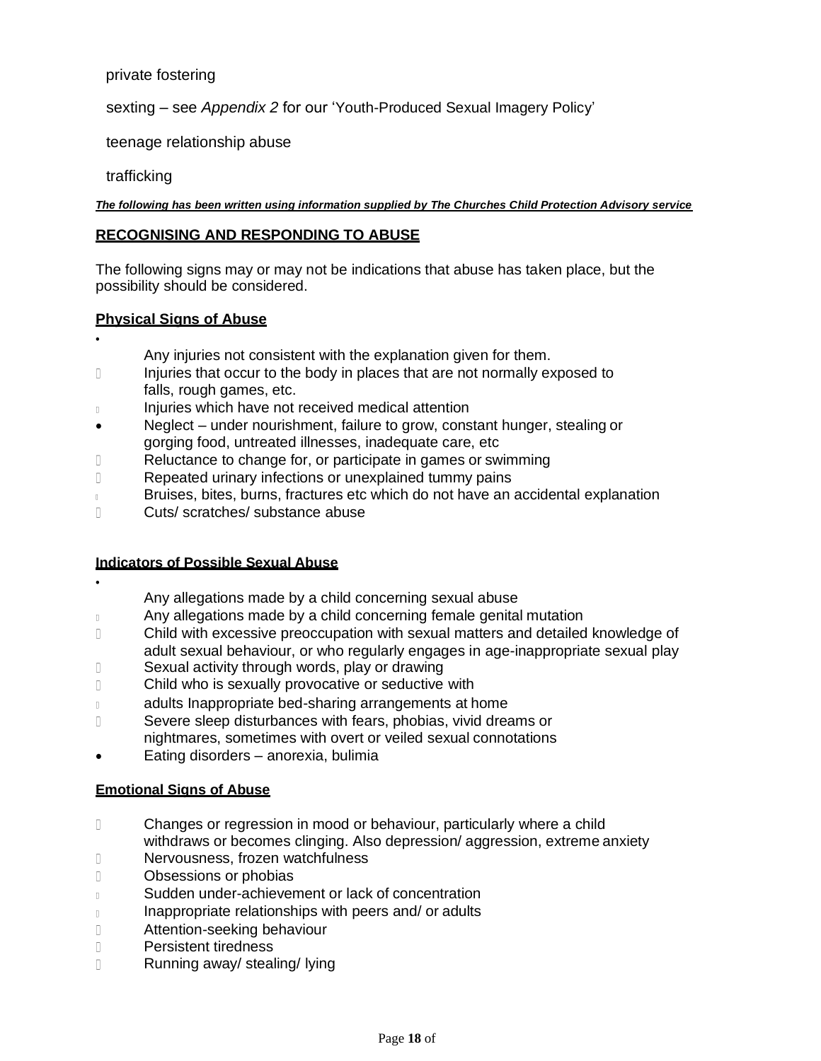- private fostering
- sexting – see *Appendix 2* for our 'Youth-Produced Sexual Imagery Policy'
- teenage relationship abuse
- trafficking

***The following has been written using information supplied by The Churches Child Protection Advisory service***

**RECOGNISING AND RESPONDING TO ABUSE**

The following signs may or may not be indications that abuse has taken place, but the possibility should be considered.

**Physical Signs of Abuse**

- Any injuries not consistent with the explanation given for them.
- Injuries that occur to the body in places that are not normally exposed to falls, rough games, etc.
- Injuries which have not received medical attention
- Neglect – under nourishment, failure to grow, constant hunger, stealing or gorging food, untreated illnesses, inadequate care, etc
- Reluctance to change for, or participate in games or swimming
- Repeated urinary infections or unexplained tummy pains
- Bruises, bites, burns, fractures etc which do not have an accidental explanation
- Cuts/ scratches/ substance abuse

**Indicators of Possible Sexual Abuse**

- Any allegations made by a child concerning sexual abuse
- Any allegations made by a child concerning female genital mutation
- Child with excessive preoccupation with sexual matters and detailed knowledge of adult sexual behaviour, or who regularly engages in age-inappropriate sexual play
- Sexual activity through words, play or drawing
- Child who is sexually provocative or seductive with
- adults Inappropriate bed-sharing arrangements at home
- Severe sleep disturbances with fears, phobias, vivid dreams or nightmares, sometimes with overt or veiled sexual connotations
- Eating disorders – anorexia, bulimia

**Emotional Signs of Abuse**

- Changes or regression in mood or behaviour, particularly where a child withdraws or becomes clinging. Also depression/ aggression, extreme anxiety
- Nervousness, frozen watchfulness
- Obsessions or phobias
- Sudden under-achievement or lack of concentration
- Inappropriate relationships with peers and/ or adults
- Attention-seeking behaviour
- Persistent tiredness
- Running away/ stealing/ lying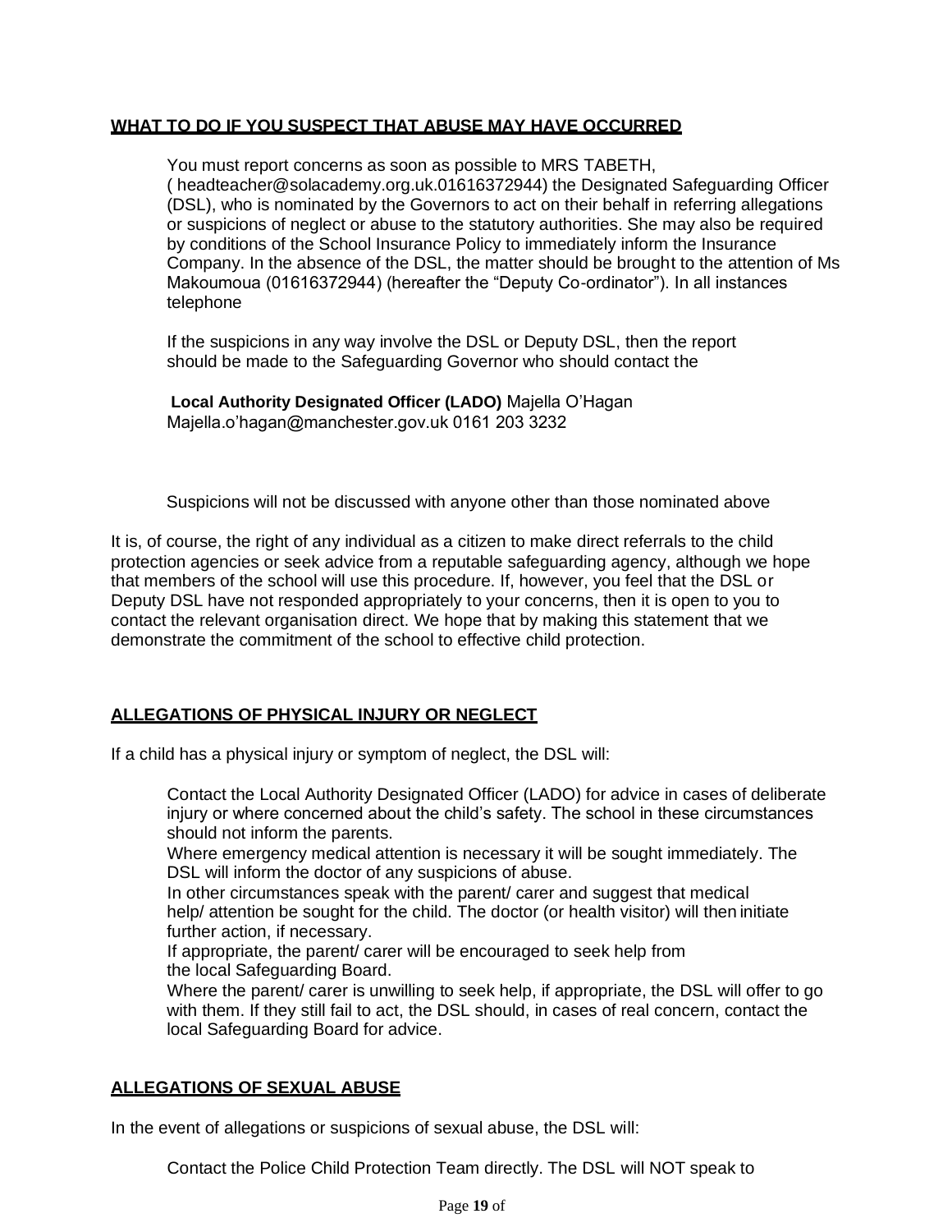## WHAT TO DO IF YOU SUSPECT THAT ABUSE MAY HAVE OCCURRED

You must report concerns as soon as possible to MRS TABETH, ( headteacher@solacademy.org.uk.01616372944) the Designated Safeguarding Officer (DSL), who is nominated by the Governors to act on their behalf in referring allegations or suspicions of neglect or abuse to the statutory authorities. She may also be required by conditions of the School Insurance Policy to immediately inform the Insurance Company. In the absence of the DSL, the matter should be brought to the attention of Ms Makoumoua (01616372944) (hereafter the "Deputy Co-ordinator"). In all instances telephone

If the suspicions in any way involve the DSL or Deputy DSL, then the report should be made to the Safeguarding Governor who should contact the

**Local Authority Designated Officer (LADO)** Majella O'Hagan Majella.o'hagan@manchester.gov.uk 0161 203 3232

Suspicions will not be discussed with anyone other than those nominated above

It is, of course, the right of any individual as a citizen to make direct referrals to the child protection agencies or seek advice from a reputable safeguarding agency, although we hope that members of the school will use this procedure. If, however, you feel that the DSL or Deputy DSL have not responded appropriately to your concerns, then it is open to you to contact the relevant organisation direct. We hope that by making this statement that we demonstrate the commitment of the school to effective child protection.

## ALLEGATIONS OF PHYSICAL INJURY OR NEGLECT

If a child has a physical injury or symptom of neglect, the DSL will:

Contact the Local Authority Designated Officer (LADO) for advice in cases of deliberate injury or where concerned about the child's safety. The school in these circumstances should not inform the parents.

Where emergency medical attention is necessary it will be sought immediately. The DSL will inform the doctor of any suspicions of abuse.

In other circumstances speak with the parent/ carer and suggest that medical help/ attention be sought for the child. The doctor (or health visitor) will then initiate further action, if necessary.

If appropriate, the parent/ carer will be encouraged to seek help from the local Safeguarding Board.

Where the parent/ carer is unwilling to seek help, if appropriate, the DSL will offer to go with them. If they still fail to act, the DSL should, in cases of real concern, contact the local Safeguarding Board for advice.

## ALLEGATIONS OF SEXUAL ABUSE

In the event of allegations or suspicions of sexual abuse, the DSL will:

Contact the Police Child Protection Team directly. The DSL will NOT speak to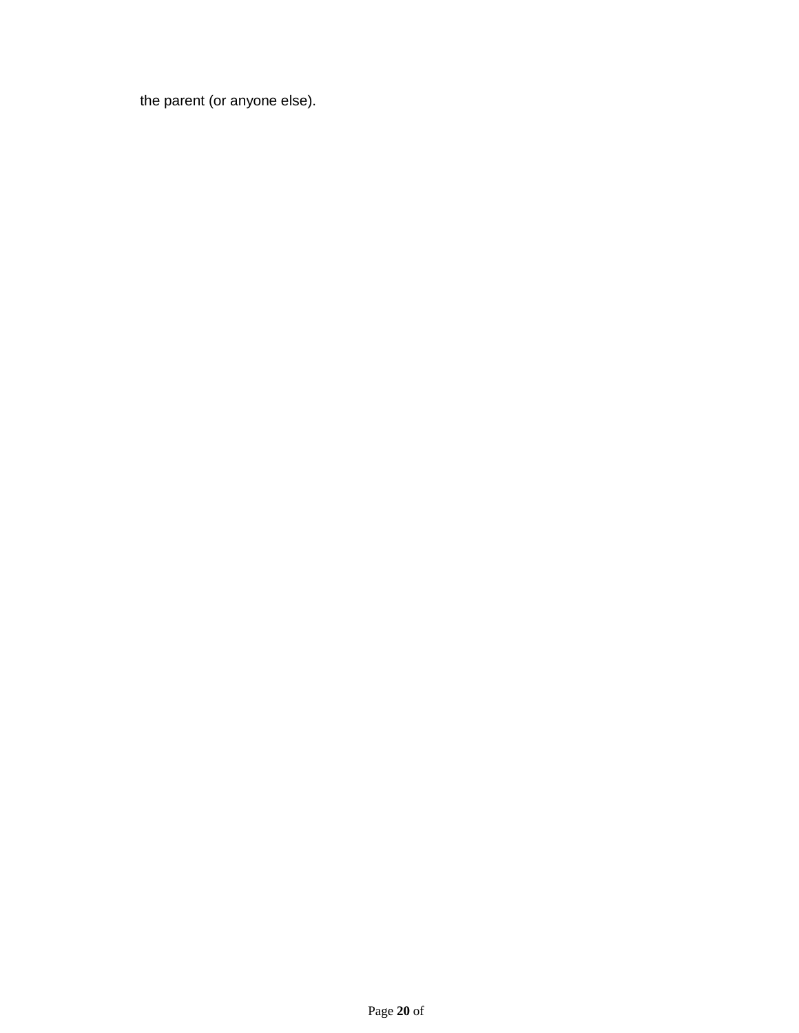the parent (or anyone else).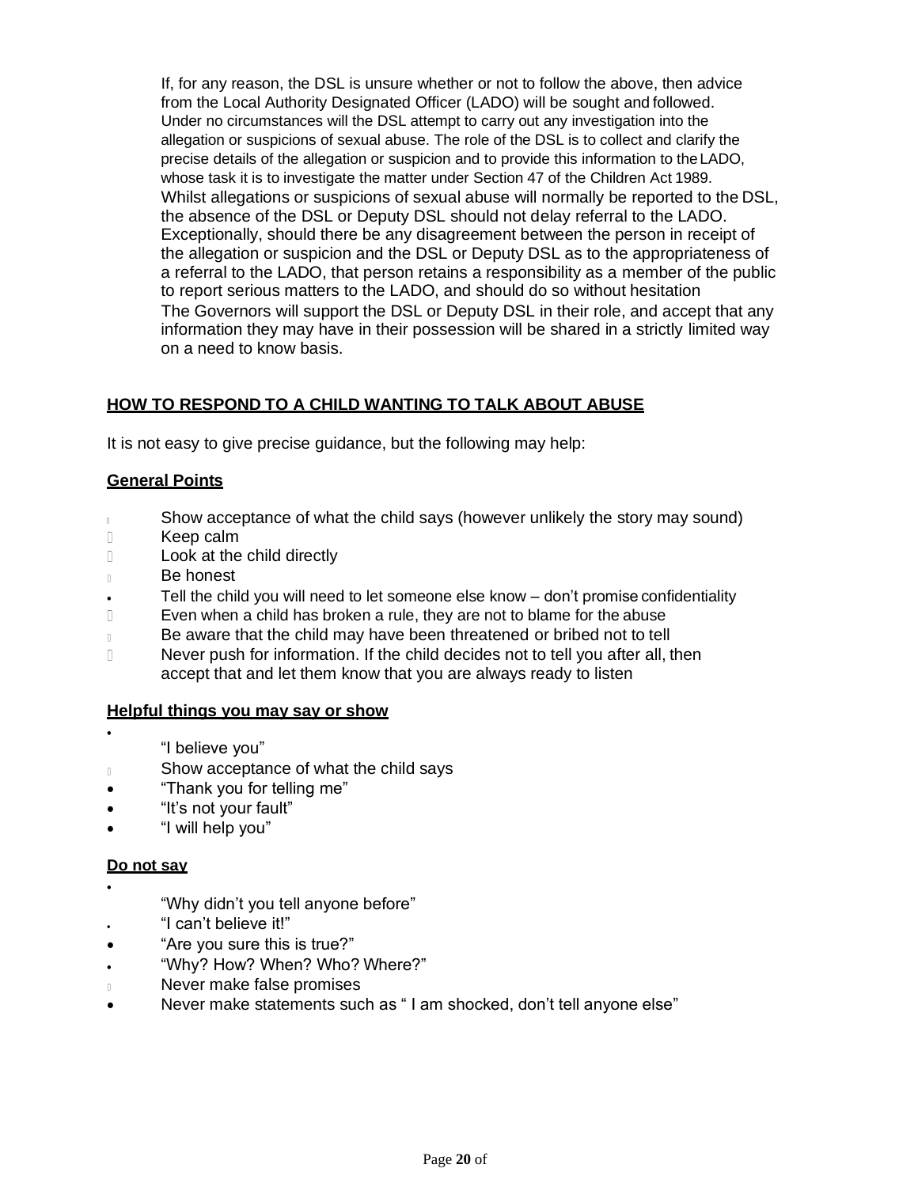If, for any reason, the DSL is unsure whether or not to follow the above, then advice from the Local Authority Designated Officer (LADO) will be sought and followed. Under no circumstances will the DSL attempt to carry out any investigation into the allegation or suspicions of sexual abuse. The role of the DSL is to collect and clarify the precise details of the allegation or suspicion and to provide this information to the LADO, whose task it is to investigate the matter under Section 47 of the Children Act 1989. Whilst allegations or suspicions of sexual abuse will normally be reported to the DSL, the absence of the DSL or Deputy DSL should not delay referral to the LADO. Exceptionally, should there be any disagreement between the person in receipt of the allegation or suspicion and the DSL or Deputy DSL as to the appropriateness of a referral to the LADO, that person retains a responsibility as a member of the public to report serious matters to the LADO, and should do so without hesitation The Governors will support the DSL or Deputy DSL in their role, and accept that any information they may have in their possession will be shared in a strictly limited way on a need to know basis.

## HOW TO RESPOND TO A CHILD WANTING TO TALK ABOUT ABUSE

It is not easy to give precise guidance, but the following may help:

### General Points

- Show acceptance of what the child says (however unlikely the story may sound)
- Keep calm
- Look at the child directly
- Be honest
- Tell the child you will need to let someone else know – don't promise confidentiality
- Even when a child has broken a rule, they are not to blame for the abuse
- Be aware that the child may have been threatened or bribed not to tell
- Never push for information. If the child decides not to tell you after all, then accept that and let them know that you are always ready to listen

### Helpful things you may say or show

- "I believe you"
- Show acceptance of what the child says
- "Thank you for telling me"
- "It's not your fault"
- "I will help you"

### Do not say

- "Why didn't you tell anyone before"
- "I can't believe it!"
- "Are you sure this is true?"
- "Why? How? When? Who? Where?"
- Never make false promises
- Never make statements such as " I am shocked, don't tell anyone else"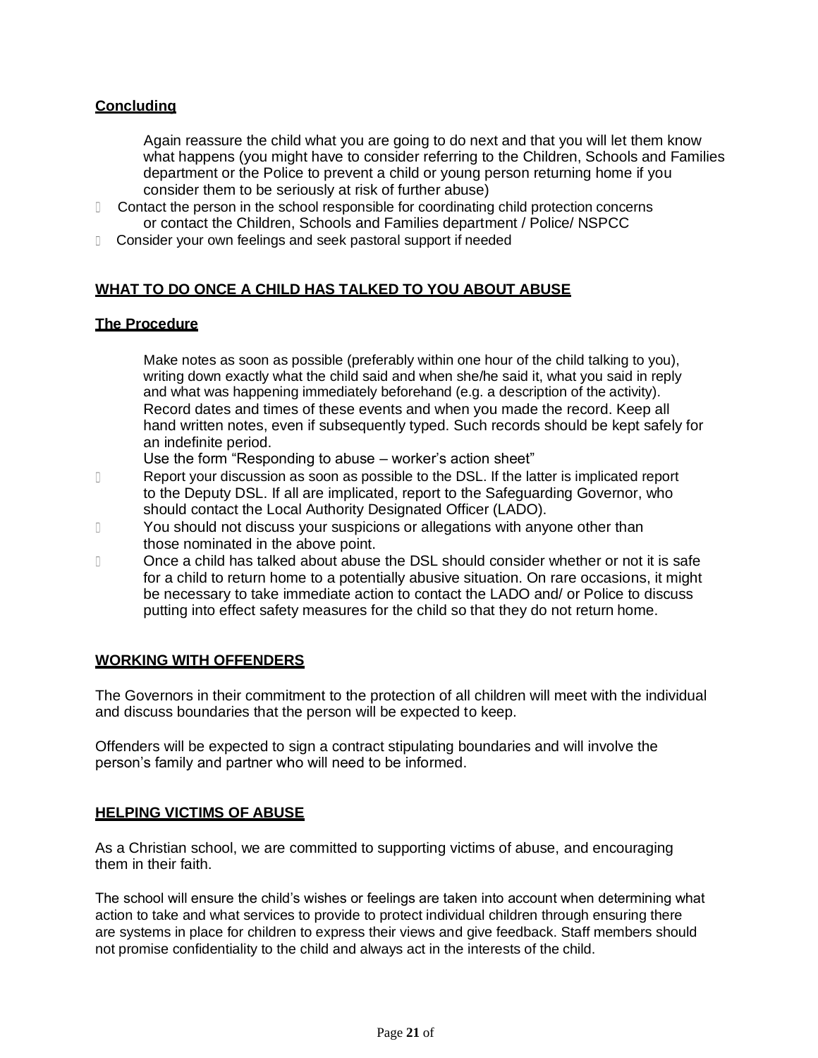**Concluding**

Again reassure the child what you are going to do next and that you will let them know what happens (you might have to consider referring to the Children, Schools and Families department or the Police to prevent a child or young person returning home if you consider them to be seriously at risk of further abuse)

- Contact the person in the school responsible for coordinating child protection concerns or contact the Children, Schools and Families department / Police/ NSPCC
- Consider your own feelings and seek pastoral support if needed

**WHAT TO DO ONCE A CHILD HAS TALKED TO YOU ABOUT ABUSE**

**The Procedure**

Make notes as soon as possible (preferably within one hour of the child talking to you), writing down exactly what the child said and when she/he said it, what you said in reply and what was happening immediately beforehand (e.g. a description of the activity). Record dates and times of these events and when you made the record. Keep all hand written notes, even if subsequently typed. Such records should be kept safely for an indefinite period.

Use the form "Responding to abuse – worker's action sheet"

- Report your discussion as soon as possible to the DSL. If the latter is implicated report to the Deputy DSL. If all are implicated, report to the Safeguarding Governor, who should contact the Local Authority Designated Officer (LADO).
- You should not discuss your suspicions or allegations with anyone other than those nominated in the above point.
- Once a child has talked about abuse the DSL should consider whether or not it is safe for a child to return home to a potentially abusive situation. On rare occasions, it might be necessary to take immediate action to contact the LADO and/ or Police to discuss putting into effect safety measures for the child so that they do not return home.

**WORKING WITH OFFENDERS**

The Governors in their commitment to the protection of all children will meet with the individual and discuss boundaries that the person will be expected to keep.

Offenders will be expected to sign a contract stipulating boundaries and will involve the person's family and partner who will need to be informed.

**HELPING VICTIMS OF ABUSE**

As a Christian school, we are committed to supporting victims of abuse, and encouraging them in their faith.

The school will ensure the child's wishes or feelings are taken into account when determining what action to take and what services to provide to protect individual children through ensuring there are systems in place for children to express their views and give feedback. Staff members should not promise confidentiality to the child and always act in the interests of the child.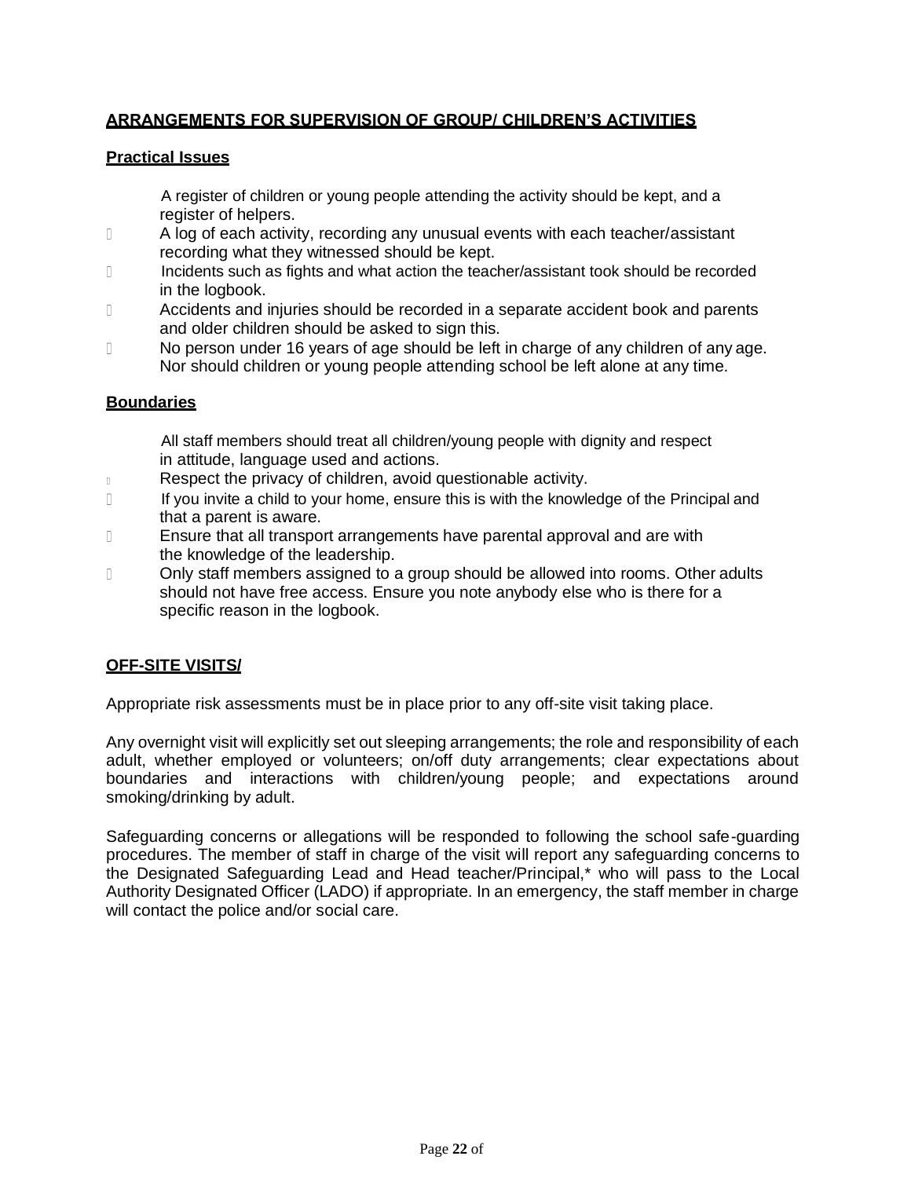## ARRANGEMENTS FOR SUPERVISION OF GROUP/ CHILDREN'S ACTIVITIES

### Practical Issues

- A register of children or young people attending the activity should be kept, and a register of helpers.
- A log of each activity, recording any unusual events with each teacher/assistant recording what they witnessed should be kept.
- Incidents such as fights and what action the teacher/assistant took should be recorded in the logbook.
- Accidents and injuries should be recorded in a separate accident book and parents and older children should be asked to sign this.
- No person under 16 years of age should be left in charge of any children of any age. Nor should children or young people attending school be left alone at any time.

### Boundaries

- All staff members should treat all children/young people with dignity and respect in attitude, language used and actions.
- Respect the privacy of children, avoid questionable activity.
- If you invite a child to your home, ensure this is with the knowledge of the Principal and that a parent is aware.
- Ensure that all transport arrangements have parental approval and are with the knowledge of the leadership.
- Only staff members assigned to a group should be allowed into rooms. Other adults should not have free access. Ensure you note anybody else who is there for a specific reason in the logbook.

## OFF-SITE VISITS/

Appropriate risk assessments must be in place prior to any off-site visit taking place.

Any overnight visit will explicitly set out sleeping arrangements; the role and responsibility of each adult, whether employed or volunteers; on/off duty arrangements; clear expectations about boundaries and interactions with children/young people; and expectations around smoking/drinking by adult.

Safeguarding concerns or allegations will be responded to following the school safe-guarding procedures. The member of staff in charge of the visit will report any safeguarding concerns to the Designated Safeguarding Lead and Head teacher/Principal,* who will pass to the Local Authority Designated Officer (LADO) if appropriate. In an emergency, the staff member in charge will contact the police and/or social care.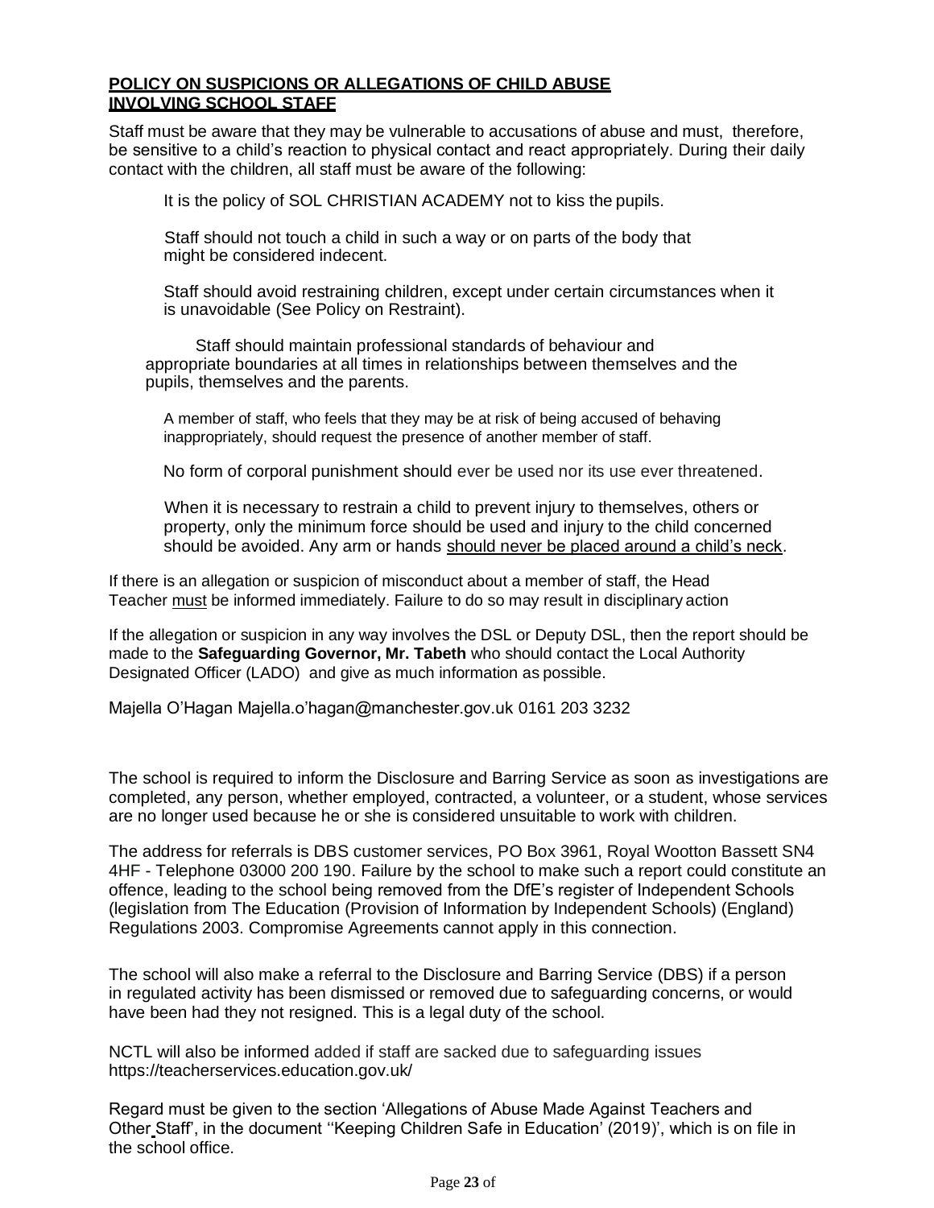## **POLICY ON SUSPICIONS OR ALLEGATIONS OF CHILD ABUSE INVOLVING SCHOOL STAFF**

Staff must be aware that they may be vulnerable to accusations of abuse and must, therefore, be sensitive to a child's reaction to physical contact and react appropriately. During their daily contact with the children, all staff must be aware of the following:

It is the policy of SOL CHRISTIAN ACADEMY not to kiss the pupils.

Staff should not touch a child in such a way or on parts of the body that might be considered indecent.

Staff should avoid restraining children, except under certain circumstances when it is unavoidable (See Policy on Restraint).

Staff should maintain professional standards of behaviour and appropriate boundaries at all times in relationships between themselves and the pupils, themselves and the parents.

A member of staff, who feels that they may be at risk of being accused of behaving inappropriately, should request the presence of another member of staff.

No form of corporal punishment should ever be used nor its use ever threatened.

When it is necessary to restrain a child to prevent injury to themselves, others or property, only the minimum force should be used and injury to the child concerned should be avoided. Any arm or hands <u>should never be placed around a child's neck</u>.

If there is an allegation or suspicion of misconduct about a member of staff, the Head Teacher <u>must</u> be informed immediately. Failure to do so may result in disciplinary action

If the allegation or suspicion in any way involves the DSL or Deputy DSL, then the report should be made to the **Safeguarding Governor, Mr. Tabeth** who should contact the Local Authority Designated Officer (LADO) and give as much information as possible.

Majella O'Hagan Majella.o'hagan@manchester.gov.uk 0161 203 3232

The school is required to inform the Disclosure and Barring Service as soon as investigations are completed, any person, whether employed, contracted, a volunteer, or a student, whose services are no longer used because he or she is considered unsuitable to work with children.

The address for referrals is DBS customer services, PO Box 3961, Royal Wootton Bassett SN4 4HF - Telephone 03000 200 190. Failure by the school to make such a report could constitute an offence, leading to the school being removed from the DfE's register of Independent Schools (legislation from The Education (Provision of Information by Independent Schools) (England) Regulations 2003. Compromise Agreements cannot apply in this connection.

The school will also make a referral to the Disclosure and Barring Service (DBS) if a person in regulated activity has been dismissed or removed due to safeguarding concerns, or would have been had they not resigned. This is a legal duty of the school.

NCTL will also be informed added if staff are sacked due to safeguarding issues https://teacherservices.education.gov.uk/

Regard must be given to the section 'Allegations of Abuse Made Against Teachers and Other Staff', in the document ''Keeping Children Safe in Education' (2019)', which is on file in the school office.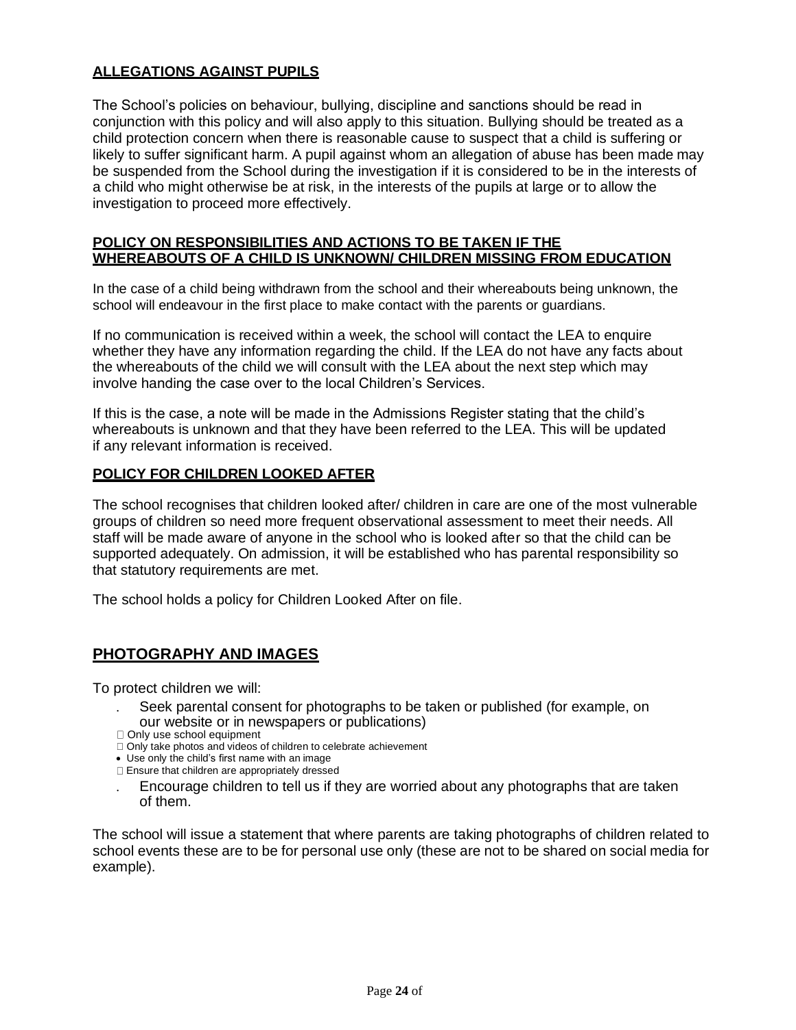## ALLEGATIONS AGAINST PUPILS

The School's policies on behaviour, bullying, discipline and sanctions should be read in conjunction with this policy and will also apply to this situation. Bullying should be treated as a child protection concern when there is reasonable cause to suspect that a child is suffering or likely to suffer significant harm. A pupil against whom an allegation of abuse has been made may be suspended from the School during the investigation if it is considered to be in the interests of a child who might otherwise be at risk, in the interests of the pupils at large or to allow the investigation to proceed more effectively.

## POLICY ON RESPONSIBILITIES AND ACTIONS TO BE TAKEN IF THE WHEREABOUTS OF A CHILD IS UNKNOWN/ CHILDREN MISSING FROM EDUCATION

In the case of a child being withdrawn from the school and their whereabouts being unknown, the school will endeavour in the first place to make contact with the parents or guardians.

If no communication is received within a week, the school will contact the LEA to enquire whether they have any information regarding the child. If the LEA do not have any facts about the whereabouts of the child we will consult with the LEA about the next step which may involve handing the case over to the local Children's Services.

If this is the case, a note will be made in the Admissions Register stating that the child's whereabouts is unknown and that they have been referred to the LEA. This will be updated if any relevant information is received.

## POLICY FOR CHILDREN LOOKED AFTER

The school recognises that children looked after/ children in care are one of the most vulnerable groups of children so need more frequent observational assessment to meet their needs. All staff will be made aware of anyone in the school who is looked after so that the child can be supported adequately. On admission, it will be established who has parental responsibility so that statutory requirements are met.

The school holds a policy for Children Looked After on file.

## PHOTOGRAPHY AND IMAGES

To protect children we will:

- Seek parental consent for photographs to be taken or published (for example, on our website or in newspapers or publications)
- Only use school equipment
- Only take photos and videos of children to celebrate achievement
- Use only the child's first name with an image
- Ensure that children are appropriately dressed
- Encourage children to tell us if they are worried about any photographs that are taken of them.

The school will issue a statement that where parents are taking photographs of children related to school events these are to be for personal use only (these are not to be shared on social media for example).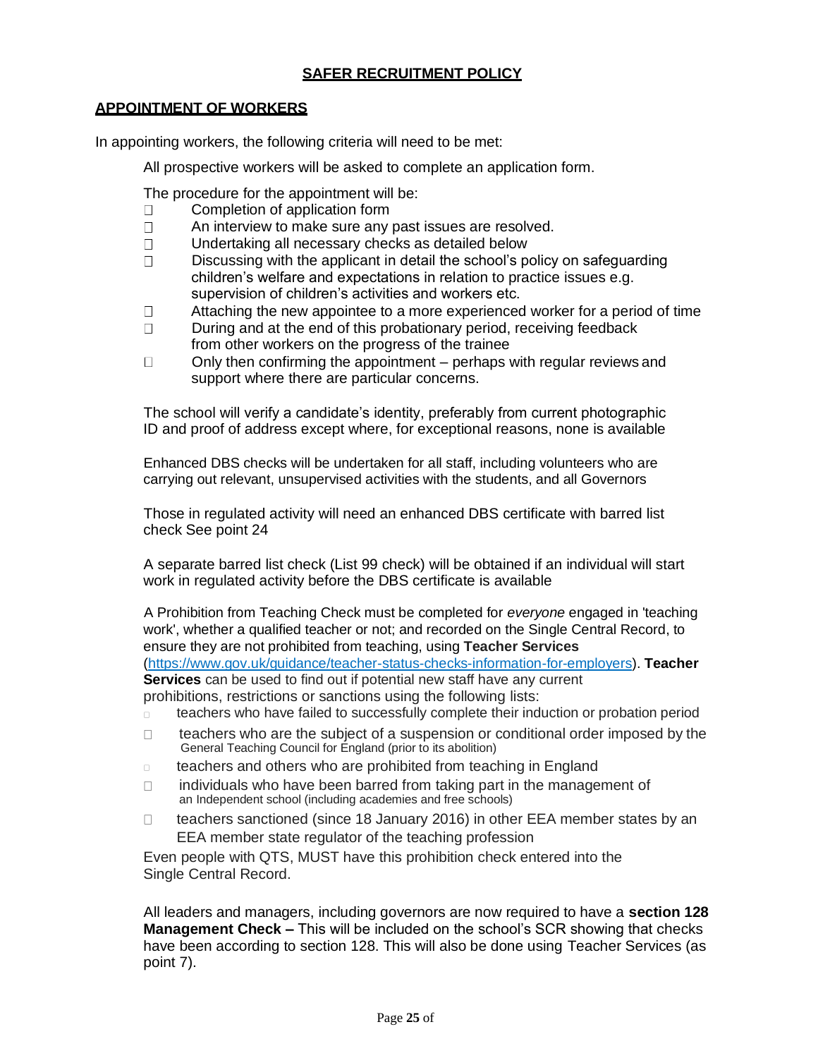# SAFER RECRUITMENT POLICY

## APPOINTMENT OF WORKERS

In appointing workers, the following criteria will need to be met:

All prospective workers will be asked to complete an application form.

The procedure for the appointment will be:

- Completion of application form
- An interview to make sure any past issues are resolved.
- Undertaking all necessary checks as detailed below
- Discussing with the applicant in detail the school's policy on safeguarding children's welfare and expectations in relation to practice issues e.g. supervision of children's activities and workers etc.
- Attaching the new appointee to a more experienced worker for a period of time
- During and at the end of this probationary period, receiving feedback from other workers on the progress of the trainee
- Only then confirming the appointment – perhaps with regular reviews and support where there are particular concerns.

The school will verify a candidate's identity, preferably from current photographic ID and proof of address except where, for exceptional reasons, none is available

Enhanced DBS checks will be undertaken for all staff, including volunteers who are carrying out relevant, unsupervised activities with the students, and all Governors

Those in regulated activity will need an enhanced DBS certificate with barred list check See point 24

A separate barred list check (List 99 check) will be obtained if an individual will start work in regulated activity before the DBS certificate is available

A Prohibition from Teaching Check must be completed for *everyone* engaged in 'teaching work', whether a qualified teacher or not; and recorded on the Single Central Record, to ensure they are not prohibited from teaching, using **Teacher Services** (https://www.gov.uk/guidance/teacher-status-checks-information-for-employers). **Teacher Services** can be used to find out if potential new staff have any current prohibitions, restrictions or sanctions using the following lists:

- teachers who have failed to successfully complete their induction or probation period
- teachers who are the subject of a suspension or conditional order imposed by the General Teaching Council for England (prior to its abolition)
- teachers and others who are prohibited from teaching in England
- individuals who have been barred from taking part in the management of an Independent school (including academies and free schools)
- teachers sanctioned (since 18 January 2016) in other EEA member states by an EEA member state regulator of the teaching profession

Even people with QTS, MUST have this prohibition check entered into the Single Central Record.

All leaders and managers, including governors are now required to have a **section 128 Management Check –** This will be included on the school's SCR showing that checks have been according to section 128. This will also be done using Teacher Services (as point 7).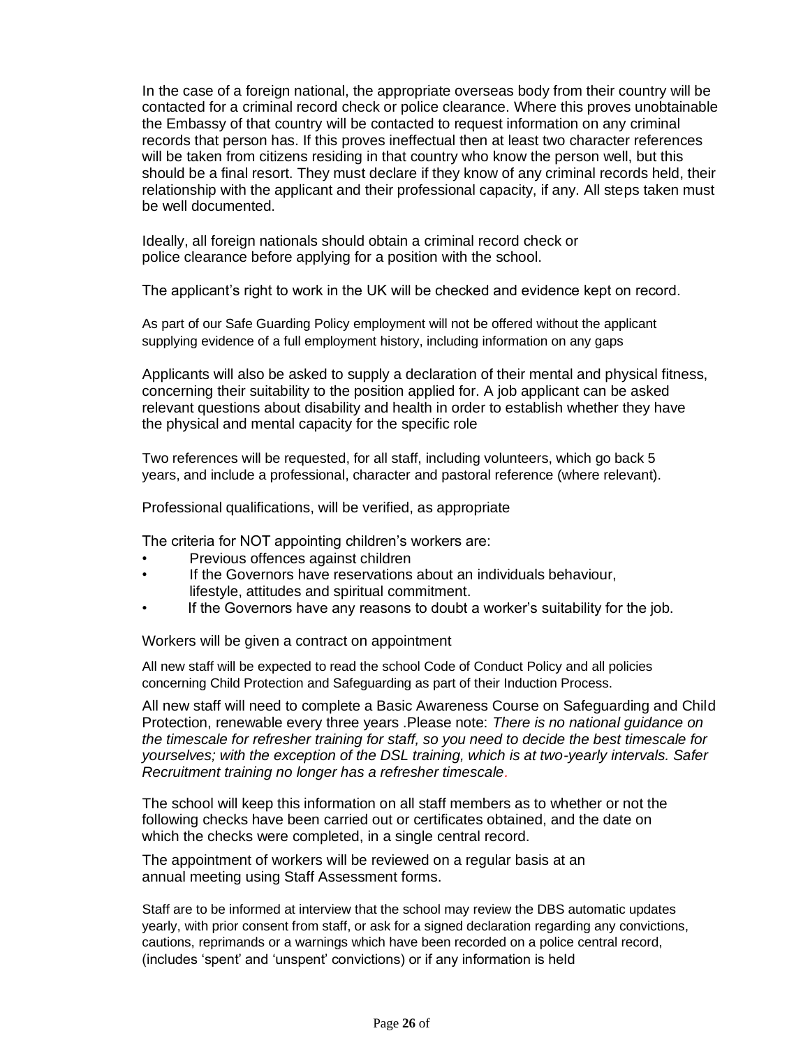In the case of a foreign national, the appropriate overseas body from their country will be contacted for a criminal record check or police clearance. Where this proves unobtainable the Embassy of that country will be contacted to request information on any criminal records that person has. If this proves ineffectual then at least two character references will be taken from citizens residing in that country who know the person well, but this should be a final resort. They must declare if they know of any criminal records held, their relationship with the applicant and their professional capacity, if any. All steps taken must be well documented.

Ideally, all foreign nationals should obtain a criminal record check or police clearance before applying for a position with the school.

The applicant's right to work in the UK will be checked and evidence kept on record.

As part of our Safe Guarding Policy employment will not be offered without the applicant supplying evidence of a full employment history, including information on any gaps

Applicants will also be asked to supply a declaration of their mental and physical fitness, concerning their suitability to the position applied for. A job applicant can be asked relevant questions about disability and health in order to establish whether they have the physical and mental capacity for the specific role

Two references will be requested, for all staff, including volunteers, which go back 5 years, and include a professional, character and pastoral reference (where relevant).

Professional qualifications, will be verified, as appropriate

The criteria for NOT appointing children's workers are:

- Previous offences against children
- If the Governors have reservations about an individuals behaviour, lifestyle, attitudes and spiritual commitment.
- If the Governors have any reasons to doubt a worker's suitability for the job.

Workers will be given a contract on appointment

All new staff will be expected to read the school Code of Conduct Policy and all policies concerning Child Protection and Safeguarding as part of their Induction Process.

All new staff will need to complete a Basic Awareness Course on Safeguarding and Child Protection, renewable every three years .Please note: *There is no national guidance on the timescale for refresher training for staff, so you need to decide the best timescale for yourselves; with the exception of the DSL training, which is at two-yearly intervals. Safer Recruitment training no longer has a refresher timescale.*

The school will keep this information on all staff members as to whether or not the following checks have been carried out or certificates obtained, and the date on which the checks were completed, in a single central record.

The appointment of workers will be reviewed on a regular basis at an annual meeting using Staff Assessment forms.

Staff are to be informed at interview that the school may review the DBS automatic updates yearly, with prior consent from staff, or ask for a signed declaration regarding any convictions, cautions, reprimands or a warnings which have been recorded on a police central record, (includes 'spent' and 'unspent' convictions) or if any information is held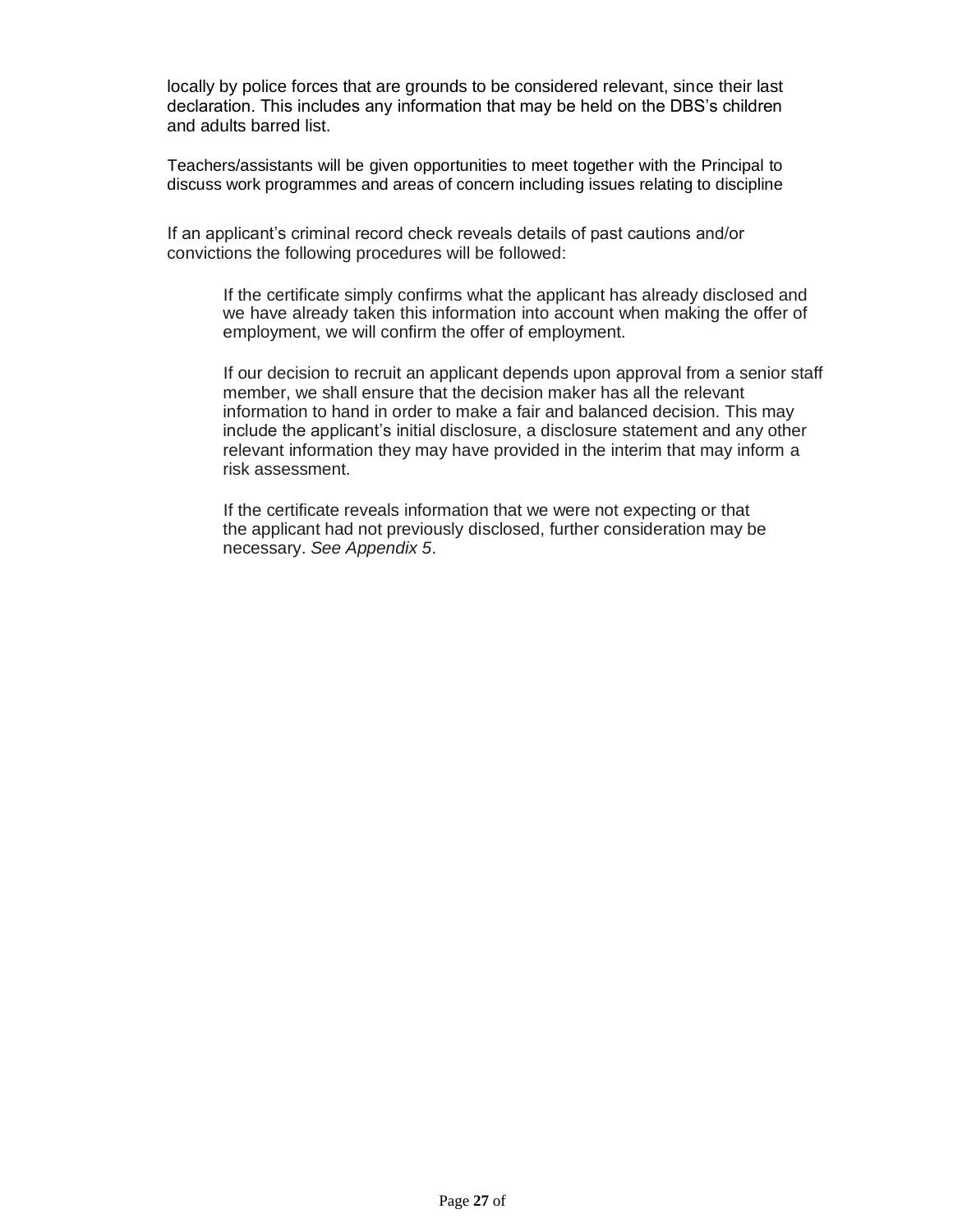locally by police forces that are grounds to be considered relevant, since their last declaration. This includes any information that may be held on the DBS's children and adults barred list.

Teachers/assistants will be given opportunities to meet together with the Principal to discuss work programmes and areas of concern including issues relating to discipline

If an applicant's criminal record check reveals details of past cautions and/or convictions the following procedures will be followed:

> If the certificate simply confirms what the applicant has already disclosed and we have already taken this information into account when making the offer of employment, we will confirm the offer of employment.
>
> If our decision to recruit an applicant depends upon approval from a senior staff member, we shall ensure that the decision maker has all the relevant information to hand in order to make a fair and balanced decision. This may include the applicant's initial disclosure, a disclosure statement and any other relevant information they may have provided in the interim that may inform a risk assessment.
>
> If the certificate reveals information that we were not expecting or that the applicant had not previously disclosed, further consideration may be necessary. *See Appendix 5*.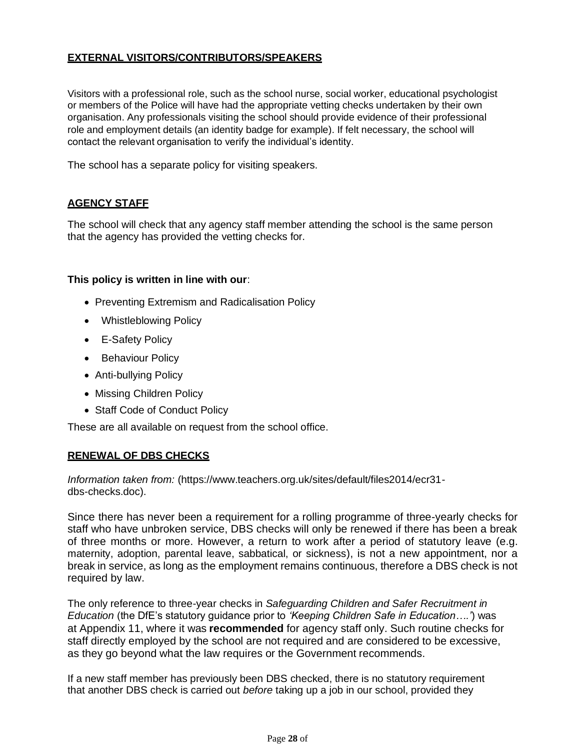## EXTERNAL VISITORS/CONTRIBUTORS/SPEAKERS

Visitors with a professional role, such as the school nurse, social worker, educational psychologist or members of the Police will have had the appropriate vetting checks undertaken by their own organisation. Any professionals visiting the school should provide evidence of their professional role and employment details (an identity badge for example). If felt necessary, the school will contact the relevant organisation to verify the individual's identity.

The school has a separate policy for visiting speakers.

## AGENCY STAFF

The school will check that any agency staff member attending the school is the same person that the agency has provided the vetting checks for.

**This policy is written in line with our**:

- Preventing Extremism and Radicalisation Policy
- Whistleblowing Policy
- E-Safety Policy
- Behaviour Policy
- Anti-bullying Policy
- Missing Children Policy
- Staff Code of Conduct Policy

These are all available on request from the school office.

## RENEWAL OF DBS CHECKS

*Information taken from:* (https://www.teachers.org.uk/sites/default/files2014/ecr31-dbs-checks.doc).

Since there has never been a requirement for a rolling programme of three-yearly checks for staff who have unbroken service, DBS checks will only be renewed if there has been a break of three months or more. However, a return to work after a period of statutory leave (e.g. maternity, adoption, parental leave, sabbatical, or sickness), is not a new appointment, nor a break in service, as long as the employment remains continuous, therefore a DBS check is not required by law.

The only reference to three-year checks in *Safeguarding Children and Safer Recruitment in Education* (the DfE's statutory guidance prior to *'Keeping Children Safe in Education….'*) was at Appendix 11, where it was **recommended** for agency staff only. Such routine checks for staff directly employed by the school are not required and are considered to be excessive, as they go beyond what the law requires or the Government recommends.

If a new staff member has previously been DBS checked, there is no statutory requirement that another DBS check is carried out *before* taking up a job in our school, provided they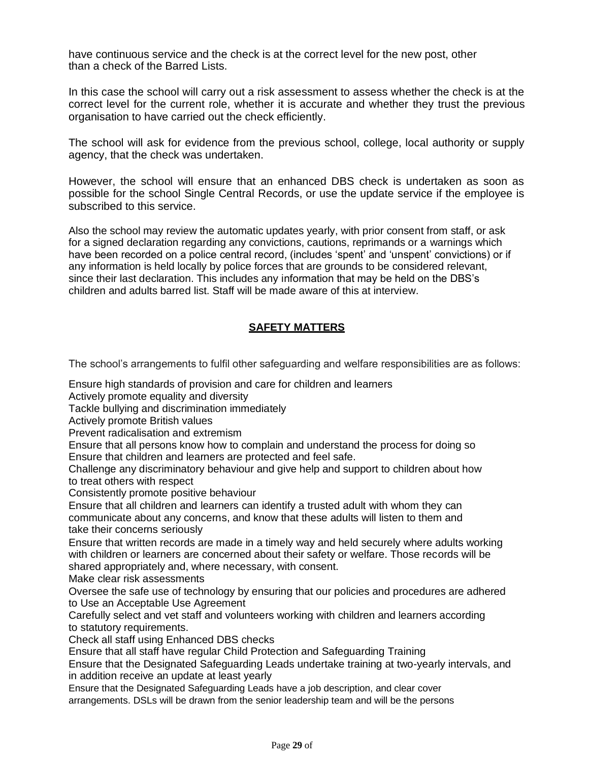have continuous service and the check is at the correct level for the new post, other than a check of the Barred Lists.

In this case the school will carry out a risk assessment to assess whether the check is at the correct level for the current role, whether it is accurate and whether they trust the previous organisation to have carried out the check efficiently.

The school will ask for evidence from the previous school, college, local authority or supply agency, that the check was undertaken.

However, the school will ensure that an enhanced DBS check is undertaken as soon as possible for the school Single Central Records, or use the update service if the employee is subscribed to this service.

Also the school may review the automatic updates yearly, with prior consent from staff, or ask for a signed declaration regarding any convictions, cautions, reprimands or a warnings which have been recorded on a police central record, (includes 'spent' and 'unspent' convictions) or if any information is held locally by police forces that are grounds to be considered relevant, since their last declaration. This includes any information that may be held on the DBS's children and adults barred list. Staff will be made aware of this at interview.

## SAFETY MATTERS

The school's arrangements to fulfil other safeguarding and welfare responsibilities are as follows:

Ensure high standards of provision and care for children and learners
Actively promote equality and diversity
Tackle bullying and discrimination immediately
Actively promote British values
Prevent radicalisation and extremism
Ensure that all persons know how to complain and understand the process for doing so
Ensure that children and learners are protected and feel safe.
Challenge any discriminatory behaviour and give help and support to children about how to treat others with respect
Consistently promote positive behaviour
Ensure that all children and learners can identify a trusted adult with whom they can communicate about any concerns, and know that these adults will listen to them and take their concerns seriously
Ensure that written records are made in a timely way and held securely where adults working with children or learners are concerned about their safety or welfare. Those records will be shared appropriately and, where necessary, with consent.
Make clear risk assessments
Oversee the safe use of technology by ensuring that our policies and procedures are adhered to Use an Acceptable Use Agreement
Carefully select and vet staff and volunteers working with children and learners according to statutory requirements.
Check all staff using Enhanced DBS checks
Ensure that all staff have regular Child Protection and Safeguarding Training
Ensure that the Designated Safeguarding Leads undertake training at two-yearly intervals, and in addition receive an update at least yearly
Ensure that the Designated Safeguarding Leads have a job description, and clear cover arrangements. DSLs will be drawn from the senior leadership team and will be the persons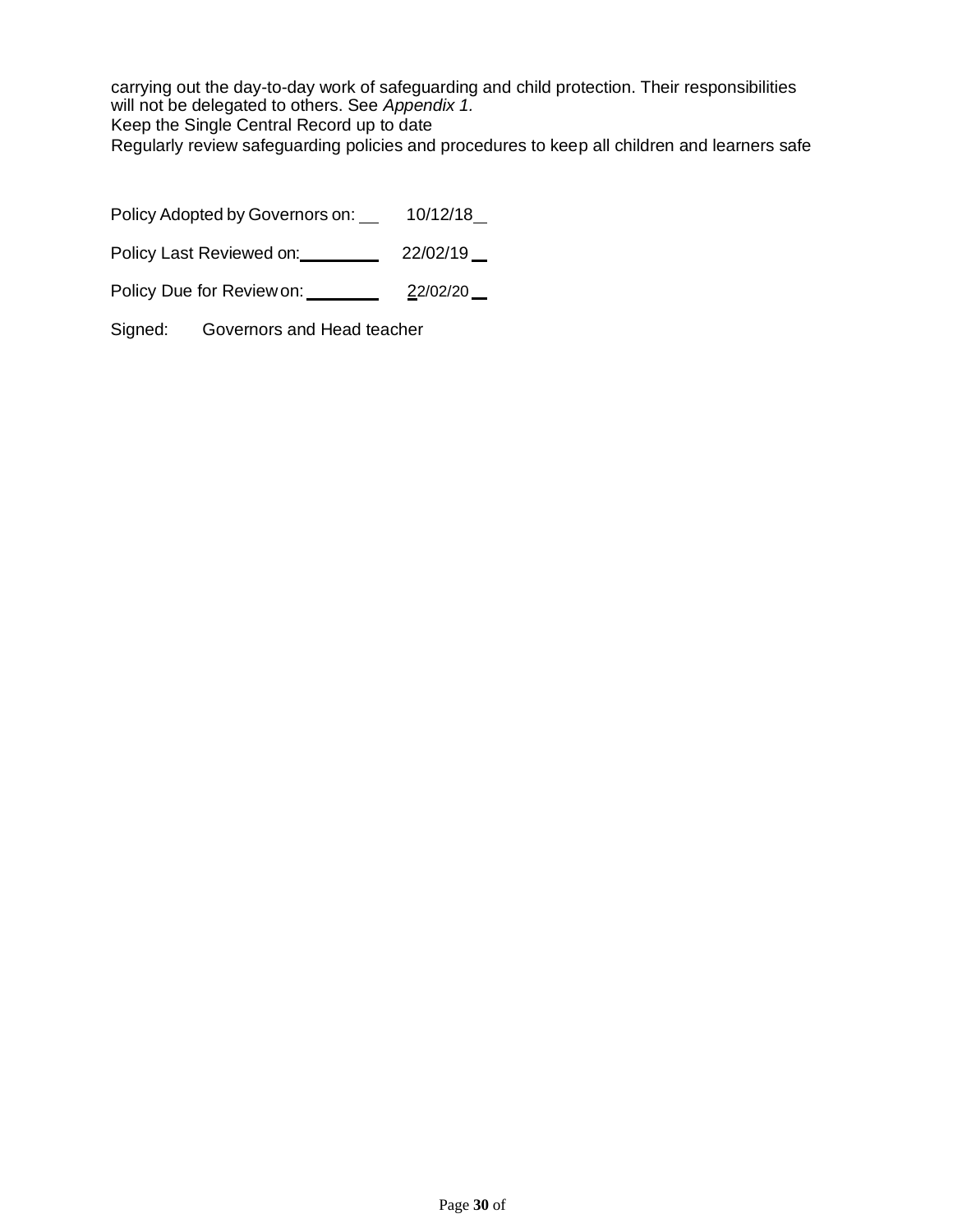carrying out the day-to-day work of safeguarding and child protection. Their responsibilities will not be delegated to others. See *Appendix 1.*
Keep the Single Central Record up to date
Regularly review safeguarding policies and procedures to keep all children and learners safe

Policy Adopted by Governors on: 10/12/18

Policy Last Reviewed on: 22/02/19

Policy Due for Review on: 22/02/20

Signed: Governors and Head teacher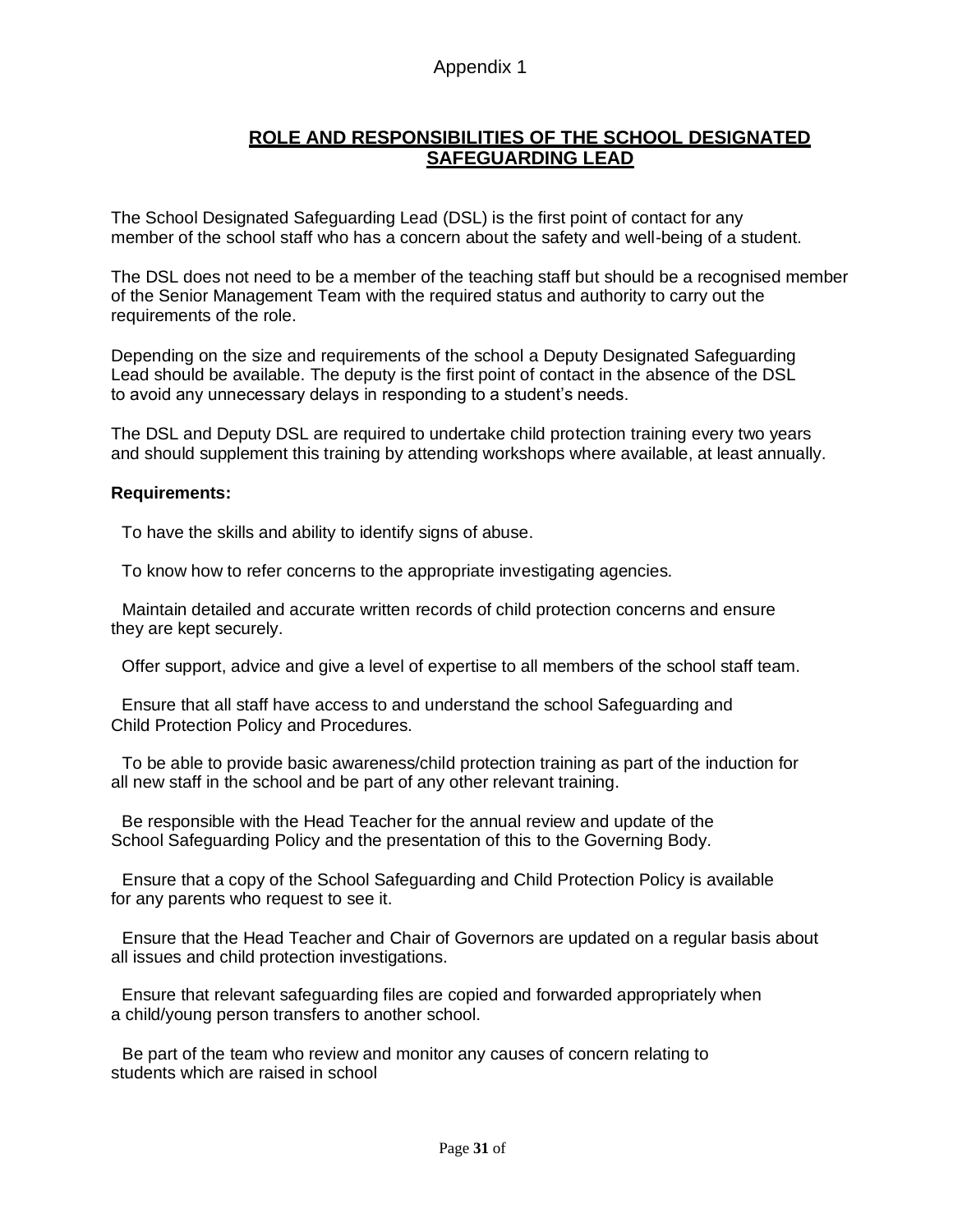Appendix 1

## ROLE AND RESPONSIBILITIES OF THE SCHOOL DESIGNATED SAFEGUARDING LEAD

The School Designated Safeguarding Lead (DSL) is the first point of contact for any member of the school staff who has a concern about the safety and well-being of a student.

The DSL does not need to be a member of the teaching staff but should be a recognised member of the Senior Management Team with the required status and authority to carry out the requirements of the role.

Depending on the size and requirements of the school a Deputy Designated Safeguarding Lead should be available. The deputy is the first point of contact in the absence of the DSL to avoid any unnecessary delays in responding to a student's needs.

The DSL and Deputy DSL are required to undertake child protection training every two years and should supplement this training by attending workshops where available, at least annually.

**Requirements:**

- To have the skills and ability to identify signs of abuse.
- To know how to refer concerns to the appropriate investigating agencies.
- Maintain detailed and accurate written records of child protection concerns and ensure they are kept securely.
- Offer support, advice and give a level of expertise to all members of the school staff team.
- Ensure that all staff have access to and understand the school Safeguarding and Child Protection Policy and Procedures.
- To be able to provide basic awareness/child protection training as part of the induction for all new staff in the school and be part of any other relevant training.
- Be responsible with the Head Teacher for the annual review and update of the School Safeguarding Policy and the presentation of this to the Governing Body.
- Ensure that a copy of the School Safeguarding and Child Protection Policy is available for any parents who request to see it.
- Ensure that the Head Teacher and Chair of Governors are updated on a regular basis about all issues and child protection investigations.
- Ensure that relevant safeguarding files are copied and forwarded appropriately when a child/young person transfers to another school.
- Be part of the team who review and monitor any causes of concern relating to students which are raised in school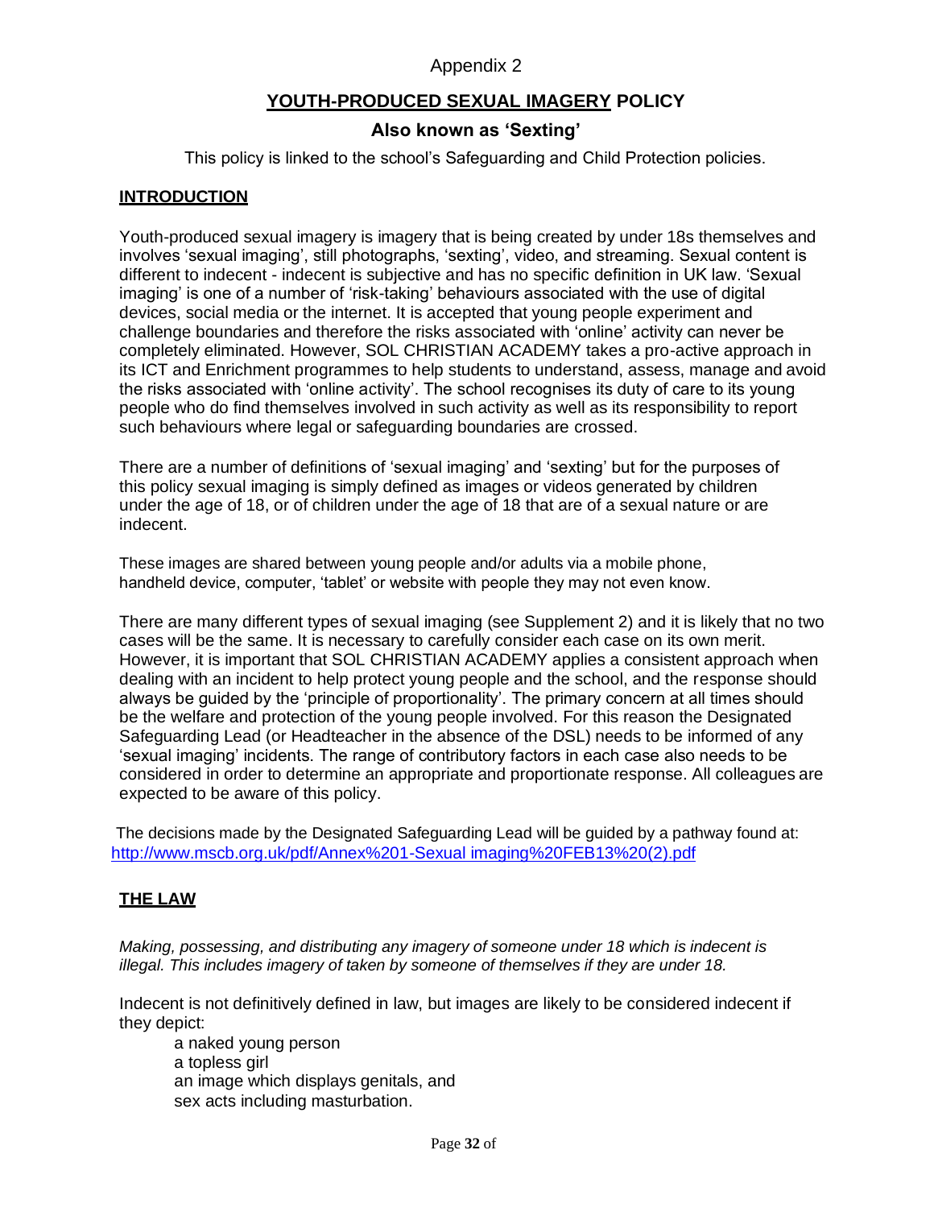Appendix 2

# YOUTH-PRODUCED SEXUAL IMAGERY POLICY

### Also known as 'Sexting'

This policy is linked to the school's Safeguarding and Child Protection policies.

## INTRODUCTION

Youth-produced sexual imagery is imagery that is being created by under 18s themselves and involves 'sexual imaging', still photographs, 'sexting', video, and streaming. Sexual content is different to indecent - indecent is subjective and has no specific definition in UK law. 'Sexual imaging' is one of a number of 'risk-taking' behaviours associated with the use of digital devices, social media or the internet. It is accepted that young people experiment and challenge boundaries and therefore the risks associated with 'online' activity can never be completely eliminated. However, SOL CHRISTIAN ACADEMY takes a pro-active approach in its ICT and Enrichment programmes to help students to understand, assess, manage and avoid the risks associated with 'online activity'. The school recognises its duty of care to its young people who do find themselves involved in such activity as well as its responsibility to report such behaviours where legal or safeguarding boundaries are crossed.

There are a number of definitions of 'sexual imaging' and 'sexting' but for the purposes of this policy sexual imaging is simply defined as images or videos generated by children under the age of 18, or of children under the age of 18 that are of a sexual nature or are indecent.

These images are shared between young people and/or adults via a mobile phone, handheld device, computer, 'tablet' or website with people they may not even know.

There are many different types of sexual imaging (see Supplement 2) and it is likely that no two cases will be the same. It is necessary to carefully consider each case on its own merit. However, it is important that SOL CHRISTIAN ACADEMY applies a consistent approach when dealing with an incident to help protect young people and the school, and the response should always be guided by the 'principle of proportionality'. The primary concern at all times should be the welfare and protection of the young people involved. For this reason the Designated Safeguarding Lead (or Headteacher in the absence of the DSL) needs to be informed of any 'sexual imaging' incidents. The range of contributory factors in each case also needs to be considered in order to determine an appropriate and proportionate response. All colleagues are expected to be aware of this policy.

The decisions made by the Designated Safeguarding Lead will be guided by a pathway found at: http://www.mscb.org.uk/pdf/Annex%201-Sexual imaging%20FEB13%20(2).pdf

## THE LAW

*Making, possessing, and distributing any imagery of someone under 18 which is indecent is illegal. This includes imagery of taken by someone of themselves if they are under 18.*

Indecent is not definitively defined in law, but images are likely to be considered indecent if they depict:

- a naked young person
- a topless girl
- an image which displays genitals, and
- sex acts including masturbation.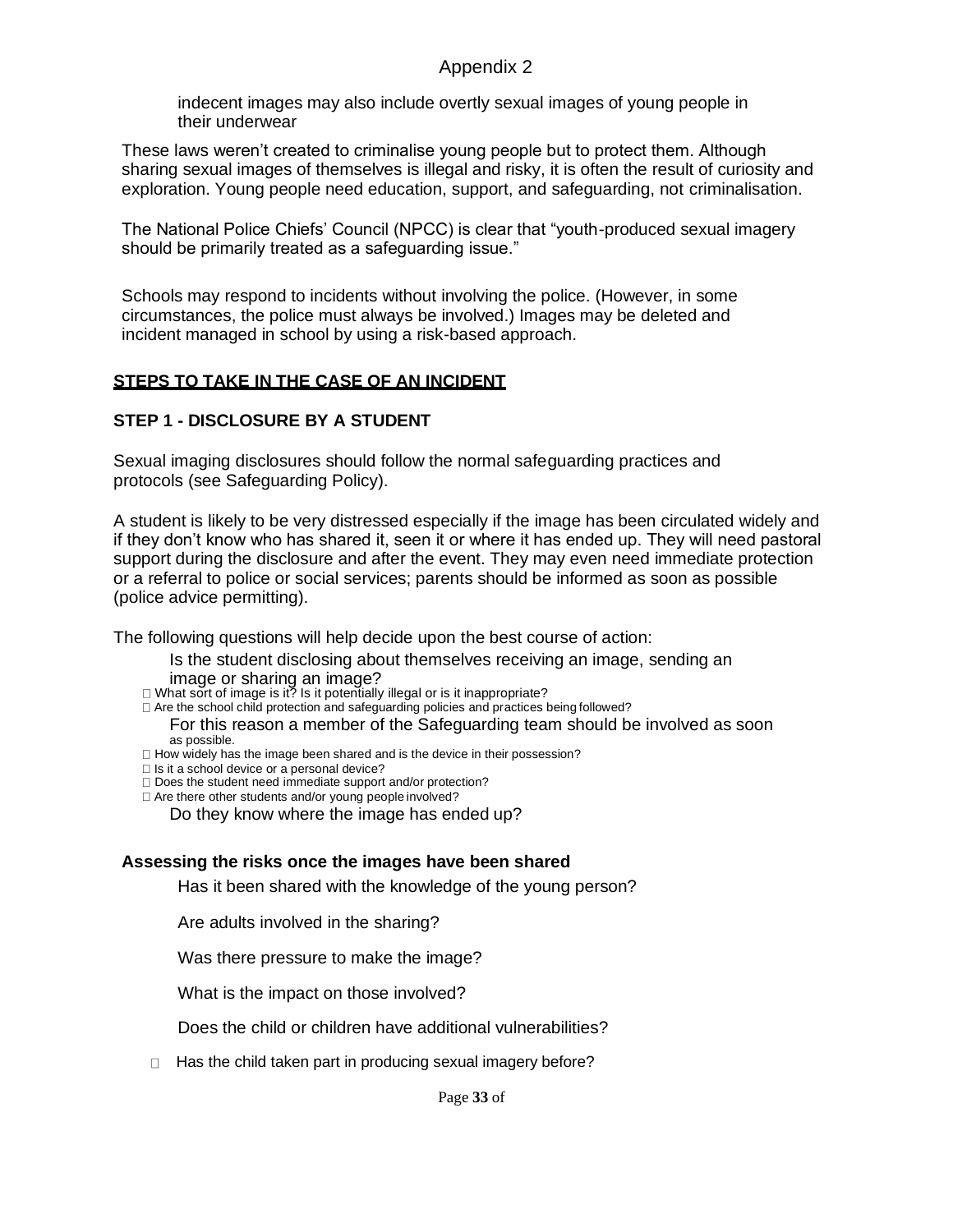indecent images may also include overtly sexual images of young people in their underwear

These laws weren't created to criminalise young people but to protect them. Although sharing sexual images of themselves is illegal and risky, it is often the result of curiosity and exploration. Young people need education, support, and safeguarding, not criminalisation.

The National Police Chiefs' Council (NPCC) is clear that "youth-produced sexual imagery should be primarily treated as a safeguarding issue."

Schools may respond to incidents without involving the police. (However, in some circumstances, the police must always be involved.) Images may be deleted and incident managed in school by using a risk-based approach.

## STEPS TO TAKE IN THE CASE OF AN INCIDENT

### STEP 1 - DISCLOSURE BY A STUDENT

Sexual imaging disclosures should follow the normal safeguarding practices and protocols (see Safeguarding Policy).

A student is likely to be very distressed especially if the image has been circulated widely and if they don't know who has shared it, seen it or where it has ended up. They will need pastoral support during the disclosure and after the event. They may even need immediate protection or a referral to police or social services; parents should be informed as soon as possible (police advice permitting).

The following questions will help decide upon the best course of action:

- Is the student disclosing about themselves receiving an image, sending an image or sharing an image?
- What sort of image is it? Is it potentially illegal or is it inappropriate?
- Are the school child protection and safeguarding policies and practices being followed? For this reason a member of the Safeguarding team should be involved as soon as possible.
- How widely has the image been shared and is the device in their possession?
- Is it a school device or a personal device?
- Does the student need immediate support and/or protection?
- Are there other students and/or young people involved? Do they know where the image has ended up?

### Assessing the risks once the images have been shared

- Has it been shared with the knowledge of the young person?
- Are adults involved in the sharing?
- Was there pressure to make the image?
- What is the impact on those involved?
- Does the child or children have additional vulnerabilities?
- Has the child taken part in producing sexual imagery before?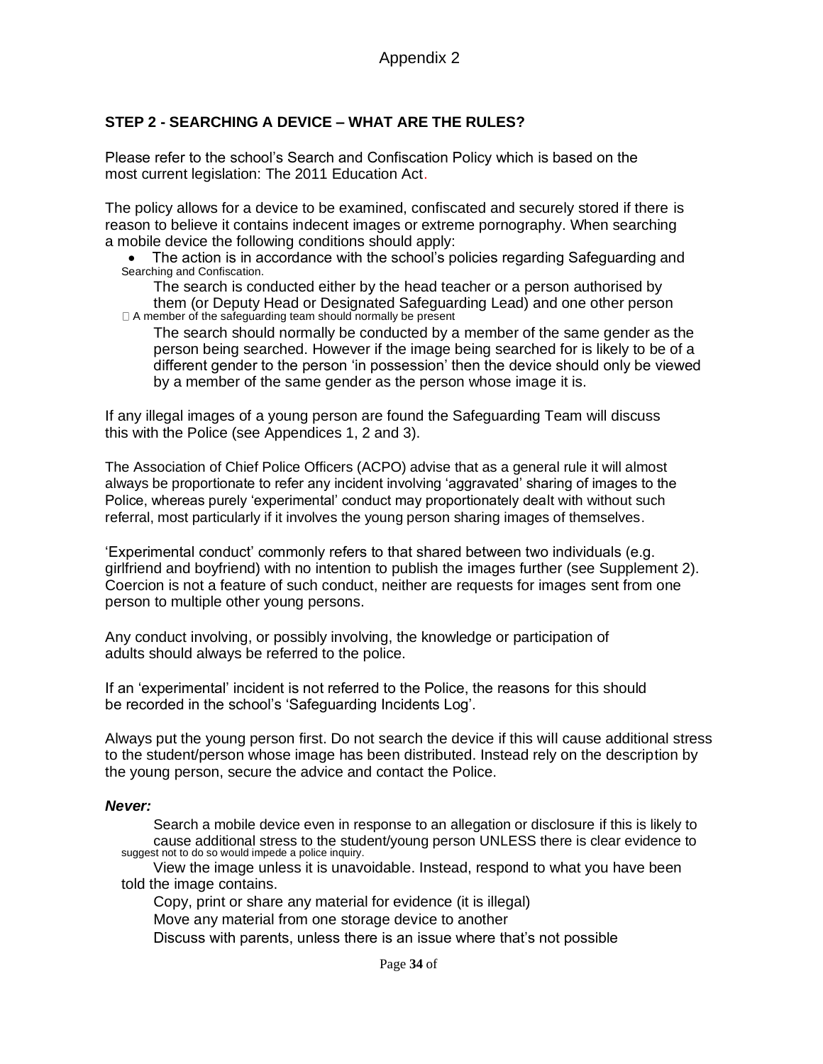Appendix 2

### STEP 2 - SEARCHING A DEVICE – WHAT ARE THE RULES?

Please refer to the school's Search and Confiscation Policy which is based on the most current legislation: The 2011 Education Act.

The policy allows for a device to be examined, confiscated and securely stored if there is reason to believe it contains indecent images or extreme pornography. When searching a mobile device the following conditions should apply:

- The action is in accordance with the school's policies regarding Safeguarding and Searching and Confiscation.
- The search is conducted either by the head teacher or a person authorised by them (or Deputy Head or Designated Safeguarding Lead) and one other person
- A member of the safeguarding team should normally be present
- The search should normally be conducted by a member of the same gender as the person being searched. However if the image being searched for is likely to be of a different gender to the person 'in possession' then the device should only be viewed by a member of the same gender as the person whose image it is.

If any illegal images of a young person are found the Safeguarding Team will discuss this with the Police (see Appendices 1, 2 and 3).

The Association of Chief Police Officers (ACPO) advise that as a general rule it will almost always be proportionate to refer any incident involving 'aggravated' sharing of images to the Police, whereas purely 'experimental' conduct may proportionately dealt with without such referral, most particularly if it involves the young person sharing images of themselves.

'Experimental conduct' commonly refers to that shared between two individuals (e.g. girlfriend and boyfriend) with no intention to publish the images further (see Supplement 2). Coercion is not a feature of such conduct, neither are requests for images sent from one person to multiple other young persons.

Any conduct involving, or possibly involving, the knowledge or participation of adults should always be referred to the police.

If an 'experimental' incident is not referred to the Police, the reasons for this should be recorded in the school's 'Safeguarding Incidents Log'.

Always put the young person first. Do not search the device if this will cause additional stress to the student/person whose image has been distributed. Instead rely on the description by the young person, secure the advice and contact the Police.

***Never:***

- Search a mobile device even in response to an allegation or disclosure if this is likely to cause additional stress to the student/young person UNLESS there is clear evidence to suggest not to do so would impede a police inquiry.
- View the image unless it is unavoidable. Instead, respond to what you have been told the image contains.
- Copy, print or share any material for evidence (it is illegal)
- Move any material from one storage device to another
- Discuss with parents, unless there is an issue where that's not possible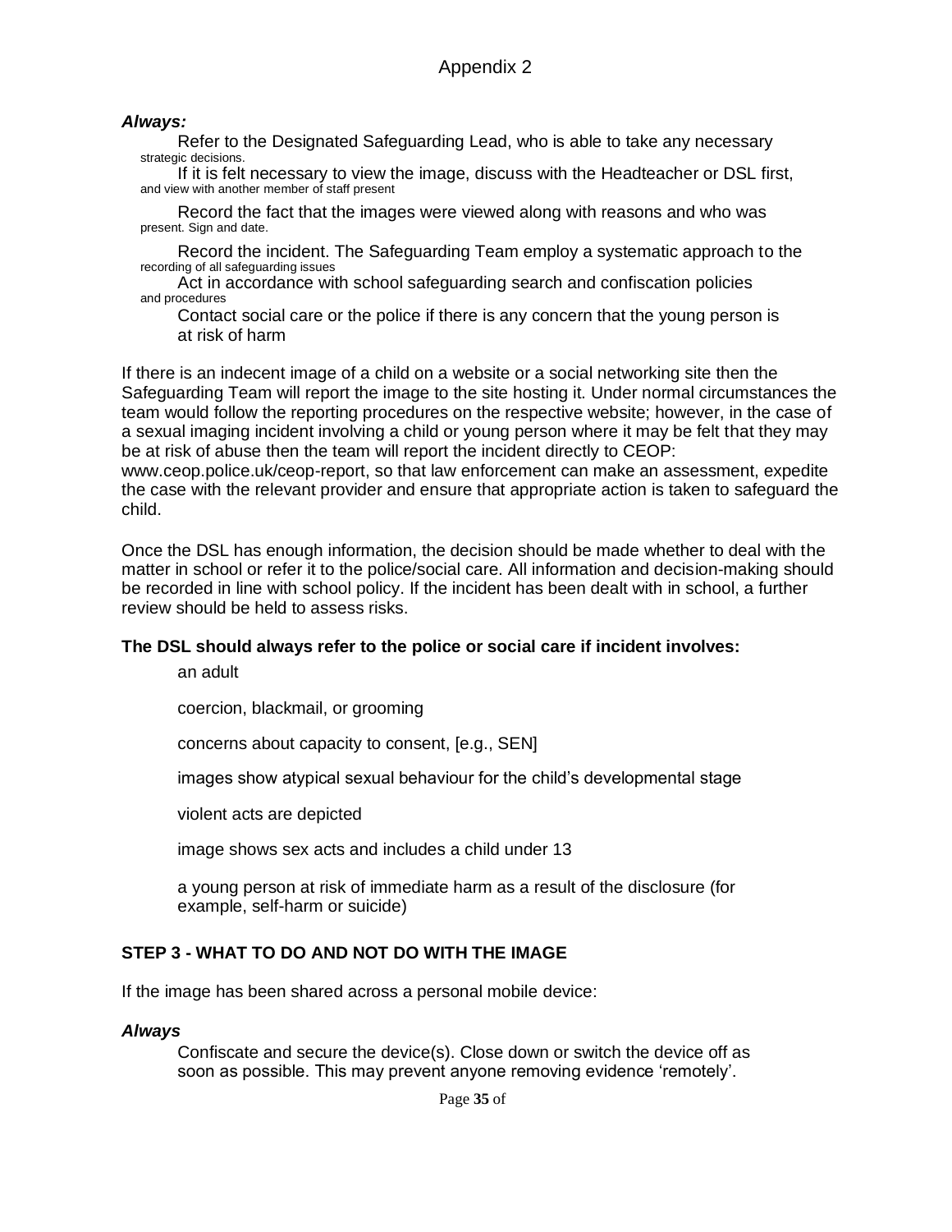Appendix 2

***Always:***

- Refer to the Designated Safeguarding Lead, who is able to take any necessary strategic decisions.
- If it is felt necessary to view the image, discuss with the Headteacher or DSL first, and view with another member of staff present
- Record the fact that the images were viewed along with reasons and who was present. Sign and date.
- Record the incident. The Safeguarding Team employ a systematic approach to the recording of all safeguarding issues
- Act in accordance with school safeguarding search and confiscation policies and procedures
- Contact social care or the police if there is any concern that the young person is at risk of harm

If there is an indecent image of a child on a website or a social networking site then the Safeguarding Team will report the image to the site hosting it. Under normal circumstances the team would follow the reporting procedures on the respective website; however, in the case of a sexual imaging incident involving a child or young person where it may be felt that they may be at risk of abuse then the team will report the incident directly to CEOP: www.ceop.police.uk/ceop-report, so that law enforcement can make an assessment, expedite the case with the relevant provider and ensure that appropriate action is taken to safeguard the child.

Once the DSL has enough information, the decision should be made whether to deal with the matter in school or refer it to the police/social care. All information and decision-making should be recorded in line with school policy. If the incident has been dealt with in school, a further review should be held to assess risks.

**The DSL should always refer to the police or social care if incident involves:**

- an adult
- coercion, blackmail, or grooming
- concerns about capacity to consent, [e.g., SEN]
- images show atypical sexual behaviour for the child's developmental stage
- violent acts are depicted
- image shows sex acts and includes a child under 13
- a young person at risk of immediate harm as a result of the disclosure (for example, self-harm or suicide)

### STEP 3 - WHAT TO DO AND NOT DO WITH THE IMAGE

If the image has been shared across a personal mobile device:

***Always***

- Confiscate and secure the device(s). Close down or switch the device off as soon as possible. This may prevent anyone removing evidence 'remotely'.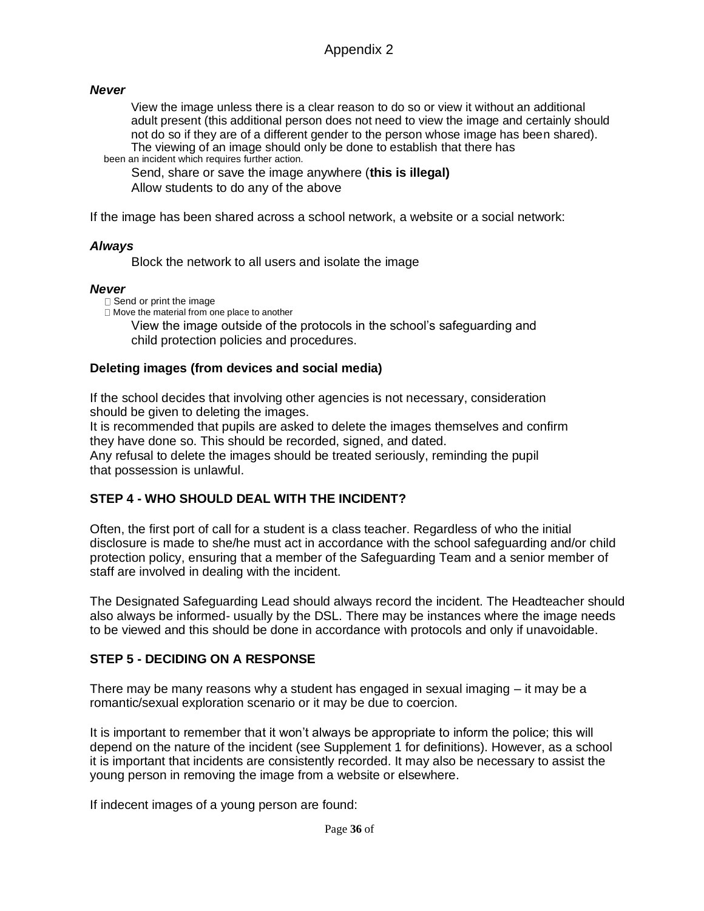# Appendix 2

***Never***

- View the image unless there is a clear reason to do so or view it without an additional adult present (this additional person does not need to view the image and certainly should not do so if they are of a different gender to the person whose image has been shared). The viewing of an image should only be done to establish that there has been an incident which requires further action.
- Send, share or save the image anywhere (**this is illegal)**
- Allow students to do any of the above

If the image has been shared across a school network, a website or a social network:

***Always***

- Block the network to all users and isolate the image

***Never***

- Send or print the image
- Move the material from one place to another
- View the image outside of the protocols in the school's safeguarding and child protection policies and procedures.

**Deleting images (from devices and social media)**

If the school decides that involving other agencies is not necessary, consideration should be given to deleting the images.
It is recommended that pupils are asked to delete the images themselves and confirm they have done so. This should be recorded, signed, and dated.
Any refusal to delete the images should be treated seriously, reminding the pupil that possession is unlawful.

**STEP 4 - WHO SHOULD DEAL WITH THE INCIDENT?**

Often, the first port of call for a student is a class teacher. Regardless of who the initial disclosure is made to she/he must act in accordance with the school safeguarding and/or child protection policy, ensuring that a member of the Safeguarding Team and a senior member of staff are involved in dealing with the incident.

The Designated Safeguarding Lead should always record the incident. The Headteacher should also always be informed- usually by the DSL. There may be instances where the image needs to be viewed and this should be done in accordance with protocols and only if unavoidable.

**STEP 5 - DECIDING ON A RESPONSE**

There may be many reasons why a student has engaged in sexual imaging – it may be a romantic/sexual exploration scenario or it may be due to coercion.

It is important to remember that it won't always be appropriate to inform the police; this will depend on the nature of the incident (see Supplement 1 for definitions). However, as a school it is important that incidents are consistently recorded. It may also be necessary to assist the young person in removing the image from a website or elsewhere.

If indecent images of a young person are found: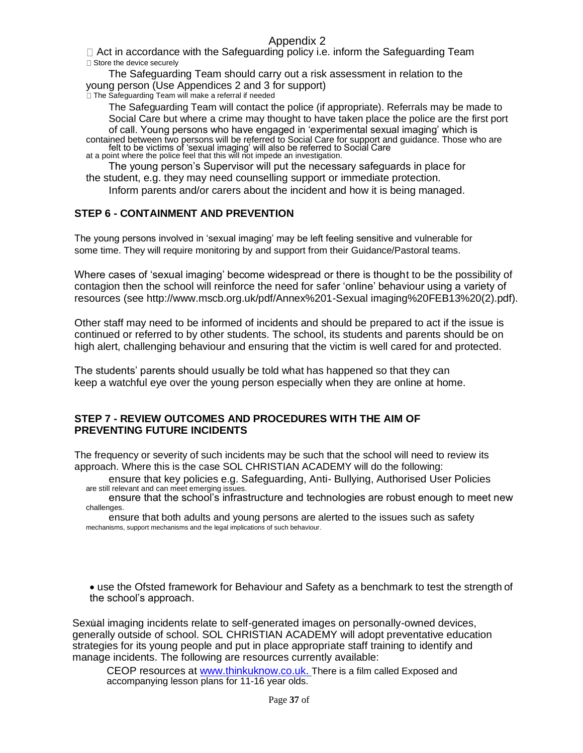Appendix 2

- Act in accordance with the Safeguarding policy i.e. inform the Safeguarding Team
- Store the device securely
- The Safeguarding Team should carry out a risk assessment in relation to the young person (Use Appendices 2 and 3 for support)
- The Safeguarding Team will make a referral if needed
- The Safeguarding Team will contact the police (if appropriate). Referrals may be made to Social Care but where a crime may thought to have taken place the police are the first port of call. Young persons who have engaged in 'experimental sexual imaging' which is contained between two persons will be referred to Social Care for support and guidance. Those who are felt to be victims of 'sexual imaging' will also be referred to Social Care at a point where the police feel that this will not impede an investigation.
- The young person's Supervisor will put the necessary safeguards in place for the student, e.g. they may need counselling support or immediate protection.
- Inform parents and/or carers about the incident and how it is being managed.

**STEP 6 - CONTAINMENT AND PREVENTION**

The young persons involved in 'sexual imaging' may be left feeling sensitive and vulnerable for some time. They will require monitoring by and support from their Guidance/Pastoral teams.

Where cases of 'sexual imaging' become widespread or there is thought to be the possibility of contagion then the school will reinforce the need for safer 'online' behaviour using a variety of resources (see http://www.mscb.org.uk/pdf/Annex%201-Sexual imaging%20FEB13%20(2).pdf).

Other staff may need to be informed of incidents and should be prepared to act if the issue is continued or referred to by other students. The school, its students and parents should be on high alert, challenging behaviour and ensuring that the victim is well cared for and protected.

The students' parents should usually be told what has happened so that they can keep a watchful eye over the young person especially when they are online at home.

**STEP 7 - REVIEW OUTCOMES AND PROCEDURES WITH THE AIM OF PREVENTING FUTURE INCIDENTS**

The frequency or severity of such incidents may be such that the school will need to review its approach. Where this is the case SOL CHRISTIAN ACADEMY will do the following:

- ensure that key policies e.g. Safeguarding, Anti- Bullying, Authorised User Policies are still relevant and can meet emerging issues.
- ensure that the school's infrastructure and technologies are robust enough to meet new challenges.
- ensure that both adults and young persons are alerted to the issues such as safety mechanisms, support mechanisms and the legal implications of such behaviour.
- use the Ofsted framework for Behaviour and Safety as a benchmark to test the strength of the school's approach.

Sexual imaging incidents relate to self-generated images on personally-owned devices, generally outside of school. SOL CHRISTIAN ACADEMY will adopt preventative education strategies for its young people and put in place appropriate staff training to identify and manage incidents. The following are resources currently available:

- CEOP resources at [www.thinkuknow.co.uk.](http://www.thinkuknow.co.uk) There is a film called Exposed and accompanying lesson plans for 11-16 year olds.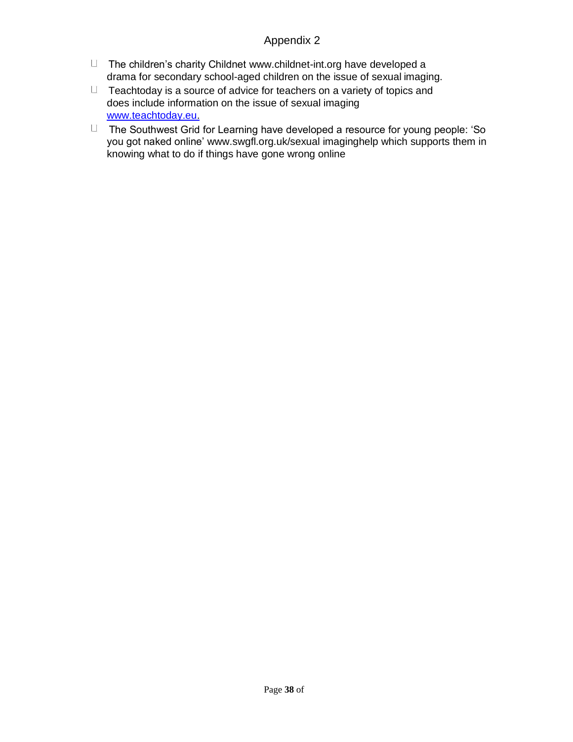# Appendix 2

- The children's charity Childnet www.childnet-int.org have developed a drama for secondary school-aged children on the issue of sexual imaging.
- Teachtoday is a source of advice for teachers on a variety of topics and does include information on the issue of sexual imaging [www.teachtoday.eu.](http://www.teachtoday.eu.)
- The Southwest Grid for Learning have developed a resource for young people: 'So you got naked online' www.swgfl.org.uk/sexual imaginghelp which supports them in knowing what to do if things have gone wrong online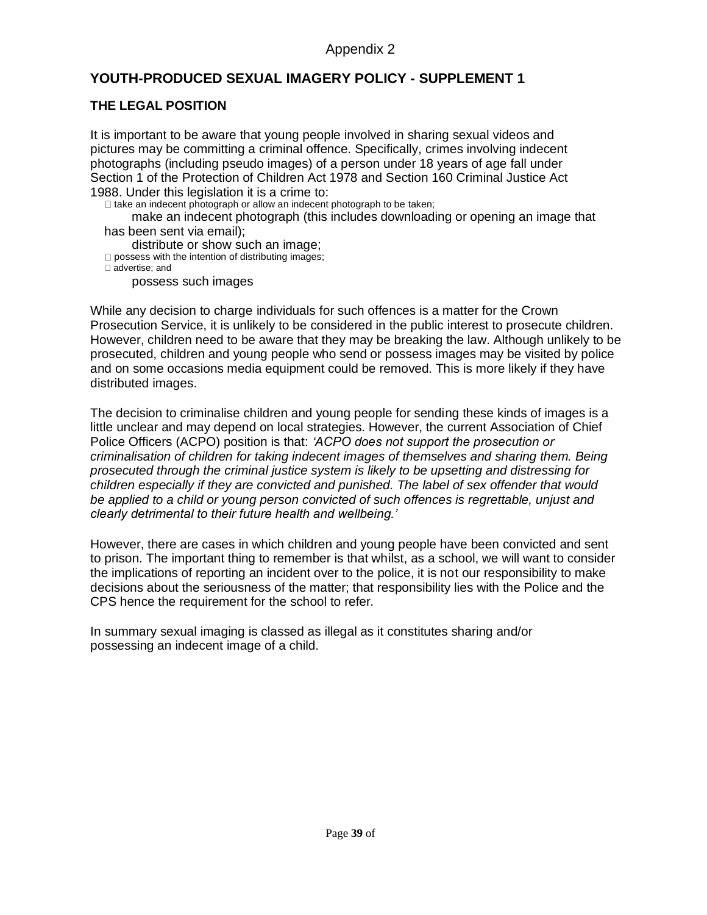Appendix 2

## YOUTH-PRODUCED SEXUAL IMAGERY POLICY - SUPPLEMENT 1

### THE LEGAL POSITION

It is important to be aware that young people involved in sharing sexual videos and pictures may be committing a criminal offence. Specifically, crimes involving indecent photographs (including pseudo images) of a person under 18 years of age fall under Section 1 of the Protection of Children Act 1978 and Section 160 Criminal Justice Act 1988. Under this legislation it is a crime to:

- take an indecent photograph or allow an indecent photograph to be taken;
- make an indecent photograph (this includes downloading or opening an image that has been sent via email);
- distribute or show such an image;
- possess with the intention of distributing images;
- advertise; and
- possess such images

While any decision to charge individuals for such offences is a matter for the Crown Prosecution Service, it is unlikely to be considered in the public interest to prosecute children. However, children need to be aware that they may be breaking the law. Although unlikely to be prosecuted, children and young people who send or possess images may be visited by police and on some occasions media equipment could be removed. This is more likely if they have distributed images.

The decision to criminalise children and young people for sending these kinds of images is a little unclear and may depend on local strategies. However, the current Association of Chief Police Officers (ACPO) position is that: *'ACPO does not support the prosecution or criminalisation of children for taking indecent images of themselves and sharing them. Being prosecuted through the criminal justice system is likely to be upsetting and distressing for children especially if they are convicted and punished. The label of sex offender that would be applied to a child or young person convicted of such offences is regrettable, unjust and clearly detrimental to their future health and wellbeing.'*

However, there are cases in which children and young people have been convicted and sent to prison. The important thing to remember is that whilst, as a school, we will want to consider the implications of reporting an incident over to the police, it is not our responsibility to make decisions about the seriousness of the matter; that responsibility lies with the Police and the CPS hence the requirement for the school to refer.

In summary sexual imaging is classed as illegal as it constitutes sharing and/or possessing an indecent image of a child.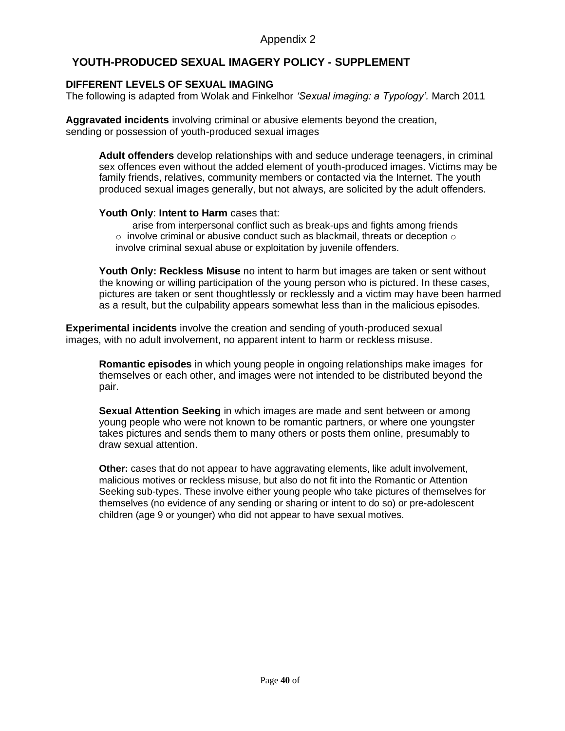Appendix 2

## YOUTH-PRODUCED SEXUAL IMAGERY POLICY - SUPPLEMENT

### DIFFERENT LEVELS OF SEXUAL IMAGING

The following is adapted from Wolak and Finkelhor *'Sexual imaging: a Typology'.* March 2011

**Aggravated incidents** involving criminal or abusive elements beyond the creation, sending or possession of youth-produced sexual images

> **Adult offenders** develop relationships with and seduce underage teenagers, in criminal sex offences even without the added element of youth-produced images. Victims may be family friends, relatives, community members or contacted via the Internet. The youth produced sexual images generally, but not always, are solicited by the adult offenders.
>
> **Youth Only**: **Intent to Harm** cases that:
> - arise from interpersonal conflict such as break-ups and fights among friends
> - involve criminal or abusive conduct such as blackmail, threats or deception
> - involve criminal sexual abuse or exploitation by juvenile offenders.
>
> **Youth Only: Reckless Misuse** no intent to harm but images are taken or sent without the knowing or willing participation of the young person who is pictured. In these cases, pictures are taken or sent thoughtlessly or recklessly and a victim may have been harmed as a result, but the culpability appears somewhat less than in the malicious episodes.

**Experimental incidents** involve the creation and sending of youth-produced sexual images, with no adult involvement, no apparent intent to harm or reckless misuse.

> **Romantic episodes** in which young people in ongoing relationships make images for themselves or each other, and images were not intended to be distributed beyond the pair.
>
> **Sexual Attention Seeking** in which images are made and sent between or among young people who were not known to be romantic partners, or where one youngster takes pictures and sends them to many others or posts them online, presumably to draw sexual attention.
>
> **Other:** cases that do not appear to have aggravating elements, like adult involvement, malicious motives or reckless misuse, but also do not fit into the Romantic or Attention Seeking sub-types. These involve either young people who take pictures of themselves for themselves (no evidence of any sending or sharing or intent to do so) or pre-adolescent children (age 9 or younger) who did not appear to have sexual motives.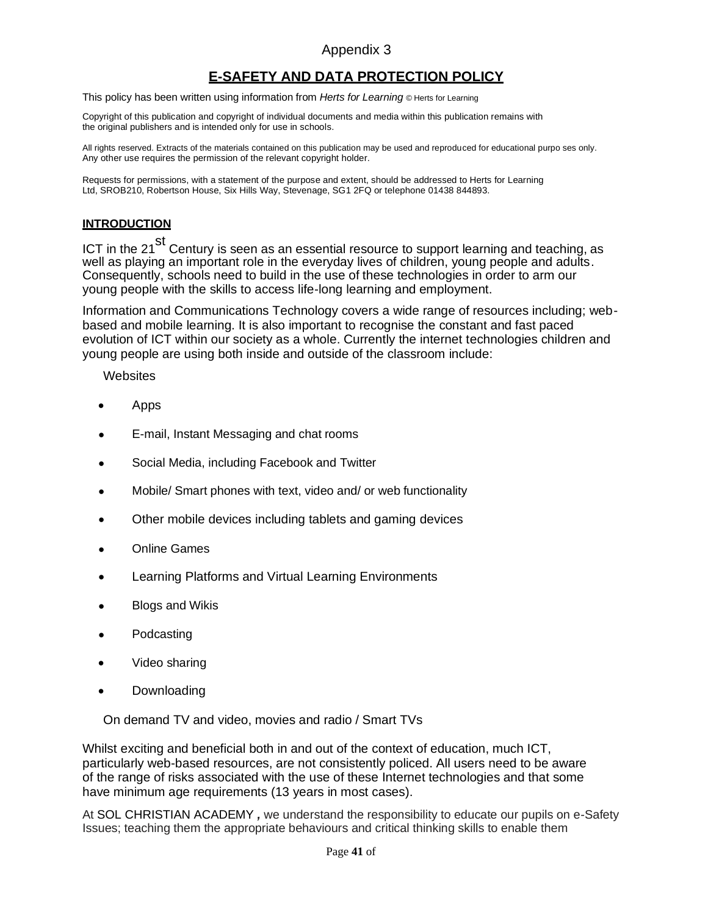Appendix 3

# E-SAFETY AND DATA PROTECTION POLICY

This policy has been written using information from *Herts for Learning* © Herts for Learning

Copyright of this publication and copyright of individual documents and media within this publication remains with the original publishers and is intended only for use in schools.

All rights reserved. Extracts of the materials contained on this publication may be used and reproduced for educational purpo ses only. Any other use requires the permission of the relevant copyright holder.

Requests for permissions, with a statement of the purpose and extent, should be addressed to Herts for Learning Ltd, SROB210, Robertson House, Six Hills Way, Stevenage, SG1 2FQ or telephone 01438 844893.

## INTRODUCTION

ICT in the 21st Century is seen as an essential resource to support learning and teaching, as well as playing an important role in the everyday lives of children, young people and adults. Consequently, schools need to build in the use of these technologies in order to arm our young people with the skills to access life-long learning and employment.

Information and Communications Technology covers a wide range of resources including; web-based and mobile learning. It is also important to recognise the constant and fast paced evolution of ICT within our society as a whole. Currently the internet technologies children and young people are using both inside and outside of the classroom include:

Websites

- Apps
- E-mail, Instant Messaging and chat rooms
- Social Media, including Facebook and Twitter
- Mobile/ Smart phones with text, video and/ or web functionality
- Other mobile devices including tablets and gaming devices
- Online Games
- Learning Platforms and Virtual Learning Environments
- Blogs and Wikis
- Podcasting
- Video sharing
- Downloading

On demand TV and video, movies and radio / Smart TVs

Whilst exciting and beneficial both in and out of the context of education, much ICT, particularly web-based resources, are not consistently policed. All users need to be aware of the range of risks associated with the use of these Internet technologies and that some have minimum age requirements (13 years in most cases).

At SOL CHRISTIAN ACADEMY **,** we understand the responsibility to educate our pupils on e-Safety Issues; teaching them the appropriate behaviours and critical thinking skills to enable them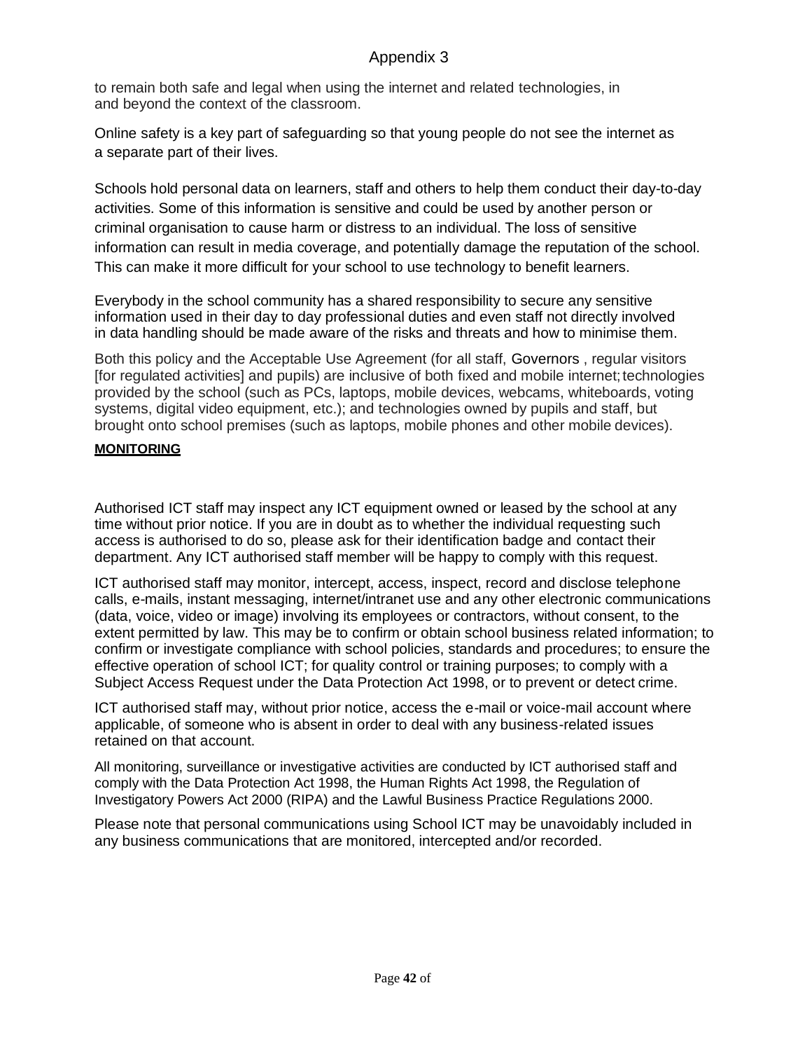# Appendix 3

to remain both safe and legal when using the internet and related technologies, in and beyond the context of the classroom.

Online safety is a key part of safeguarding so that young people do not see the internet as a separate part of their lives.

Schools hold personal data on learners, staff and others to help them conduct their day-to-day activities. Some of this information is sensitive and could be used by another person or criminal organisation to cause harm or distress to an individual. The loss of sensitive information can result in media coverage, and potentially damage the reputation of the school. This can make it more difficult for your school to use technology to benefit learners.

Everybody in the school community has a shared responsibility to secure any sensitive information used in their day to day professional duties and even staff not directly involved in data handling should be made aware of the risks and threats and how to minimise them.

Both this policy and the Acceptable Use Agreement (for all staff, Governors , regular visitors [for regulated activities] and pupils) are inclusive of both fixed and mobile internet; technologies provided by the school (such as PCs, laptops, mobile devices, webcams, whiteboards, voting systems, digital video equipment, etc.); and technologies owned by pupils and staff, but brought onto school premises (such as laptops, mobile phones and other mobile devices).

**MONITORING**

Authorised ICT staff may inspect any ICT equipment owned or leased by the school at any time without prior notice. If you are in doubt as to whether the individual requesting such access is authorised to do so, please ask for their identification badge and contact their department. Any ICT authorised staff member will be happy to comply with this request.

ICT authorised staff may monitor, intercept, access, inspect, record and disclose telephone calls, e-mails, instant messaging, internet/intranet use and any other electronic communications (data, voice, video or image) involving its employees or contractors, without consent, to the extent permitted by law. This may be to confirm or obtain school business related information; to confirm or investigate compliance with school policies, standards and procedures; to ensure the effective operation of school ICT; for quality control or training purposes; to comply with a Subject Access Request under the Data Protection Act 1998, or to prevent or detect crime.

ICT authorised staff may, without prior notice, access the e-mail or voice-mail account where applicable, of someone who is absent in order to deal with any business-related issues retained on that account.

All monitoring, surveillance or investigative activities are conducted by ICT authorised staff and comply with the Data Protection Act 1998, the Human Rights Act 1998, the Regulation of Investigatory Powers Act 2000 (RIPA) and the Lawful Business Practice Regulations 2000.

Please note that personal communications using School ICT may be unavoidably included in any business communications that are monitored, intercepted and/or recorded.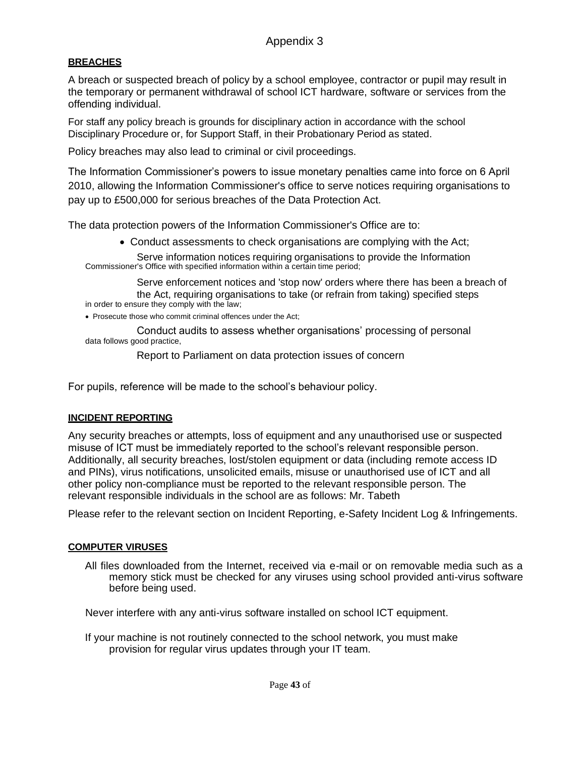# Appendix 3

## BREACHES

A breach or suspected breach of policy by a school employee, contractor or pupil may result in the temporary or permanent withdrawal of school ICT hardware, software or services from the offending individual.

For staff any policy breach is grounds for disciplinary action in accordance with the school Disciplinary Procedure or, for Support Staff, in their Probationary Period as stated.

Policy breaches may also lead to criminal or civil proceedings.

The Information Commissioner's powers to issue monetary penalties came into force on 6 April 2010, allowing the Information Commissioner's office to serve notices requiring organisations to pay up to £500,000 for serious breaches of the Data Protection Act.

The data protection powers of the Information Commissioner's Office are to:

- Conduct assessments to check organisations are complying with the Act;
- Serve information notices requiring organisations to provide the Information Commissioner's Office with specified information within a certain time period;
- Serve enforcement notices and 'stop now' orders where there has been a breach of the Act, requiring organisations to take (or refrain from taking) specified steps in order to ensure they comply with the law;
- Prosecute those who commit criminal offences under the Act;
- Conduct audits to assess whether organisations' processing of personal data follows good practice,
- Report to Parliament on data protection issues of concern

For pupils, reference will be made to the school's behaviour policy.

## INCIDENT REPORTING

Any security breaches or attempts, loss of equipment and any unauthorised use or suspected misuse of ICT must be immediately reported to the school's relevant responsible person. Additionally, all security breaches, lost/stolen equipment or data (including remote access ID and PINs), virus notifications, unsolicited emails, misuse or unauthorised use of ICT and all other policy non-compliance must be reported to the relevant responsible person. The relevant responsible individuals in the school are as follows: Mr. Tabeth

Please refer to the relevant section on Incident Reporting, e-Safety Incident Log & Infringements.

## COMPUTER VIRUSES

All files downloaded from the Internet, received via e-mail or on removable media such as a memory stick must be checked for any viruses using school provided anti-virus software before being used.

Never interfere with any anti-virus software installed on school ICT equipment.

If your machine is not routinely connected to the school network, you must make provision for regular virus updates through your IT team.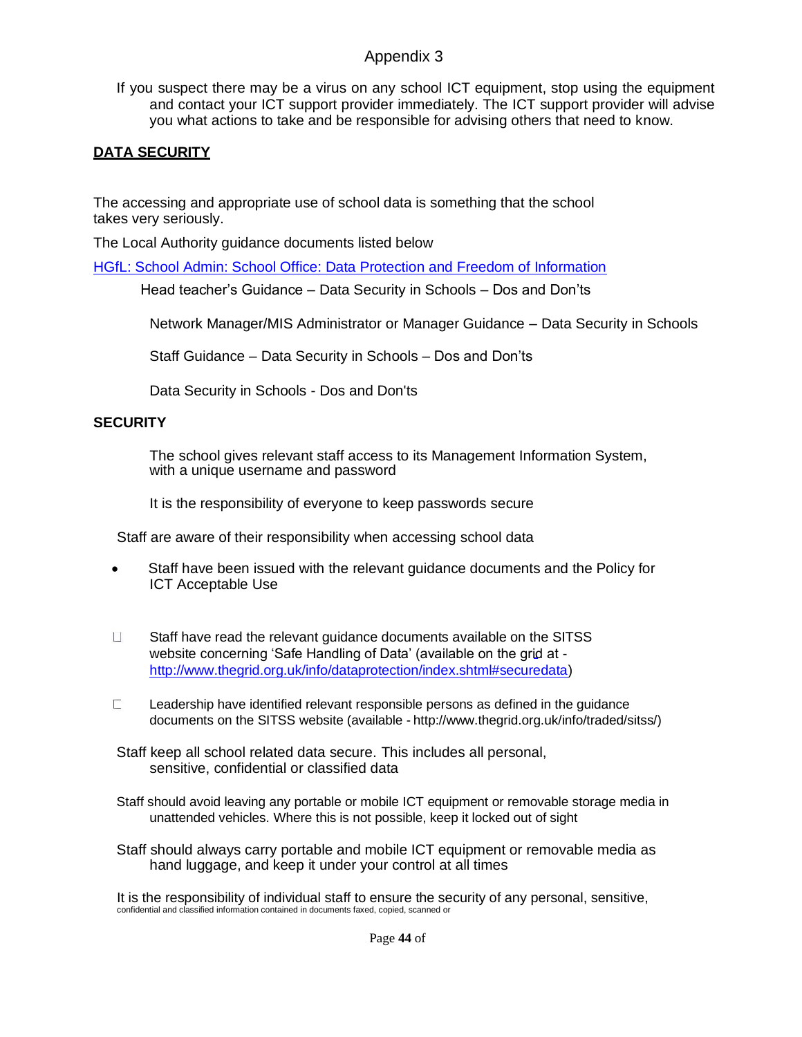Appendix 3

If you suspect there may be a virus on any school ICT equipment, stop using the equipment and contact your ICT support provider immediately. The ICT support provider will advise you what actions to take and be responsible for advising others that need to know.

## DATA SECURITY

The accessing and appropriate use of school data is something that the school takes very seriously.

The Local Authority guidance documents listed below

[HGfL: School Admin: School Office: Data Protection and Freedom of Information](HGfL: School Admin: School Office: Data Protection and Freedom of Information)

Head teacher's Guidance – Data Security in Schools – Dos and Don'ts

Network Manager/MIS Administrator or Manager Guidance – Data Security in Schools

Staff Guidance – Data Security in Schools – Dos and Don'ts

Data Security in Schools - Dos and Don'ts

### SECURITY

The school gives relevant staff access to its Management Information System, with a unique username and password

It is the responsibility of everyone to keep passwords secure

Staff are aware of their responsibility when accessing school data

- Staff have been issued with the relevant guidance documents and the Policy for ICT Acceptable Use

- Staff have read the relevant guidance documents available on the SITSS website concerning 'Safe Handling of Data' (available on the grid at - [http://www.thegrid.org.uk/info/dataprotection/index.shtml#securedata](http://www.thegrid.org.uk/info/dataprotection/index.shtml#securedata))

- Leadership have identified relevant responsible persons as defined in the guidance documents on the SITSS website (available - http://www.thegrid.org.uk/info/traded/sitss/)

Staff keep all school related data secure. This includes all personal, sensitive, confidential or classified data

Staff should avoid leaving any portable or mobile ICT equipment or removable storage media in unattended vehicles. Where this is not possible, keep it locked out of sight

Staff should always carry portable and mobile ICT equipment or removable media as hand luggage, and keep it under your control at all times

It is the responsibility of individual staff to ensure the security of any personal, sensitive, confidential and classified information contained in documents faxed, copied, scanned or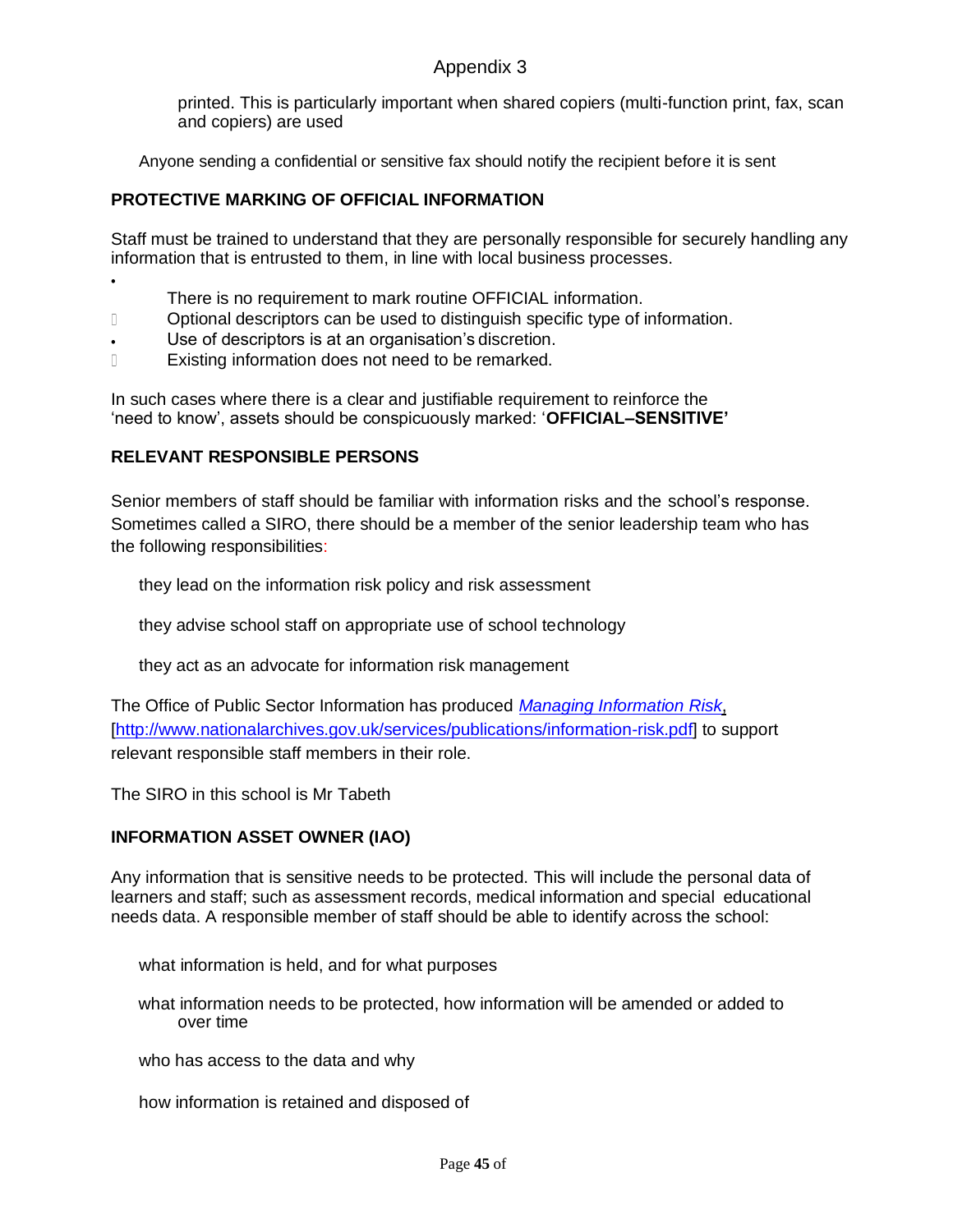printed. This is particularly important when shared copiers (multi-function print, fax, scan and copiers) are used

Anyone sending a confidential or sensitive fax should notify the recipient before it is sent

## PROTECTIVE MARKING OF OFFICIAL INFORMATION

Staff must be trained to understand that they are personally responsible for securely handling any information that is entrusted to them, in line with local business processes.

- There is no requirement to mark routine OFFICIAL information.
- Optional descriptors can be used to distinguish specific type of information.
- Use of descriptors is at an organisation's discretion.
- Existing information does not need to be remarked.

In such cases where there is a clear and justifiable requirement to reinforce the 'need to know', assets should be conspicuously marked: '**OFFICIAL–SENSITIVE'**

## RELEVANT RESPONSIBLE PERSONS

Senior members of staff should be familiar with information risks and the school's response. Sometimes called a SIRO, there should be a member of the senior leadership team who has the following responsibilities:

they lead on the information risk policy and risk assessment

they advise school staff on appropriate use of school technology

they act as an advocate for information risk management

The Office of Public Sector Information has produced *Managing Information Risk*, [http://www.nationalarchives.gov.uk/services/publications/information-risk.pdf] to support relevant responsible staff members in their role.

The SIRO in this school is Mr Tabeth

## INFORMATION ASSET OWNER (IAO)

Any information that is sensitive needs to be protected. This will include the personal data of learners and staff; such as assessment records, medical information and special educational needs data. A responsible member of staff should be able to identify across the school:

what information is held, and for what purposes

what information needs to be protected, how information will be amended or added to over time

who has access to the data and why

how information is retained and disposed of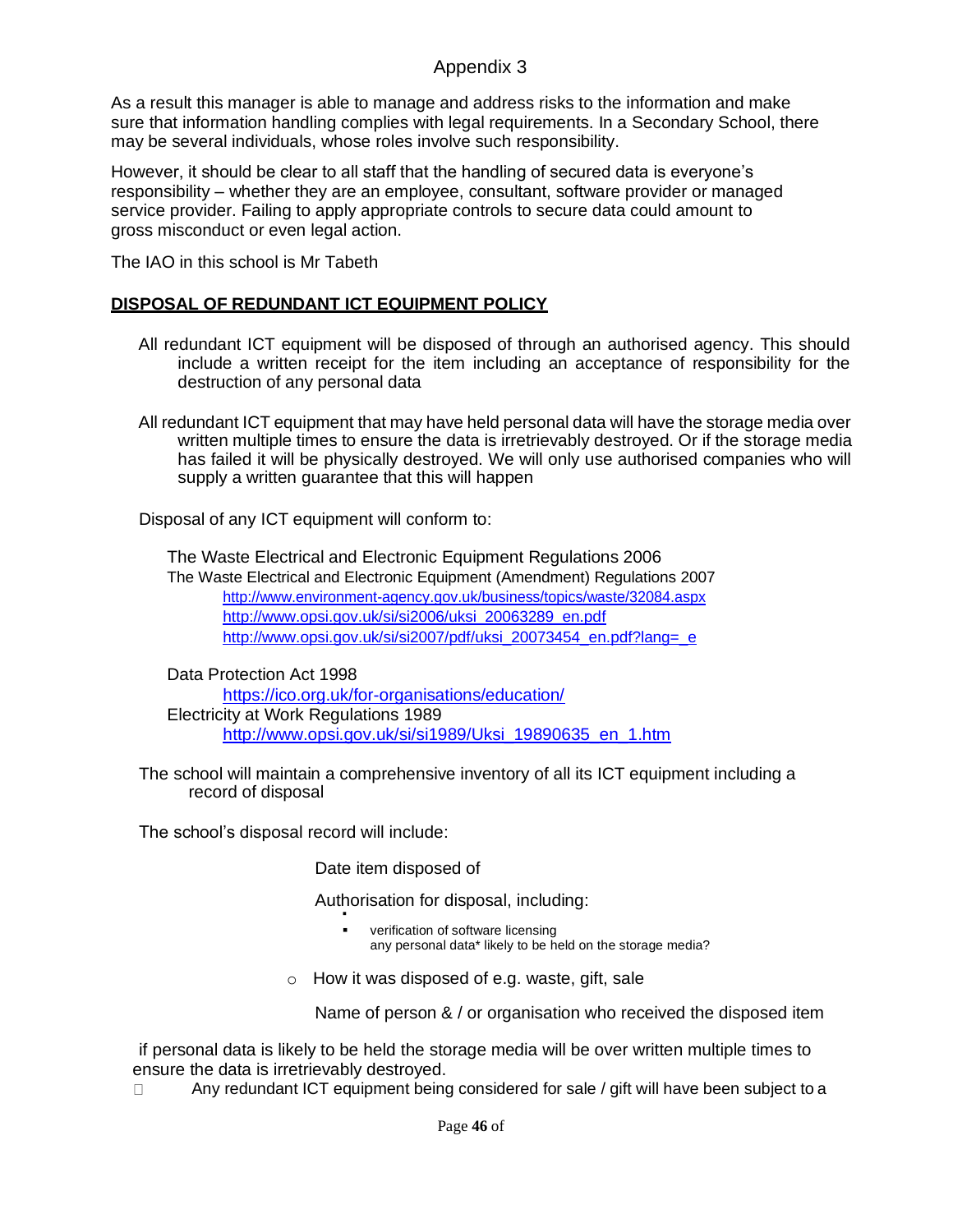Appendix 3

As a result this manager is able to manage and address risks to the information and make sure that information handling complies with legal requirements. In a Secondary School, there may be several individuals, whose roles involve such responsibility.

However, it should be clear to all staff that the handling of secured data is everyone's responsibility – whether they are an employee, consultant, software provider or managed service provider. Failing to apply appropriate controls to secure data could amount to gross misconduct or even legal action.

The IAO in this school is Mr Tabeth

## DISPOSAL OF REDUNDANT ICT EQUIPMENT POLICY

All redundant ICT equipment will be disposed of through an authorised agency. This should include a written receipt for the item including an acceptance of responsibility for the destruction of any personal data

All redundant ICT equipment that may have held personal data will have the storage media over written multiple times to ensure the data is irretrievably destroyed. Or if the storage media has failed it will be physically destroyed. We will only use authorised companies who will supply a written guarantee that this will happen

Disposal of any ICT equipment will conform to:

The Waste Electrical and Electronic Equipment Regulations 2006
The Waste Electrical and Electronic Equipment (Amendment) Regulations 2007
http://www.environment-agency.gov.uk/business/topics/waste/32084.aspx
http://www.opsi.gov.uk/si/si2006/uksi_20063289_en.pdf
http://www.opsi.gov.uk/si/si2007/pdf/uksi_20073454_en.pdf?lang=_e

Data Protection Act 1998
https://ico.org.uk/for-organisations/education/
Electricity at Work Regulations 1989
http://www.opsi.gov.uk/si/si1989/Uksi_19890635_en_1.htm

The school will maintain a comprehensive inventory of all its ICT equipment including a record of disposal

The school's disposal record will include:

Date item disposed of

Authorisation for disposal, including:

- verification of software licensing
- any personal data* likely to be held on the storage media?

- How it was disposed of e.g. waste, gift, sale

Name of person & / or organisation who received the disposed item

if personal data is likely to be held the storage media will be over written multiple times to ensure the data is irretrievably destroyed.

- Any redundant ICT equipment being considered for sale / gift will have been subject to a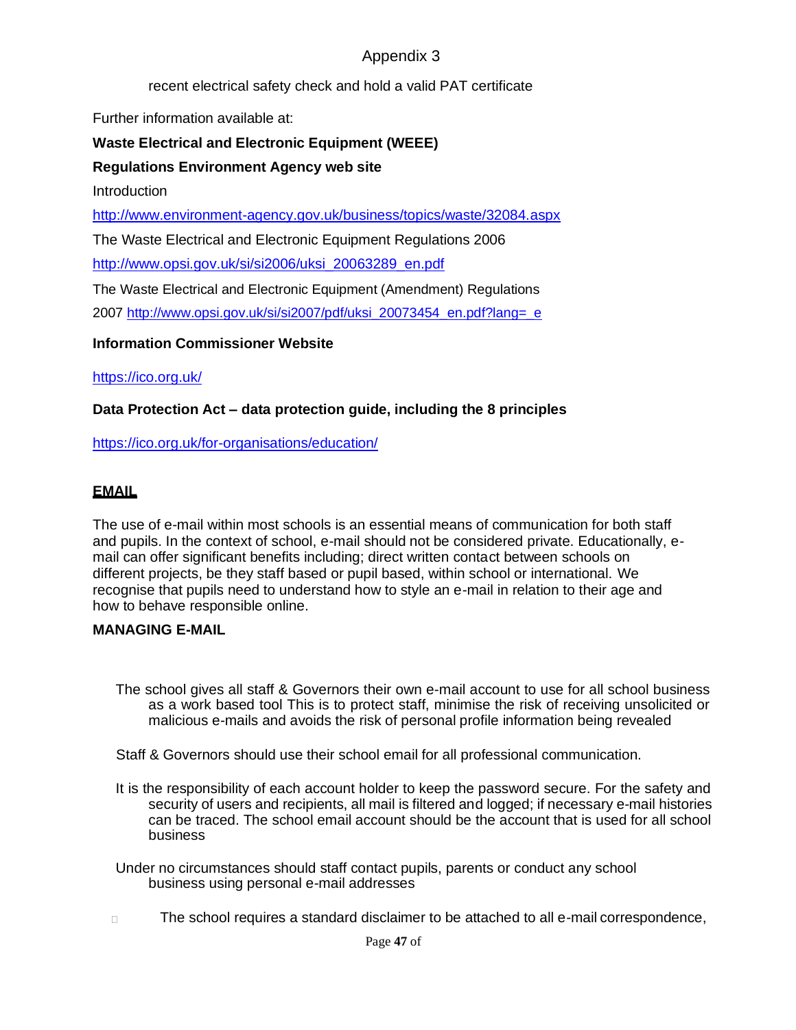Appendix 3

recent electrical safety check and hold a valid PAT certificate

Further information available at:

**Waste Electrical and Electronic Equipment (WEEE)**

**Regulations Environment Agency web site**

Introduction

http://www.environment-agency.gov.uk/business/topics/waste/32084.aspx

The Waste Electrical and Electronic Equipment Regulations 2006

http://www.opsi.gov.uk/si/si2006/uksi_20063289_en.pdf

The Waste Electrical and Electronic Equipment (Amendment) Regulations 2007 http://www.opsi.gov.uk/si/si2007/pdf/uksi_20073454_en.pdf?lang=_e

**Information Commissioner Website**

https://ico.org.uk/

**Data Protection Act – data protection guide, including the 8 principles**

https://ico.org.uk/for-organisations/education/

## EMAIL

The use of e-mail within most schools is an essential means of communication for both staff and pupils. In the context of school, e-mail should not be considered private. Educationally, e-mail can offer significant benefits including; direct written contact between schools on different projects, be they staff based or pupil based, within school or international. We recognise that pupils need to understand how to style an e-mail in relation to their age and how to behave responsible online.

### MANAGING E-MAIL

The school gives all staff & Governors their own e-mail account to use for all school business as a work based tool This is to protect staff, minimise the risk of receiving unsolicited or malicious e-mails and avoids the risk of personal profile information being revealed

Staff & Governors should use their school email for all professional communication.

It is the responsibility of each account holder to keep the password secure. For the safety and security of users and recipients, all mail is filtered and logged; if necessary e-mail histories can be traced. The school email account should be the account that is used for all school business

Under no circumstances should staff contact pupils, parents or conduct any school business using personal e-mail addresses

- The school requires a standard disclaimer to be attached to all e-mail correspondence,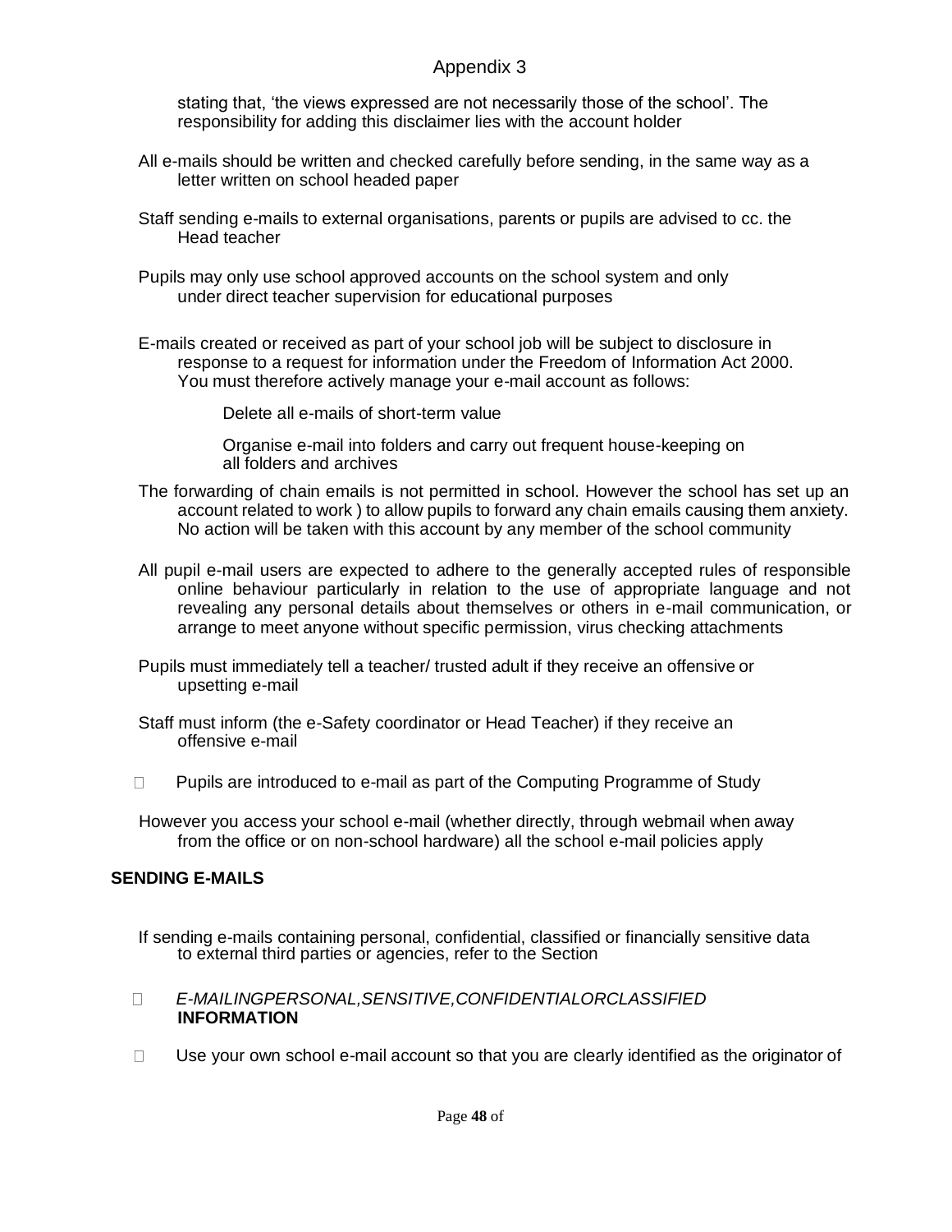stating that, 'the views expressed are not necessarily those of the school'. The responsibility for adding this disclaimer lies with the account holder

All e-mails should be written and checked carefully before sending, in the same way as a letter written on school headed paper

Staff sending e-mails to external organisations, parents or pupils are advised to cc. the Head teacher

Pupils may only use school approved accounts on the school system and only under direct teacher supervision for educational purposes

E-mails created or received as part of your school job will be subject to disclosure in response to a request for information under the Freedom of Information Act 2000. You must therefore actively manage your e-mail account as follows:

Delete all e-mails of short-term value

Organise e-mail into folders and carry out frequent house-keeping on all folders and archives

The forwarding of chain emails is not permitted in school. However the school has set up an account related to work ) to allow pupils to forward any chain emails causing them anxiety. No action will be taken with this account by any member of the school community

All pupil e-mail users are expected to adhere to the generally accepted rules of responsible online behaviour particularly in relation to the use of appropriate language and not revealing any personal details about themselves or others in e-mail communication, or arrange to meet anyone without specific permission, virus checking attachments

Pupils must immediately tell a teacher/ trusted adult if they receive an offensive or upsetting e-mail

Staff must inform (the e-Safety coordinator or Head Teacher) if they receive an offensive e-mail

- Pupils are introduced to e-mail as part of the Computing Programme of Study

However you access your school e-mail (whether directly, through webmail when away from the office or on non-school hardware) all the school e-mail policies apply

## SENDING E-MAILS

If sending e-mails containing personal, confidential, classified or financially sensitive data to external third parties or agencies, refer to the Section

- *E-MAILINGPERSONAL,SENSITIVE,CONFIDENTIALORCLASSIFIED* **INFORMATION**
- Use your own school e-mail account so that you are clearly identified as the originator of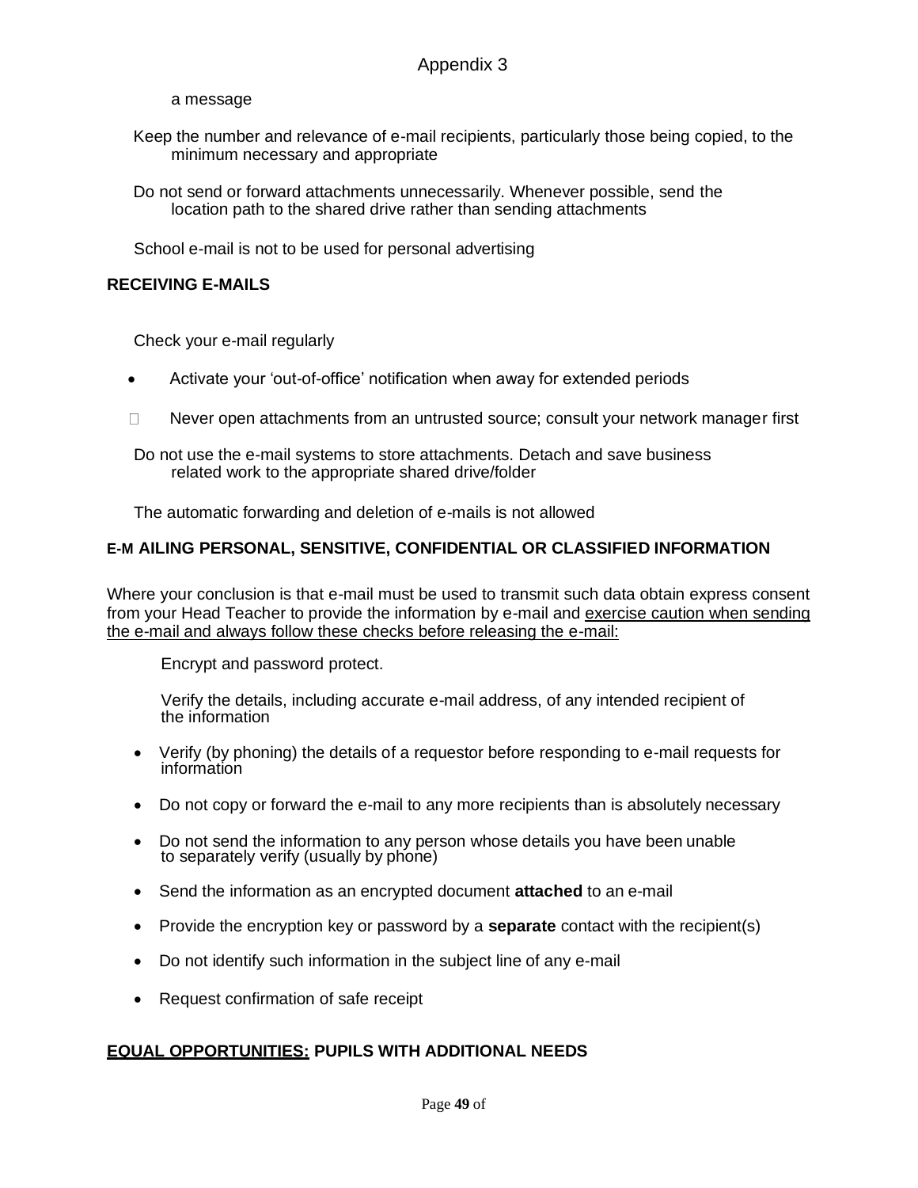a message

- Keep the number and relevance of e-mail recipients, particularly those being copied, to the minimum necessary and appropriate
- Do not send or forward attachments unnecessarily. Whenever possible, send the location path to the shared drive rather than sending attachments
- School e-mail is not to be used for personal advertising

**RECEIVING E-MAILS**

- Check your e-mail regularly
- Activate your 'out-of-office' notification when away for extended periods
- Never open attachments from an untrusted source; consult your network manager first
- Do not use the e-mail systems to store attachments. Detach and save business related work to the appropriate shared drive/folder
- The automatic forwarding and deletion of e-mails is not allowed

**E-MAILING PERSONAL, SENSITIVE, CONFIDENTIAL OR CLASSIFIED INFORMATION**

Where your conclusion is that e-mail must be used to transmit such data obtain express consent from your Head Teacher to provide the information by e-mail and <u>exercise caution when sending the e-mail and always follow these checks before releasing the e-mail:</u>

- Encrypt and password protect.
- Verify the details, including accurate e-mail address, of any intended recipient of the information
- Verify (by phoning) the details of a requestor before responding to e-mail requests for information
- Do not copy or forward the e-mail to any more recipients than is absolutely necessary
- Do not send the information to any person whose details you have been unable to separately verify (usually by phone)
- Send the information as an encrypted document **attached** to an e-mail
- Provide the encryption key or password by a **separate** contact with the recipient(s)
- Do not identify such information in the subject line of any e-mail
- Request confirmation of safe receipt

**<u>EQUAL OPPORTUNITIES:</u> PUPILS WITH ADDITIONAL NEEDS**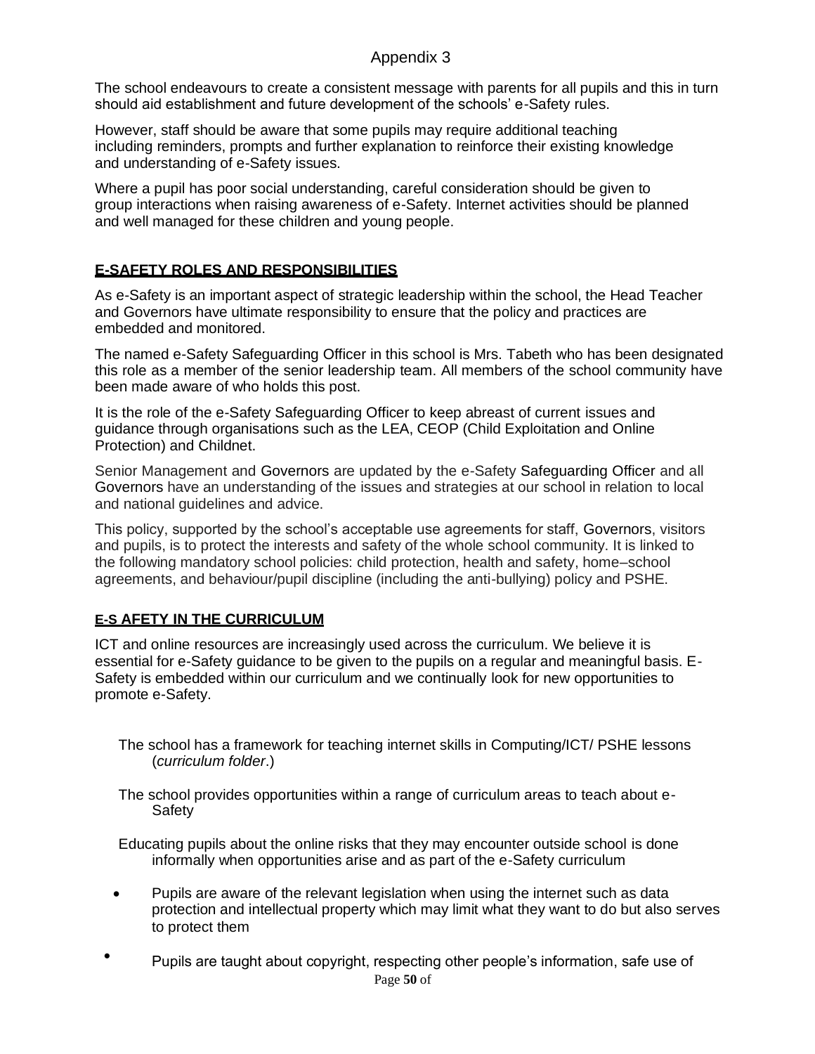## Appendix 3

The school endeavours to create a consistent message with parents for all pupils and this in turn should aid establishment and future development of the schools' e-Safety rules.

However, staff should be aware that some pupils may require additional teaching including reminders, prompts and further explanation to reinforce their existing knowledge and understanding of e-Safety issues.

Where a pupil has poor social understanding, careful consideration should be given to group interactions when raising awareness of e-Safety. Internet activities should be planned and well managed for these children and young people.

### E-SAFETY ROLES AND RESPONSIBILITIES

As e-Safety is an important aspect of strategic leadership within the school, the Head Teacher and Governors have ultimate responsibility to ensure that the policy and practices are embedded and monitored.

The named e-Safety Safeguarding Officer in this school is Mrs. Tabeth who has been designated this role as a member of the senior leadership team. All members of the school community have been made aware of who holds this post.

It is the role of the e-Safety Safeguarding Officer to keep abreast of current issues and guidance through organisations such as the LEA, CEOP (Child Exploitation and Online Protection) and Childnet.

Senior Management and Governors are updated by the e-Safety Safeguarding Officer and all Governors have an understanding of the issues and strategies at our school in relation to local and national guidelines and advice.

This policy, supported by the school's acceptable use agreements for staff, Governors, visitors and pupils, is to protect the interests and safety of the whole school community. It is linked to the following mandatory school policies: child protection, health and safety, home–school agreements, and behaviour/pupil discipline (including the anti-bullying) policy and PSHE.

### E-S AFETY IN THE CURRICULUM

ICT and online resources are increasingly used across the curriculum. We believe it is essential for e-Safety guidance to be given to the pupils on a regular and meaningful basis. E-Safety is embedded within our curriculum and we continually look for new opportunities to promote e-Safety.

The school has a framework for teaching internet skills in Computing/ICT/ PSHE lessons (*curriculum folder*.)

The school provides opportunities within a range of curriculum areas to teach about e-Safety

Educating pupils about the online risks that they may encounter outside school is done informally when opportunities arise and as part of the e-Safety curriculum

- Pupils are aware of the relevant legislation when using the internet such as data protection and intellectual property which may limit what they want to do but also serves to protect them
- Pupils are taught about copyright, respecting other people's information, safe use of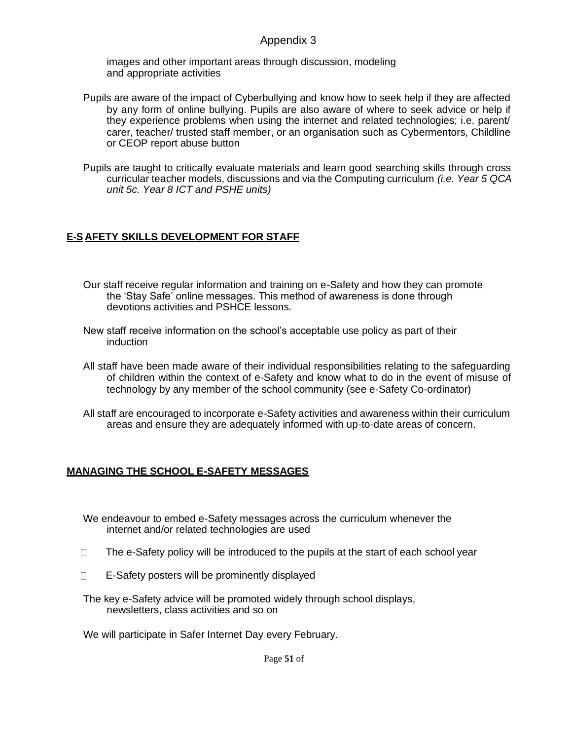images and other important areas through discussion, modeling and appropriate activities

Pupils are aware of the impact of Cyberbullying and know how to seek help if they are affected by any form of online bullying. Pupils are also aware of where to seek advice or help if they experience problems when using the internet and related technologies; i.e. parent/ carer, teacher/ trusted staff member, or an organisation such as Cybermentors, Childline or CEOP report abuse button

Pupils are taught to critically evaluate materials and learn good searching skills through cross curricular teacher models, discussions and via the Computing curriculum *(i.e. Year 5 QCA unit 5c. Year 8 ICT and PSHE units)*

## E-SAFETY SKILLS DEVELOPMENT FOR STAFF

Our staff receive regular information and training on e-Safety and how they can promote the 'Stay Safe' online messages. This method of awareness is done through devotions activities and PSHCE lessons.

New staff receive information on the school's acceptable use policy as part of their induction

All staff have been made aware of their individual responsibilities relating to the safeguarding of children within the context of e-Safety and know what to do in the event of misuse of technology by any member of the school community (see e-Safety Co-ordinator)

All staff are encouraged to incorporate e-Safety activities and awareness within their curriculum areas and ensure they are adequately informed with up-to-date areas of concern.

## MANAGING THE SCHOOL E-SAFETY MESSAGES

We endeavour to embed e-Safety messages across the curriculum whenever the internet and/or related technologies are used

- The e-Safety policy will be introduced to the pupils at the start of each school year
- E-Safety posters will be prominently displayed

The key e-Safety advice will be promoted widely through school displays, newsletters, class activities and so on

We will participate in Safer Internet Day every February.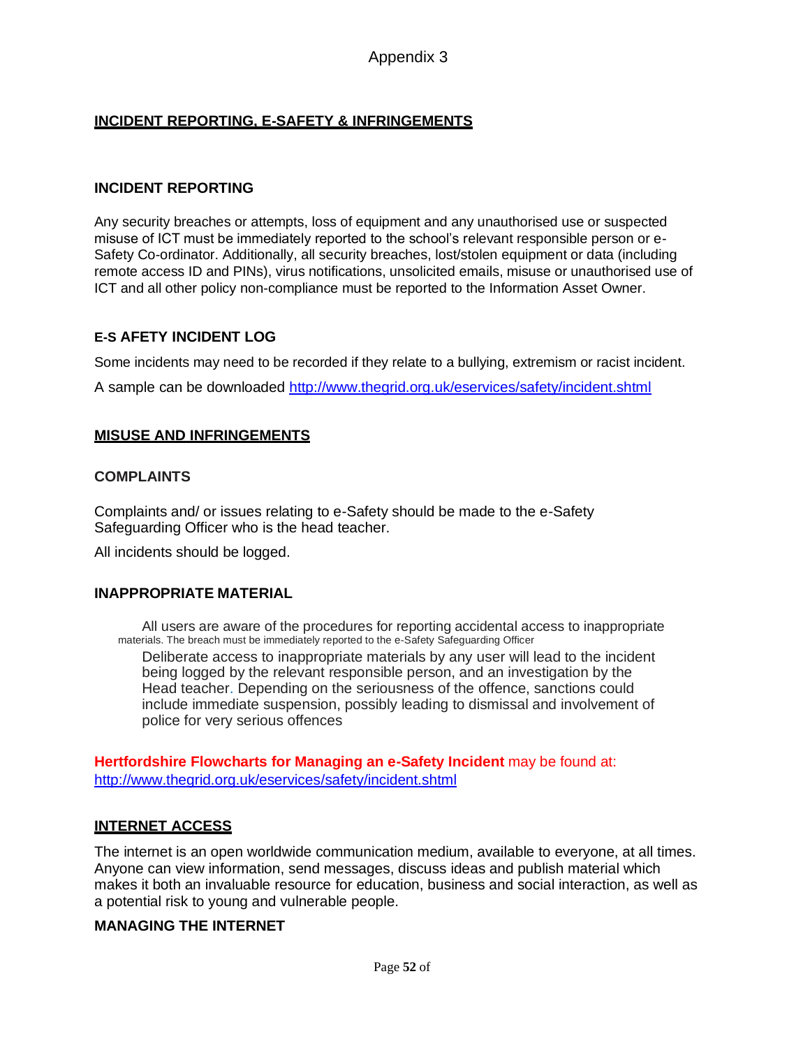Appendix 3

## INCIDENT REPORTING, E-SAFETY & INFRINGEMENTS

### INCIDENT REPORTING

Any security breaches or attempts, loss of equipment and any unauthorised use or suspected misuse of ICT must be immediately reported to the school's relevant responsible person or e-Safety Co-ordinator. Additionally, all security breaches, lost/stolen equipment or data (including remote access ID and PINs), virus notifications, unsolicited emails, misuse or unauthorised use of ICT and all other policy non-compliance must be reported to the Information Asset Owner.

### E-SAFETY INCIDENT LOG

Some incidents may need to be recorded if they relate to a bullying, extremism or racist incident.

A sample can be downloaded http://www.thegrid.org.uk/eservices/safety/incident.shtml

## MISUSE AND INFRINGEMENTS

### COMPLAINTS

Complaints and/ or issues relating to e-Safety should be made to the e-Safety Safeguarding Officer who is the head teacher.

All incidents should be logged.

### INAPPROPRIATE MATERIAL

All users are aware of the procedures for reporting accidental access to inappropriate materials. The breach must be immediately reported to the e-Safety Safeguarding Officer

Deliberate access to inappropriate materials by any user will lead to the incident being logged by the relevant responsible person, and an investigation by the Head teacher. Depending on the seriousness of the offence, sanctions could include immediate suspension, possibly leading to dismissal and involvement of police for very serious offences

**Hertfordshire Flowcharts for Managing an e-Safety Incident** may be found at: http://www.thegrid.org.uk/eservices/safety/incident.shtml

## INTERNET ACCESS

The internet is an open worldwide communication medium, available to everyone, at all times. Anyone can view information, send messages, discuss ideas and publish material which makes it both an invaluable resource for education, business and social interaction, as well as a potential risk to young and vulnerable people.

### MANAGING THE INTERNET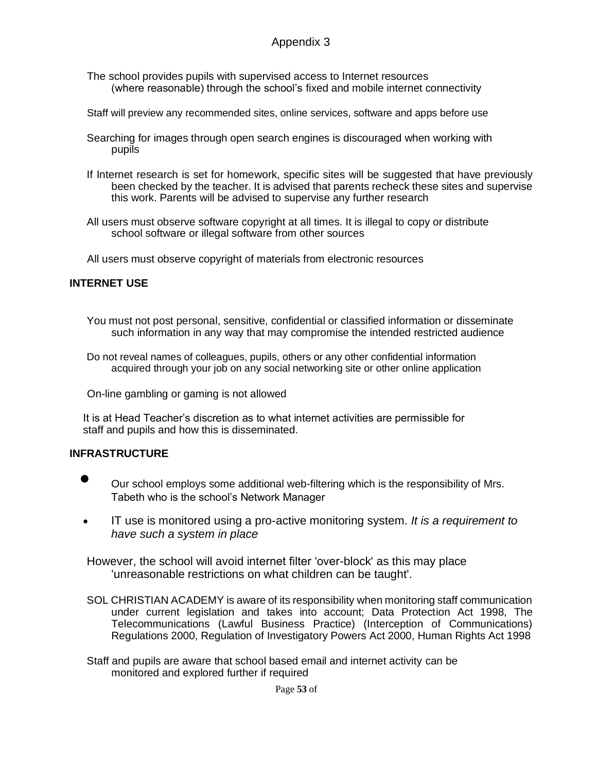Appendix 3

The school provides pupils with supervised access to Internet resources (where reasonable) through the school's fixed and mobile internet connectivity

Staff will preview any recommended sites, online services, software and apps before use

Searching for images through open search engines is discouraged when working with pupils

If Internet research is set for homework, specific sites will be suggested that have previously been checked by the teacher. It is advised that parents recheck these sites and supervise this work. Parents will be advised to supervise any further research

All users must observe software copyright at all times. It is illegal to copy or distribute school software or illegal software from other sources

All users must observe copyright of materials from electronic resources

**INTERNET USE**

You must not post personal, sensitive, confidential or classified information or disseminate such information in any way that may compromise the intended restricted audience

Do not reveal names of colleagues, pupils, others or any other confidential information acquired through your job on any social networking site or other online application

On-line gambling or gaming is not allowed

It is at Head Teacher's discretion as to what internet activities are permissible for staff and pupils and how this is disseminated.

**INFRASTRUCTURE**

- Our school employs some additional web-filtering which is the responsibility of Mrs. Tabeth who is the school's Network Manager
- IT use is monitored using a pro-active monitoring system. *It is a requirement to have such a system in place*

However, the school will avoid internet filter 'over-block' as this may place 'unreasonable restrictions on what children can be taught'.

SOL CHRISTIAN ACADEMY is aware of its responsibility when monitoring staff communication under current legislation and takes into account; Data Protection Act 1998, The Telecommunications (Lawful Business Practice) (Interception of Communications) Regulations 2000, Regulation of Investigatory Powers Act 2000, Human Rights Act 1998

Staff and pupils are aware that school based email and internet activity can be monitored and explored further if required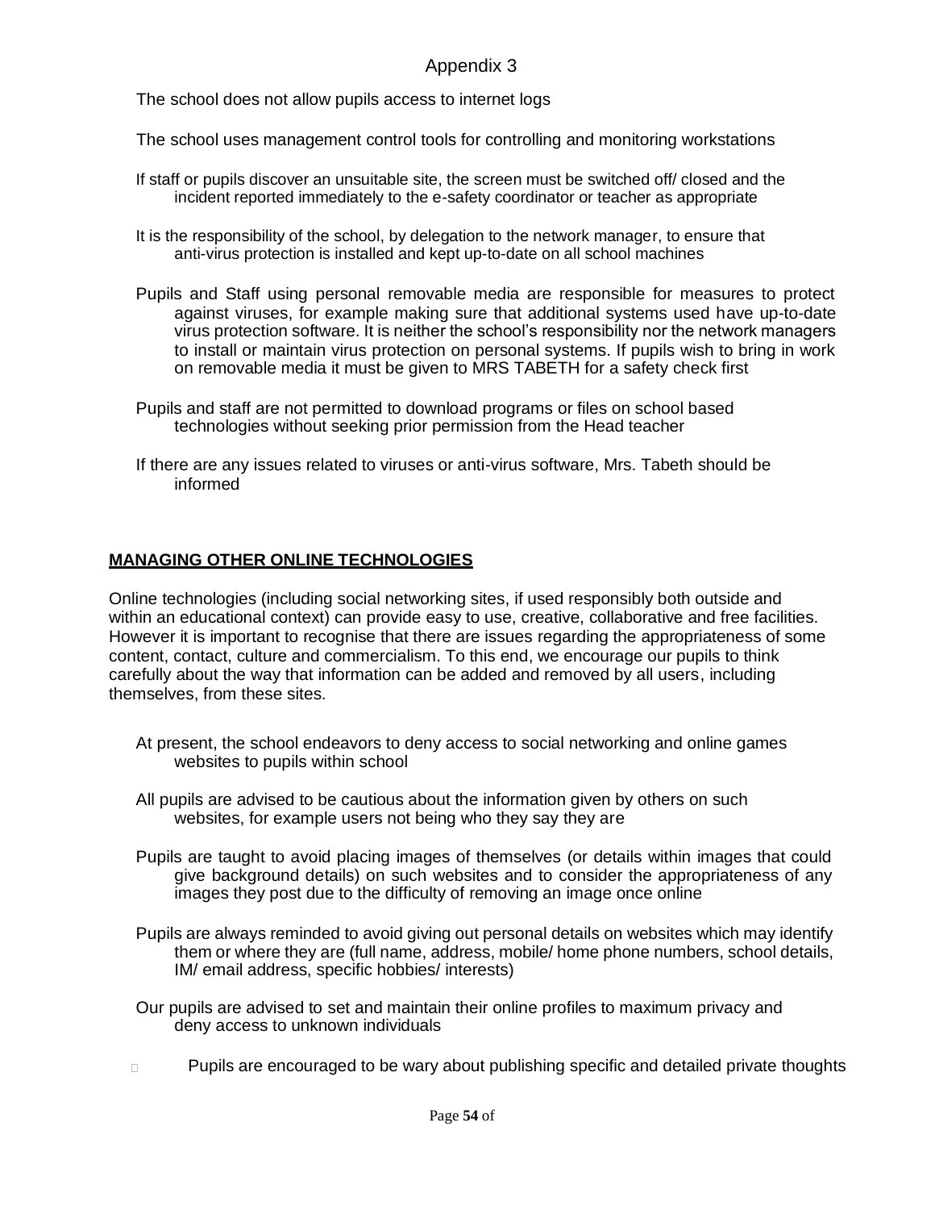Appendix 3

- The school does not allow pupils access to internet logs
- The school uses management control tools for controlling and monitoring workstations
- If staff or pupils discover an unsuitable site, the screen must be switched off/ closed and the incident reported immediately to the e-safety coordinator or teacher as appropriate
- It is the responsibility of the school, by delegation to the network manager, to ensure that anti-virus protection is installed and kept up-to-date on all school machines
- Pupils and Staff using personal removable media are responsible for measures to protect against viruses, for example making sure that additional systems used have up-to-date virus protection software. It is neither the school's responsibility nor the network managers to install or maintain virus protection on personal systems. If pupils wish to bring in work on removable media it must be given to MRS TABETH for a safety check first
- Pupils and staff are not permitted to download programs or files on school based technologies without seeking prior permission from the Head teacher
- If there are any issues related to viruses or anti-virus software, Mrs. Tabeth should be informed

## MANAGING OTHER ONLINE TECHNOLOGIES

Online technologies (including social networking sites, if used responsibly both outside and within an educational context) can provide easy to use, creative, collaborative and free facilities. However it is important to recognise that there are issues regarding the appropriateness of some content, contact, culture and commercialism. To this end, we encourage our pupils to think carefully about the way that information can be added and removed by all users, including themselves, from these sites.

- At present, the school endeavors to deny access to social networking and online games websites to pupils within school
- All pupils are advised to be cautious about the information given by others on such websites, for example users not being who they say they are
- Pupils are taught to avoid placing images of themselves (or details within images that could give background details) on such websites and to consider the appropriateness of any images they post due to the difficulty of removing an image once online
- Pupils are always reminded to avoid giving out personal details on websites which may identify them or where they are (full name, address, mobile/ home phone numbers, school details, IM/ email address, specific hobbies/ interests)
- Our pupils are advised to set and maintain their online profiles to maximum privacy and deny access to unknown individuals
- Pupils are encouraged to be wary about publishing specific and detailed private thoughts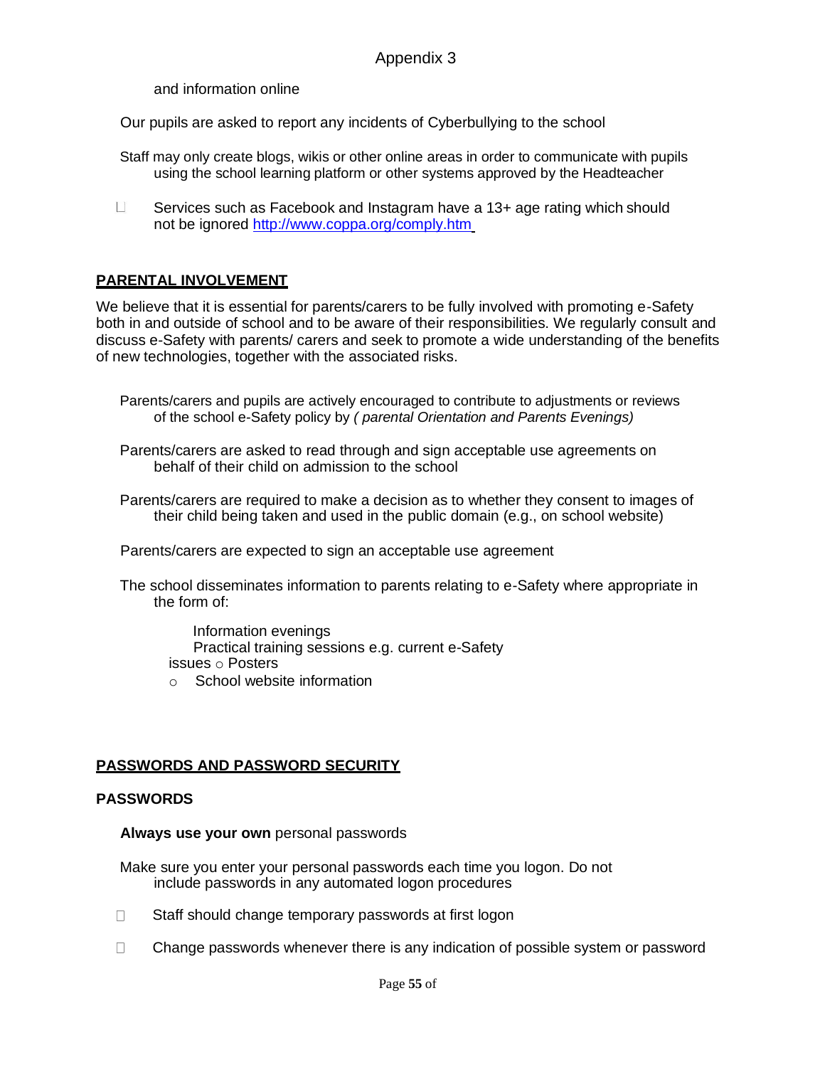and information online

- Our pupils are asked to report any incidents of Cyberbullying to the school

- Staff may only create blogs, wikis or other online areas in order to communicate with pupils using the school learning platform or other systems approved by the Headteacher

- Services such as Facebook and Instagram have a 13+ age rating which should not be ignored [http://www.coppa.org/comply.htm](http://www.coppa.org/comply.htm)

## PARENTAL INVOLVEMENT

We believe that it is essential for parents/carers to be fully involved with promoting e-Safety both in and outside of school and to be aware of their responsibilities. We regularly consult and discuss e-Safety with parents/ carers and seek to promote a wide understanding of the benefits of new technologies, together with the associated risks.

- Parents/carers and pupils are actively encouraged to contribute to adjustments or reviews of the school e-Safety policy by *( parental Orientation and Parents Evenings)*

- Parents/carers are asked to read through and sign acceptable use agreements on behalf of their child on admission to the school

- Parents/carers are required to make a decision as to whether they consent to images of their child being taken and used in the public domain (e.g., on school website)

- Parents/carers are expected to sign an acceptable use agreement

- The school disseminates information to parents relating to e-Safety where appropriate in the form of:

  - Information evenings
  - Practical training sessions e.g. current e-Safety issues
  - Posters
  - School website information

## PASSWORDS AND PASSWORD SECURITY

### PASSWORDS

- **Always use your own** personal passwords

- Make sure you enter your personal passwords each time you logon. Do not include passwords in any automated logon procedures

- Staff should change temporary passwords at first logon

- Change passwords whenever there is any indication of possible system or password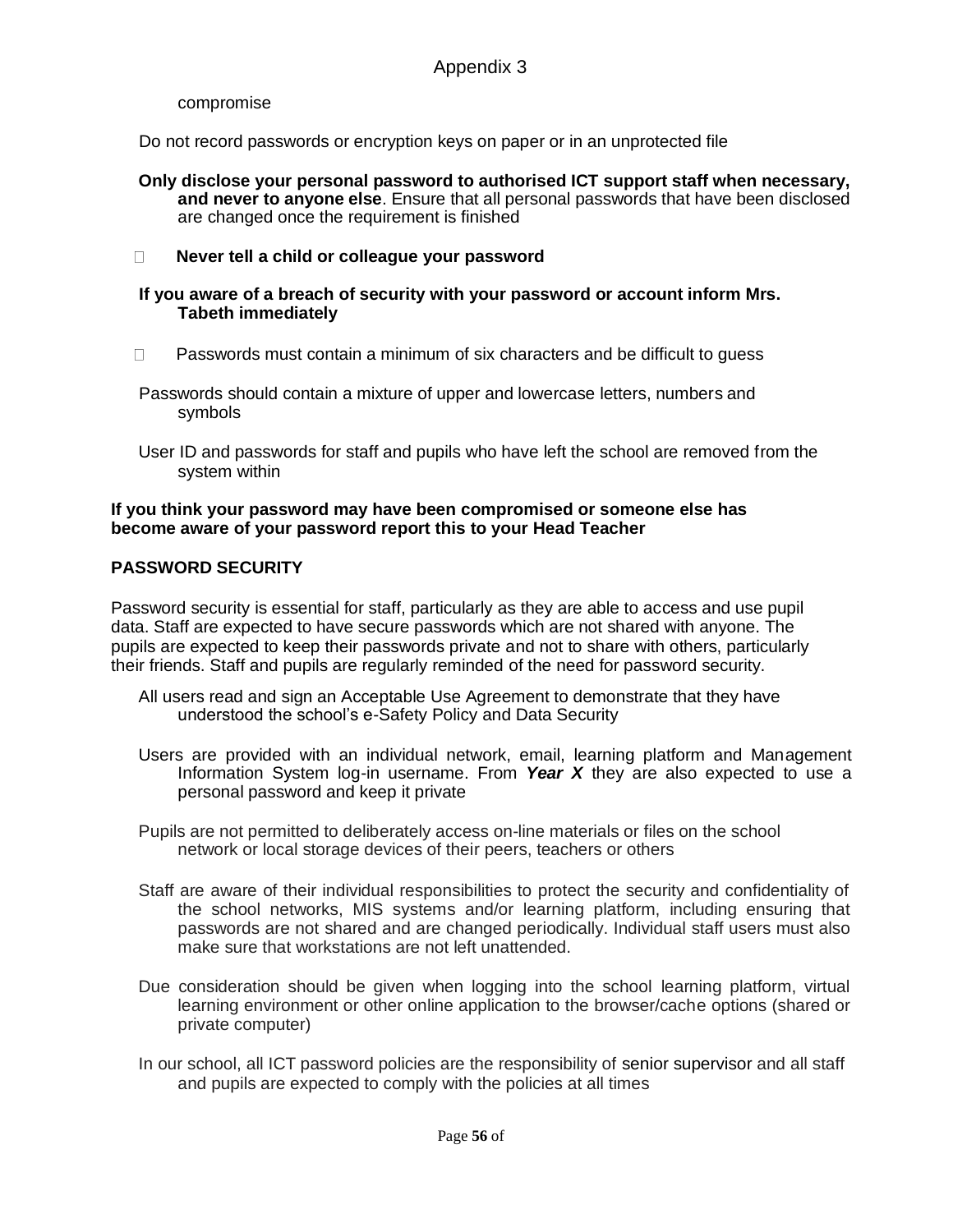compromise

- Do not record passwords or encryption keys on paper or in an unprotected file

- **Only disclose your personal password to authorised ICT support staff when necessary, and never to anyone else**. Ensure that all personal passwords that have been disclosed are changed once the requirement is finished

- **Never tell a child or colleague your password**

- **If you aware of a breach of security with your password or account inform Mrs. Tabeth immediately**

- Passwords must contain a minimum of six characters and be difficult to guess

- Passwords should contain a mixture of upper and lowercase letters, numbers and symbols

- User ID and passwords for staff and pupils who have left the school are removed from the system within

**If you think your password may have been compromised or someone else has become aware of your password report this to your Head Teacher**

## PASSWORD SECURITY

Password security is essential for staff, particularly as they are able to access and use pupil data. Staff are expected to have secure passwords which are not shared with anyone. The pupils are expected to keep their passwords private and not to share with others, particularly their friends. Staff and pupils are regularly reminded of the need for password security.

- All users read and sign an Acceptable Use Agreement to demonstrate that they have understood the school's e-Safety Policy and Data Security

- Users are provided with an individual network, email, learning platform and Management Information System log-in username. From ***Year X*** they are also expected to use a personal password and keep it private

- Pupils are not permitted to deliberately access on-line materials or files on the school network or local storage devices of their peers, teachers or others

- Staff are aware of their individual responsibilities to protect the security and confidentiality of the school networks, MIS systems and/or learning platform, including ensuring that passwords are not shared and are changed periodically. Individual staff users must also make sure that workstations are not left unattended.

- Due consideration should be given when logging into the school learning platform, virtual learning environment or other online application to the browser/cache options (shared or private computer)

- In our school, all ICT password policies are the responsibility of senior supervisor and all staff and pupils are expected to comply with the policies at all times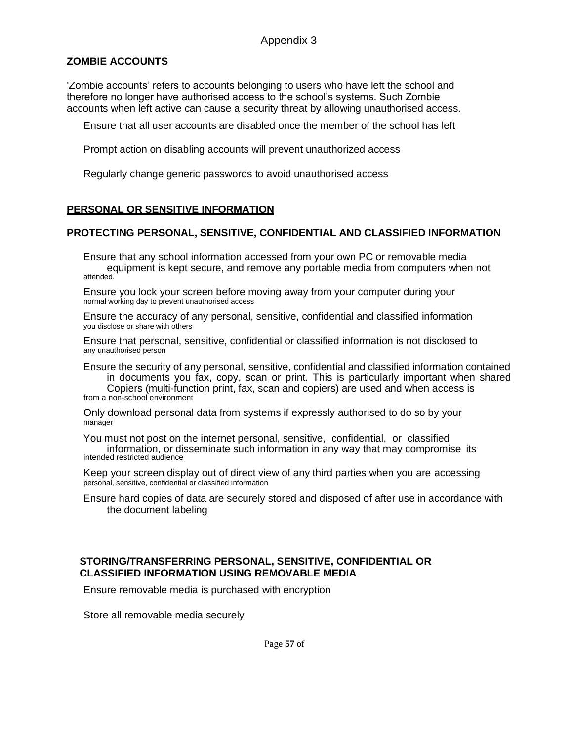Appendix 3

## ZOMBIE ACCOUNTS

'Zombie accounts' refers to accounts belonging to users who have left the school and therefore no longer have authorised access to the school's systems. Such Zombie accounts when left active can cause a security threat by allowing unauthorised access.

Ensure that all user accounts are disabled once the member of the school has left

Prompt action on disabling accounts will prevent unauthorized access

Regularly change generic passwords to avoid unauthorised access

## PERSONAL OR SENSITIVE INFORMATION

### PROTECTING PERSONAL, SENSITIVE, CONFIDENTIAL AND CLASSIFIED INFORMATION

Ensure that any school information accessed from your own PC or removable media equipment is kept secure, and remove any portable media from computers when not attended.

Ensure you lock your screen before moving away from your computer during your normal working day to prevent unauthorised access

Ensure the accuracy of any personal, sensitive, confidential and classified information you disclose or share with others

Ensure that personal, sensitive, confidential or classified information is not disclosed to any unauthorised person

Ensure the security of any personal, sensitive, confidential and classified information contained in documents you fax, copy, scan or print. This is particularly important when shared Copiers (multi-function print, fax, scan and copiers) are used and when access is from a non-school environment

Only download personal data from systems if expressly authorised to do so by your manager

You must not post on the internet personal, sensitive, confidential, or classified information, or disseminate such information in any way that may compromise its intended restricted audience

Keep your screen display out of direct view of any third parties when you are accessing personal, sensitive, confidential or classified information

Ensure hard copies of data are securely stored and disposed of after use in accordance with the document labeling

### STORING/TRANSFERRING PERSONAL, SENSITIVE, CONFIDENTIAL OR CLASSIFIED INFORMATION USING REMOVABLE MEDIA

Ensure removable media is purchased with encryption

Store all removable media securely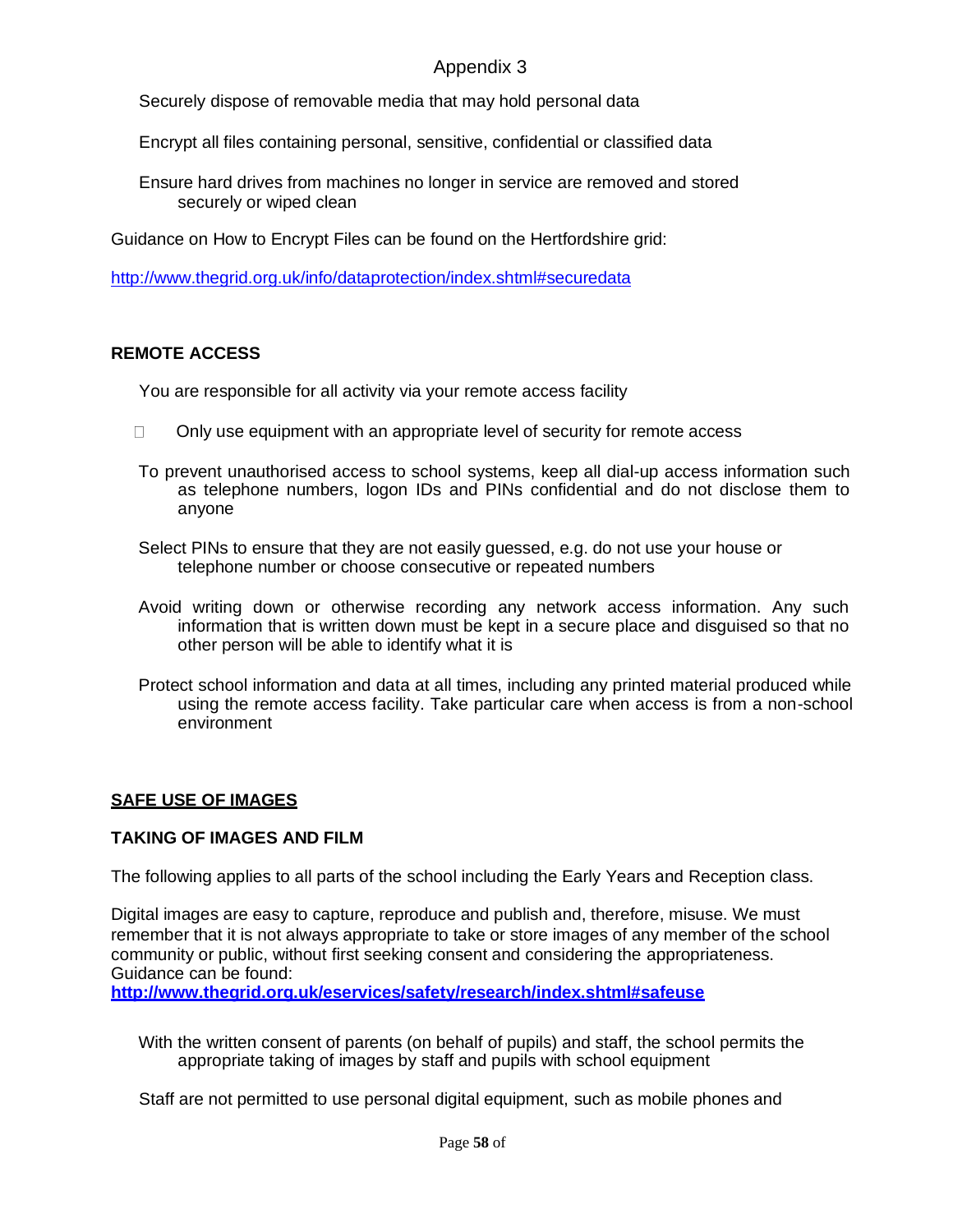Appendix 3

- Securely dispose of removable media that may hold personal data
- Encrypt all files containing personal, sensitive, confidential or classified data
- Ensure hard drives from machines no longer in service are removed and stored securely or wiped clean

Guidance on How to Encrypt Files can be found on the Hertfordshire grid:

http://www.thegrid.org.uk/info/dataprotection/index.shtml#securedata

**REMOTE ACCESS**

- You are responsible for all activity via your remote access facility
- Only use equipment with an appropriate level of security for remote access
- To prevent unauthorised access to school systems, keep all dial-up access information such as telephone numbers, logon IDs and PINs confidential and do not disclose them to anyone
- Select PINs to ensure that they are not easily guessed, e.g. do not use your house or telephone number or choose consecutive or repeated numbers
- Avoid writing down or otherwise recording any network access information. Any such information that is written down must be kept in a secure place and disguised so that no other person will be able to identify what it is
- Protect school information and data at all times, including any printed material produced while using the remote access facility. Take particular care when access is from a non-school environment

## SAFE USE OF IMAGES

### TAKING OF IMAGES AND FILM

The following applies to all parts of the school including the Early Years and Reception class.

Digital images are easy to capture, reproduce and publish and, therefore, misuse. We must remember that it is not always appropriate to take or store images of any member of the school community or public, without first seeking consent and considering the appropriateness. Guidance can be found:
**http://www.thegrid.org.uk/eservices/safety/research/index.shtml#safeuse**

- With the written consent of parents (on behalf of pupils) and staff, the school permits the appropriate taking of images by staff and pupils with school equipment
- Staff are not permitted to use personal digital equipment, such as mobile phones and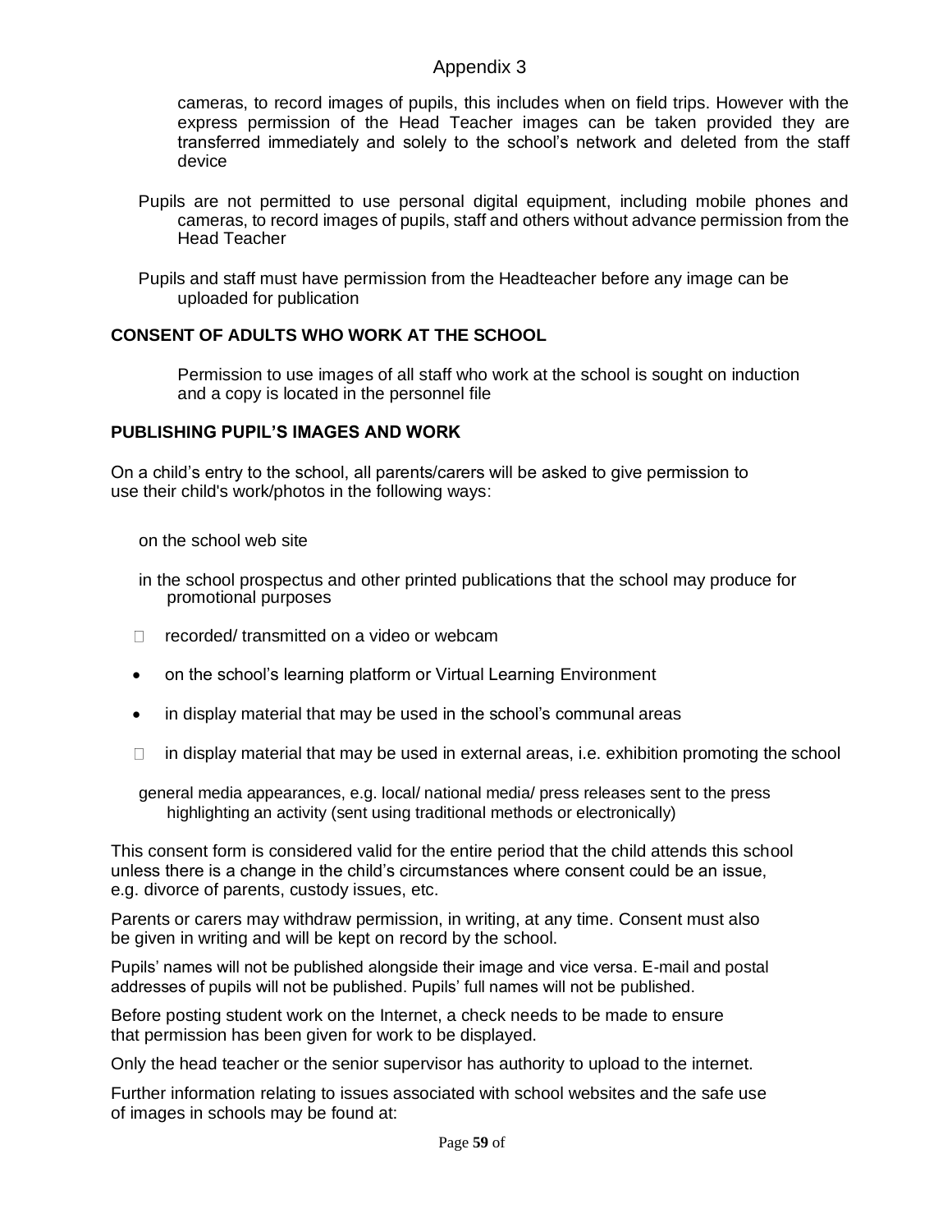## Appendix 3

cameras, to record images of pupils, this includes when on field trips. However with the express permission of the Head Teacher images can be taken provided they are transferred immediately and solely to the school's network and deleted from the staff device

Pupils are not permitted to use personal digital equipment, including mobile phones and cameras, to record images of pupils, staff and others without advance permission from the Head Teacher

Pupils and staff must have permission from the Headteacher before any image can be uploaded for publication

**CONSENT OF ADULTS WHO WORK AT THE SCHOOL**

Permission to use images of all staff who work at the school is sought on induction and a copy is located in the personnel file

**PUBLISHING PUPIL'S IMAGES AND WORK**

On a child's entry to the school, all parents/carers will be asked to give permission to use their child's work/photos in the following ways:

- on the school web site
- in the school prospectus and other printed publications that the school may produce for promotional purposes
- recorded/ transmitted on a video or webcam
- on the school's learning platform or Virtual Learning Environment
- in display material that may be used in the school's communal areas
- in display material that may be used in external areas, i.e. exhibition promoting the school
- general media appearances, e.g. local/ national media/ press releases sent to the press highlighting an activity (sent using traditional methods or electronically)

This consent form is considered valid for the entire period that the child attends this school unless there is a change in the child's circumstances where consent could be an issue, e.g. divorce of parents, custody issues, etc.

Parents or carers may withdraw permission, in writing, at any time. Consent must also be given in writing and will be kept on record by the school.

Pupils' names will not be published alongside their image and vice versa. E-mail and postal addresses of pupils will not be published. Pupils' full names will not be published.

Before posting student work on the Internet, a check needs to be made to ensure that permission has been given for work to be displayed.

Only the head teacher or the senior supervisor has authority to upload to the internet.

Further information relating to issues associated with school websites and the safe use of images in schools may be found at: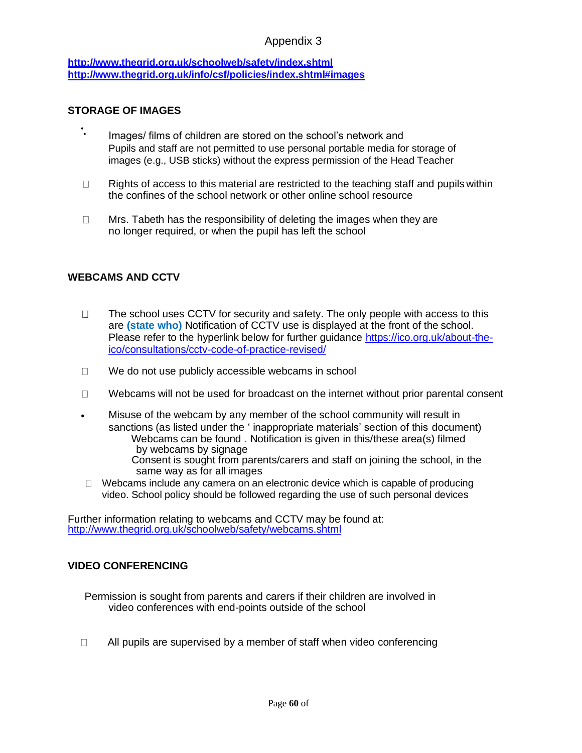Appendix 3

**http://www.thegrid.org.uk/schoolweb/safety/index.shtml**
**http://www.thegrid.org.uk/info/csf/policies/index.shtml#images**

## STORAGE OF IMAGES

- Images/ films of children are stored on the school's network and
  Pupils and staff are not permitted to use personal portable media for storage of images (e.g., USB sticks) without the express permission of the Head Teacher
- Rights of access to this material are restricted to the teaching staff and pupils within the confines of the school network or other online school resource
- Mrs. Tabeth has the responsibility of deleting the images when they are no longer required, or when the pupil has left the school

## WEBCAMS AND CCTV

- The school uses CCTV for security and safety. The only people with access to this are **(state who)** Notification of CCTV use is displayed at the front of the school. Please refer to the hyperlink below for further guidance https://ico.org.uk/about-the-ico/consultations/cctv-code-of-practice-revised/
- We do not use publicly accessible webcams in school
- Webcams will not be used for broadcast on the internet without prior parental consent
- Misuse of the webcam by any member of the school community will result in sanctions (as listed under the ' inappropriate materials' section of this document)
  Webcams can be found **.** Notification is given in this/these area(s) filmed by webcams by signage
  Consent is sought from parents/carers and staff on joining the school, in the same way as for all images
- Webcams include any camera on an electronic device which is capable of producing video. School policy should be followed regarding the use of such personal devices

Further information relating to webcams and CCTV may be found at:
http://www.thegrid.org.uk/schoolweb/safety/webcams.shtml

## VIDEO CONFERENCING

Permission is sought from parents and carers if their children are involved in video conferences with end-points outside of the school

- All pupils are supervised by a member of staff when video conferencing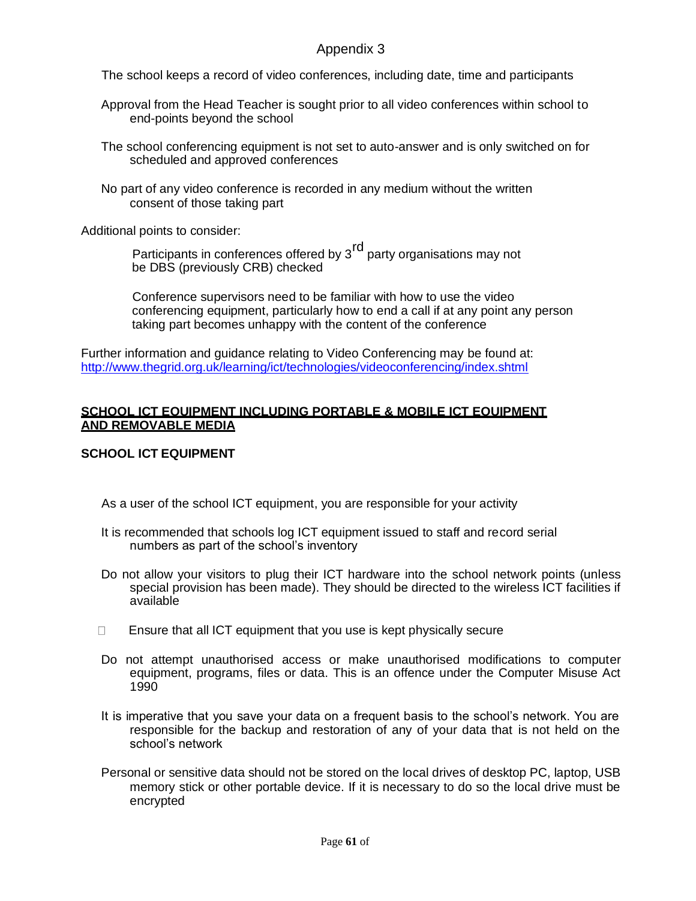Appendix 3

- The school keeps a record of video conferences, including date, time and participants
- Approval from the Head Teacher is sought prior to all video conferences within school to end-points beyond the school
- The school conferencing equipment is not set to auto-answer and is only switched on for scheduled and approved conferences
- No part of any video conference is recorded in any medium without the written consent of those taking part

Additional points to consider:

- Participants in conferences offered by 3rd party organisations may not be DBS (previously CRB) checked
- Conference supervisors need to be familiar with how to use the video conferencing equipment, particularly how to end a call if at any point any person taking part becomes unhappy with the content of the conference

Further information and guidance relating to Video Conferencing may be found at: http://www.thegrid.org.uk/learning/ict/technologies/videoconferencing/index.shtml

## SCHOOL ICT EQUIPMENT INCLUDING PORTABLE & MOBILE ICT EQUIPMENT AND REMOVABLE MEDIA

### SCHOOL ICT EQUIPMENT

- As a user of the school ICT equipment, you are responsible for your activity
- It is recommended that schools log ICT equipment issued to staff and record serial numbers as part of the school's inventory
- Do not allow your visitors to plug their ICT hardware into the school network points (unless special provision has been made). They should be directed to the wireless ICT facilities if available
- Ensure that all ICT equipment that you use is kept physically secure
- Do not attempt unauthorised access or make unauthorised modifications to computer equipment, programs, files or data. This is an offence under the Computer Misuse Act 1990
- It is imperative that you save your data on a frequent basis to the school's network. You are responsible for the backup and restoration of any of your data that is not held on the school's network
- Personal or sensitive data should not be stored on the local drives of desktop PC, laptop, USB memory stick or other portable device. If it is necessary to do so the local drive must be encrypted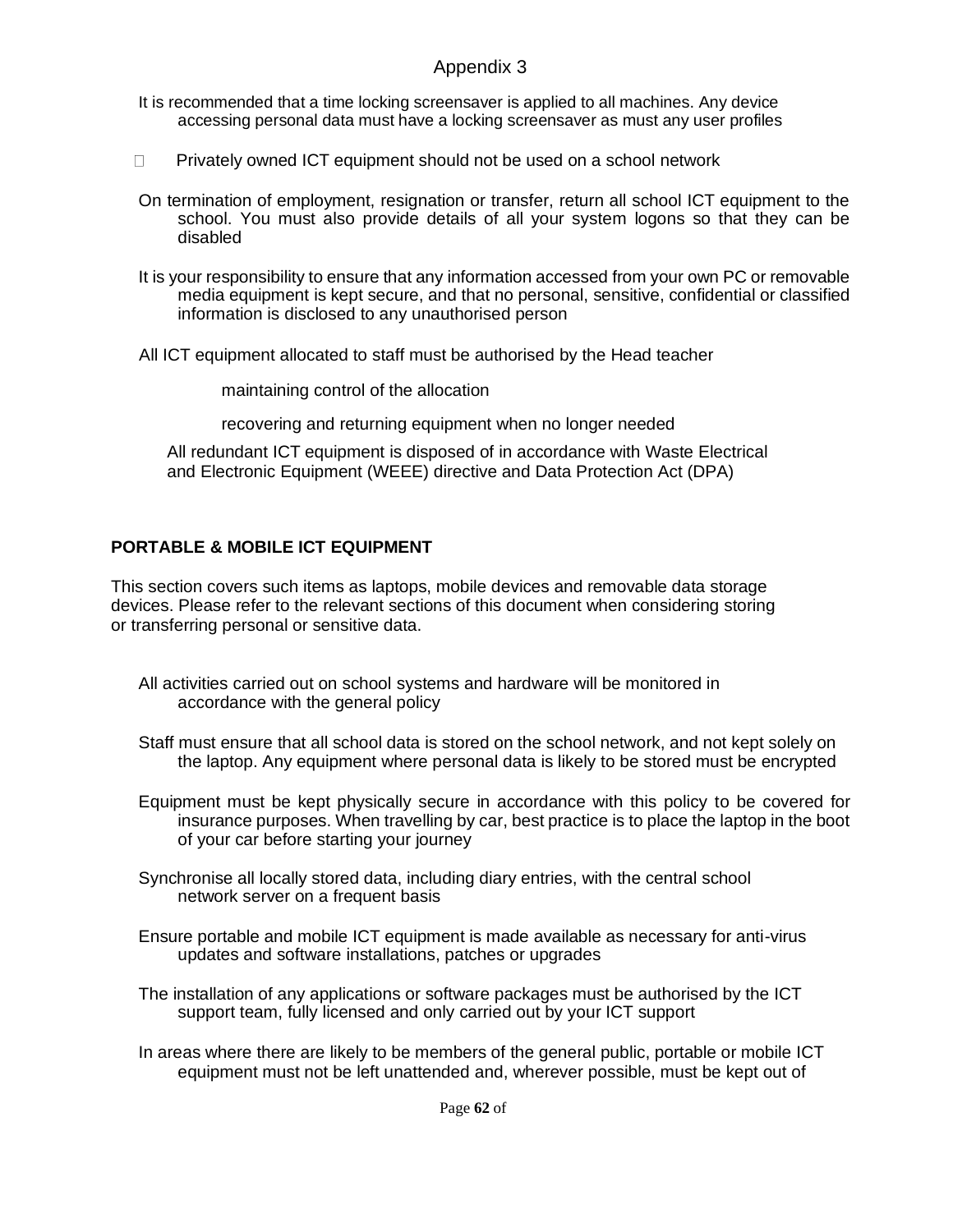## Appendix 3

- It is recommended that a time locking screensaver is applied to all machines. Any device accessing personal data must have a locking screensaver as must any user profiles
- Privately owned ICT equipment should not be used on a school network
- On termination of employment, resignation or transfer, return all school ICT equipment to the school. You must also provide details of all your system logons so that they can be disabled
- It is your responsibility to ensure that any information accessed from your own PC or removable media equipment is kept secure, and that no personal, sensitive, confidential or classified information is disclosed to any unauthorised person
- All ICT equipment allocated to staff must be authorised by the Head teacher
  - maintaining control of the allocation
  - recovering and returning equipment when no longer needed
- All redundant ICT equipment is disposed of in accordance with Waste Electrical and Electronic Equipment (WEEE) directive and Data Protection Act (DPA)

**PORTABLE & MOBILE ICT EQUIPMENT**

This section covers such items as laptops, mobile devices and removable data storage devices. Please refer to the relevant sections of this document when considering storing or transferring personal or sensitive data.

- All activities carried out on school systems and hardware will be monitored in accordance with the general policy
- Staff must ensure that all school data is stored on the school network, and not kept solely on the laptop. Any equipment where personal data is likely to be stored must be encrypted
- Equipment must be kept physically secure in accordance with this policy to be covered for insurance purposes. When travelling by car, best practice is to place the laptop in the boot of your car before starting your journey
- Synchronise all locally stored data, including diary entries, with the central school network server on a frequent basis
- Ensure portable and mobile ICT equipment is made available as necessary for anti-virus updates and software installations, patches or upgrades
- The installation of any applications or software packages must be authorised by the ICT support team, fully licensed and only carried out by your ICT support
- In areas where there are likely to be members of the general public, portable or mobile ICT equipment must not be left unattended and, wherever possible, must be kept out of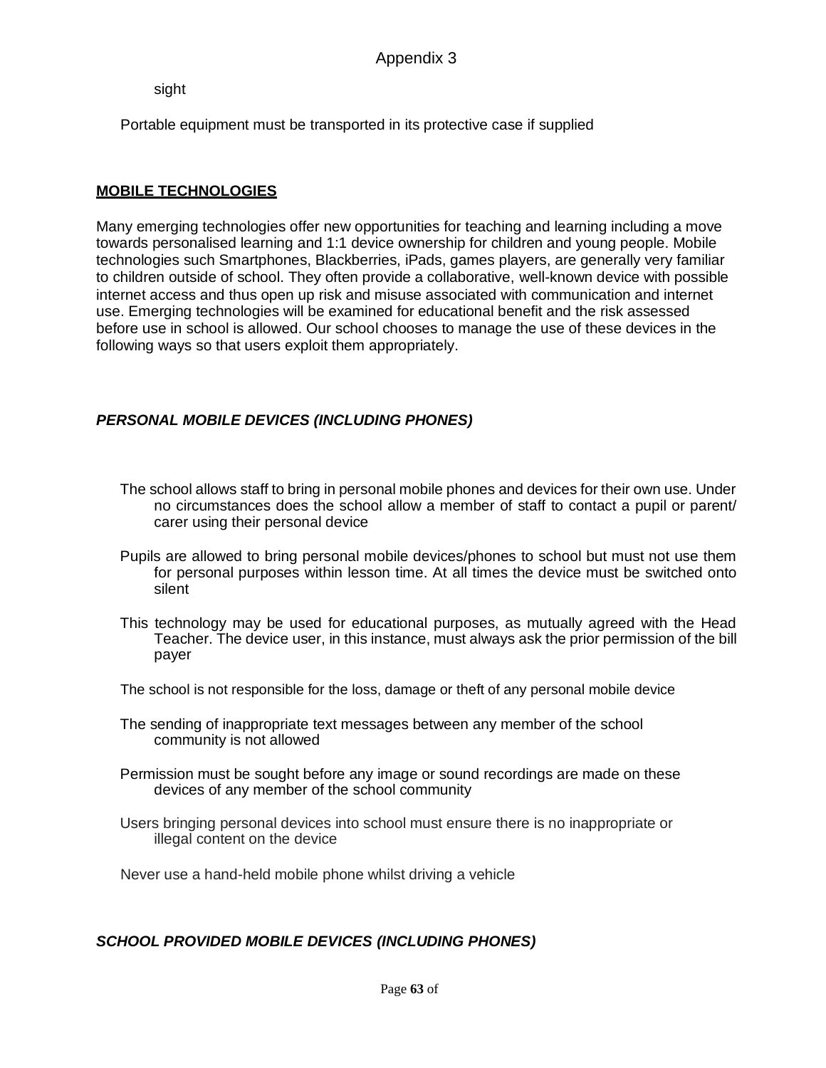sight

Portable equipment must be transported in its protective case if supplied

## MOBILE TECHNOLOGIES

Many emerging technologies offer new opportunities for teaching and learning including a move towards personalised learning and 1:1 device ownership for children and young people. Mobile technologies such Smartphones, Blackberries, iPads, games players, are generally very familiar to children outside of school. They often provide a collaborative, well-known device with possible internet access and thus open up risk and misuse associated with communication and internet use. Emerging technologies will be examined for educational benefit and the risk assessed before use in school is allowed. Our school chooses to manage the use of these devices in the following ways so that users exploit them appropriately.

### *PERSONAL MOBILE DEVICES (INCLUDING PHONES)*

The school allows staff to bring in personal mobile phones and devices for their own use. Under no circumstances does the school allow a member of staff to contact a pupil or parent/ carer using their personal device

Pupils are allowed to bring personal mobile devices/phones to school but must not use them for personal purposes within lesson time. At all times the device must be switched onto silent

This technology may be used for educational purposes, as mutually agreed with the Head Teacher. The device user, in this instance, must always ask the prior permission of the bill payer

The school is not responsible for the loss, damage or theft of any personal mobile device

The sending of inappropriate text messages between any member of the school community is not allowed

Permission must be sought before any image or sound recordings are made on these devices of any member of the school community

Users bringing personal devices into school must ensure there is no inappropriate or illegal content on the device

Never use a hand-held mobile phone whilst driving a vehicle

### *SCHOOL PROVIDED MOBILE DEVICES (INCLUDING PHONES)*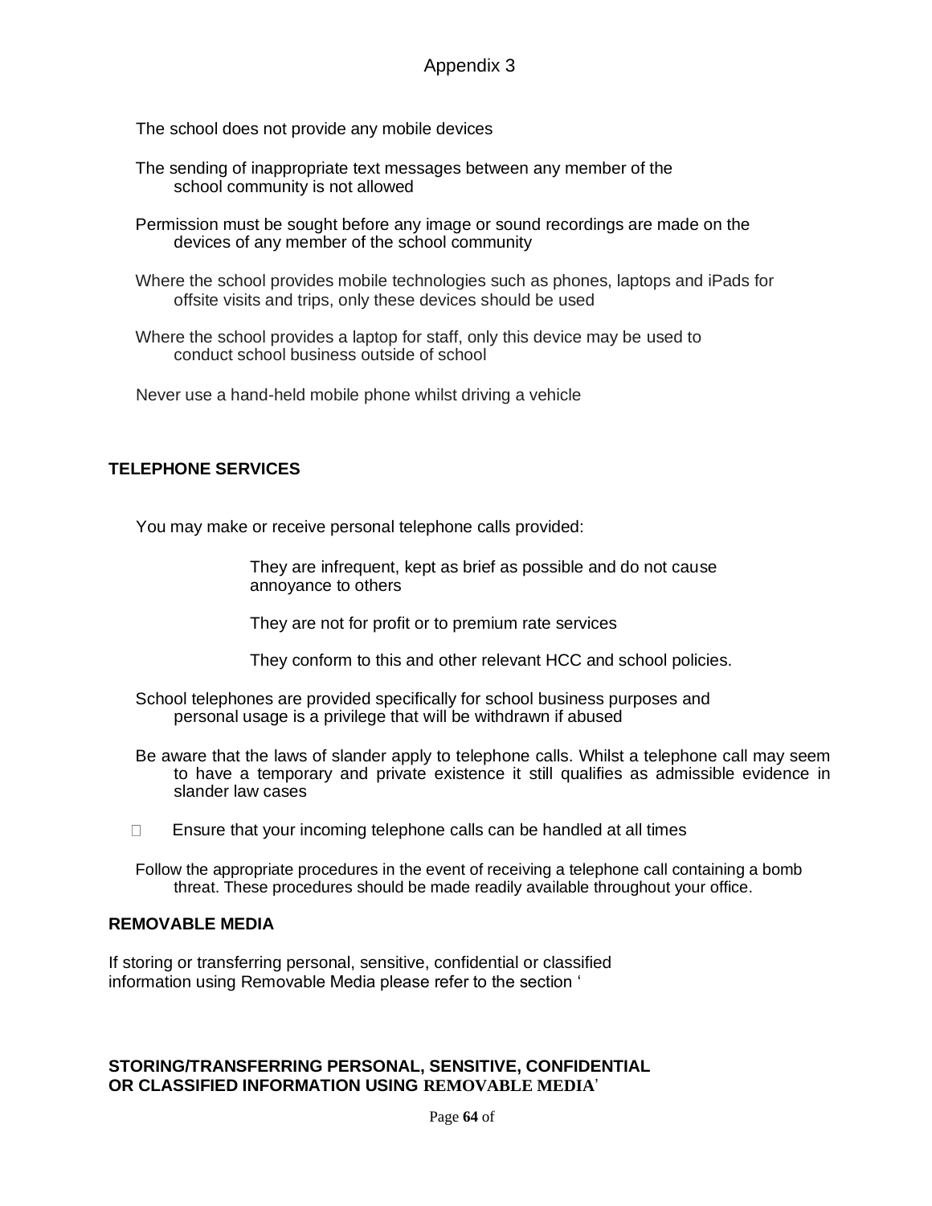Appendix 3

- The school does not provide any mobile devices
- The sending of inappropriate text messages between any member of the school community is not allowed
- Permission must be sought before any image or sound recordings are made on the devices of any member of the school community
- Where the school provides mobile technologies such as phones, laptops and iPads for offsite visits and trips, only these devices should be used
- Where the school provides a laptop for staff, only this device may be used to conduct school business outside of school
- Never use a hand-held mobile phone whilst driving a vehicle

## TELEPHONE SERVICES

- You may make or receive personal telephone calls provided:
  - They are infrequent, kept as brief as possible and do not cause annoyance to others
  - They are not for profit or to premium rate services
  - They conform to this and other relevant HCC and school policies.
- School telephones are provided specifically for school business purposes and personal usage is a privilege that will be withdrawn if abused
- Be aware that the laws of slander apply to telephone calls. Whilst a telephone call may seem to have a temporary and private existence it still qualifies as admissible evidence in slander law cases
- Ensure that your incoming telephone calls can be handled at all times
- Follow the appropriate procedures in the event of receiving a telephone call containing a bomb threat. These procedures should be made readily available throughout your office.

## REMOVABLE MEDIA

If storing or transferring personal, sensitive, confidential or classified information using Removable Media please refer to the section '

## STORING/TRANSFERRING PERSONAL, SENSITIVE, CONFIDENTIAL OR CLASSIFIED INFORMATION USING REMOVABLE MEDIA'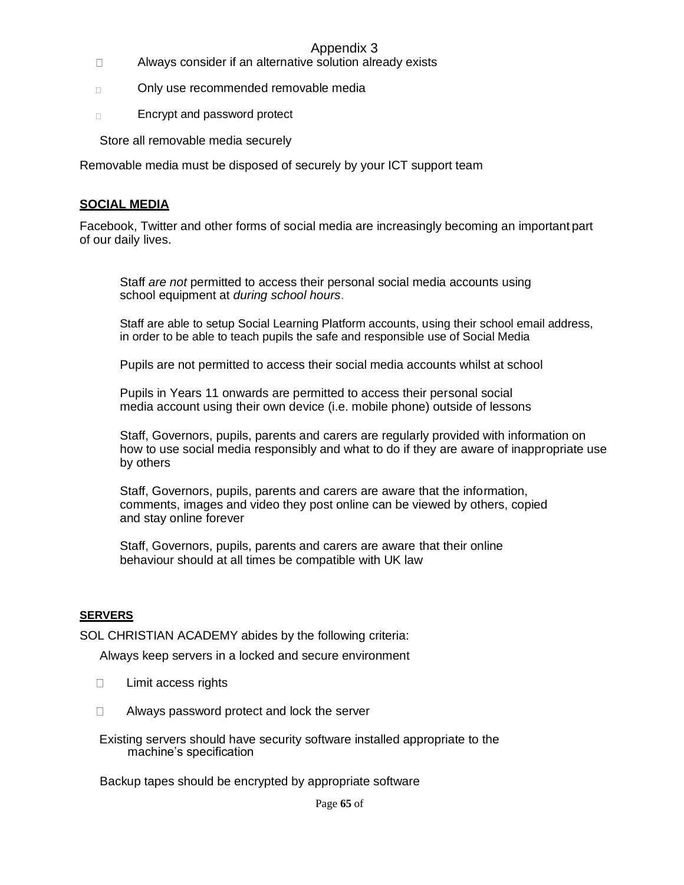Appendix 3

- Always consider if an alternative solution already exists
- Only use recommended removable media
- Encrypt and password protect

Store all removable media securely

Removable media must be disposed of securely by your ICT support team

## SOCIAL MEDIA

Facebook, Twitter and other forms of social media are increasingly becoming an important part of our daily lives.

Staff *are not* permitted to access their personal social media accounts using school equipment at *during school hours*.

Staff are able to setup Social Learning Platform accounts, using their school email address, in order to be able to teach pupils the safe and responsible use of Social Media

Pupils are not permitted to access their social media accounts whilst at school

Pupils in Years 11 onwards are permitted to access their personal social media account using their own device (i.e. mobile phone) outside of lessons

Staff, Governors, pupils, parents and carers are regularly provided with information on how to use social media responsibly and what to do if they are aware of inappropriate use by others

Staff, Governors, pupils, parents and carers are aware that the information, comments, images and video they post online can be viewed by others, copied and stay online forever

Staff, Governors, pupils, parents and carers are aware that their online behaviour should at all times be compatible with UK law

## SERVERS

SOL CHRISTIAN ACADEMY abides by the following criteria:

Always keep servers in a locked and secure environment

- Limit access rights
- Always password protect and lock the server

Existing servers should have security software installed appropriate to the machine's specification

Backup tapes should be encrypted by appropriate software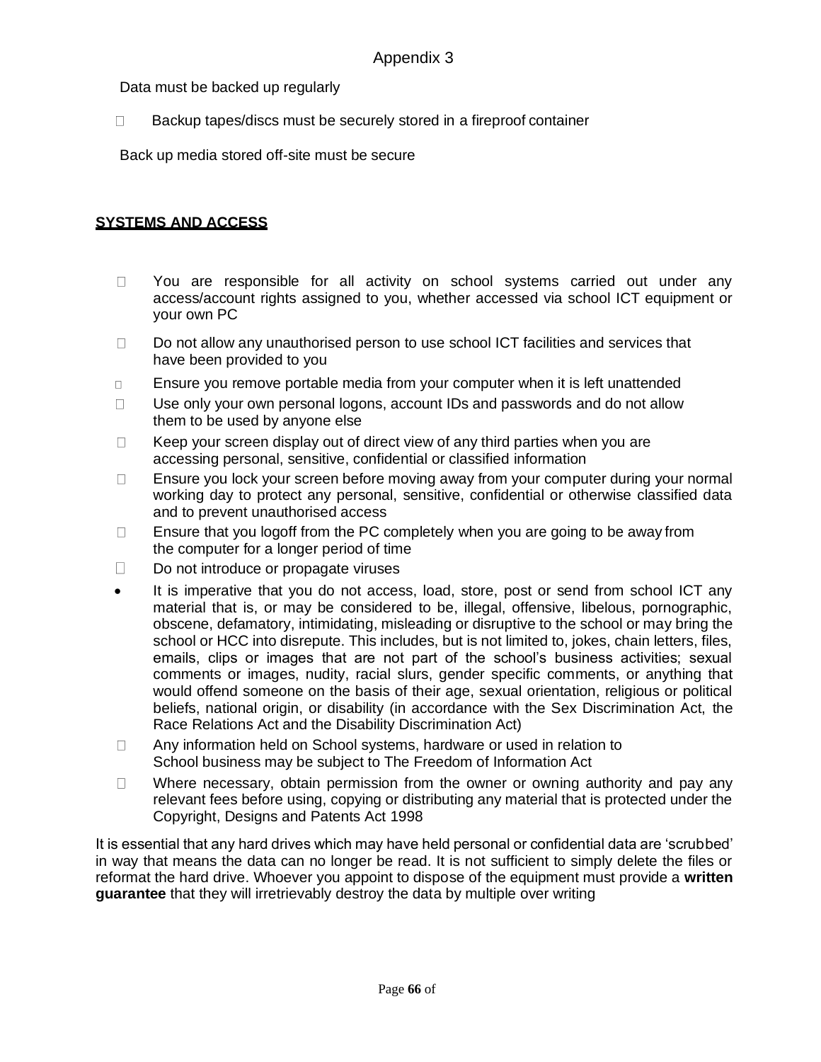Appendix 3

Data must be backed up regularly

- Backup tapes/discs must be securely stored in a fireproof container

Back up media stored off-site must be secure

## SYSTEMS AND ACCESS

- You are responsible for all activity on school systems carried out under any access/account rights assigned to you, whether accessed via school ICT equipment or your own PC
- Do not allow any unauthorised person to use school ICT facilities and services that have been provided to you
- Ensure you remove portable media from your computer when it is left unattended
- Use only your own personal logons, account IDs and passwords and do not allow them to be used by anyone else
- Keep your screen display out of direct view of any third parties when you are accessing personal, sensitive, confidential or classified information
- Ensure you lock your screen before moving away from your computer during your normal working day to protect any personal, sensitive, confidential or otherwise classified data and to prevent unauthorised access
- Ensure that you logoff from the PC completely when you are going to be away from the computer for a longer period of time
- Do not introduce or propagate viruses
- It is imperative that you do not access, load, store, post or send from school ICT any material that is, or may be considered to be, illegal, offensive, libelous, pornographic, obscene, defamatory, intimidating, misleading or disruptive to the school or may bring the school or HCC into disrepute. This includes, but is not limited to, jokes, chain letters, files, emails, clips or images that are not part of the school's business activities; sexual comments or images, nudity, racial slurs, gender specific comments, or anything that would offend someone on the basis of their age, sexual orientation, religious or political beliefs, national origin, or disability (in accordance with the Sex Discrimination Act, the Race Relations Act and the Disability Discrimination Act)
- Any information held on School systems, hardware or used in relation to School business may be subject to The Freedom of Information Act
- Where necessary, obtain permission from the owner or owning authority and pay any relevant fees before using, copying or distributing any material that is protected under the Copyright, Designs and Patents Act 1998

It is essential that any hard drives which may have held personal or confidential data are 'scrubbed' in way that means the data can no longer be read. It is not sufficient to simply delete the files or reformat the hard drive. Whoever you appoint to dispose of the equipment must provide a **written guarantee** that they will irretrievably destroy the data by multiple over writing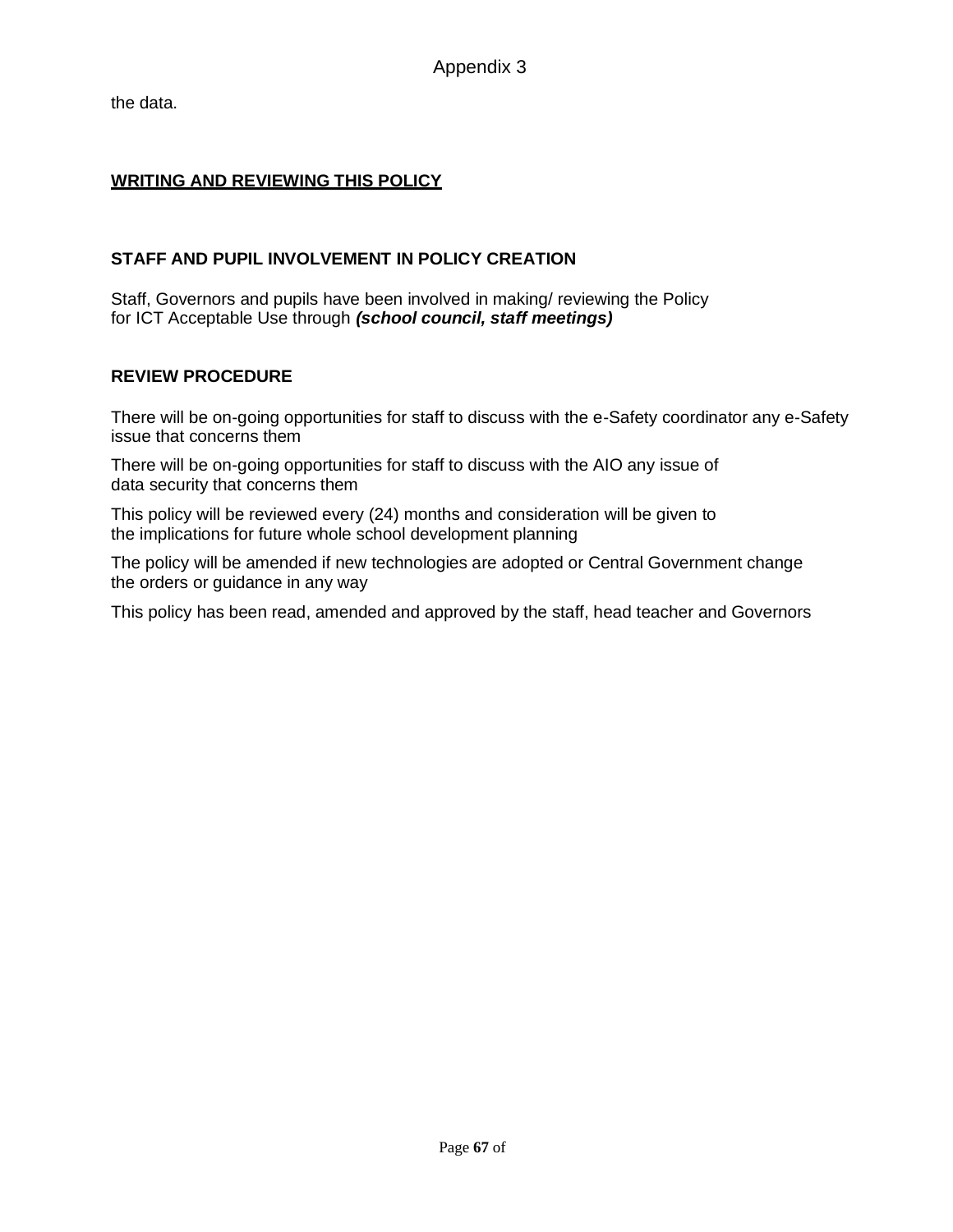the data.

## WRITING AND REVIEWING THIS POLICY

### STAFF AND PUPIL INVOLVEMENT IN POLICY CREATION

Staff, Governors and pupils have been involved in making/ reviewing the Policy for ICT Acceptable Use through ***(school council, staff meetings)***

### REVIEW PROCEDURE

There will be on-going opportunities for staff to discuss with the e-Safety coordinator any e-Safety issue that concerns them

There will be on-going opportunities for staff to discuss with the AIO any issue of data security that concerns them

This policy will be reviewed every (24) months and consideration will be given to the implications for future whole school development planning

The policy will be amended if new technologies are adopted or Central Government change the orders or guidance in any way

This policy has been read, amended and approved by the staff, head teacher and Governors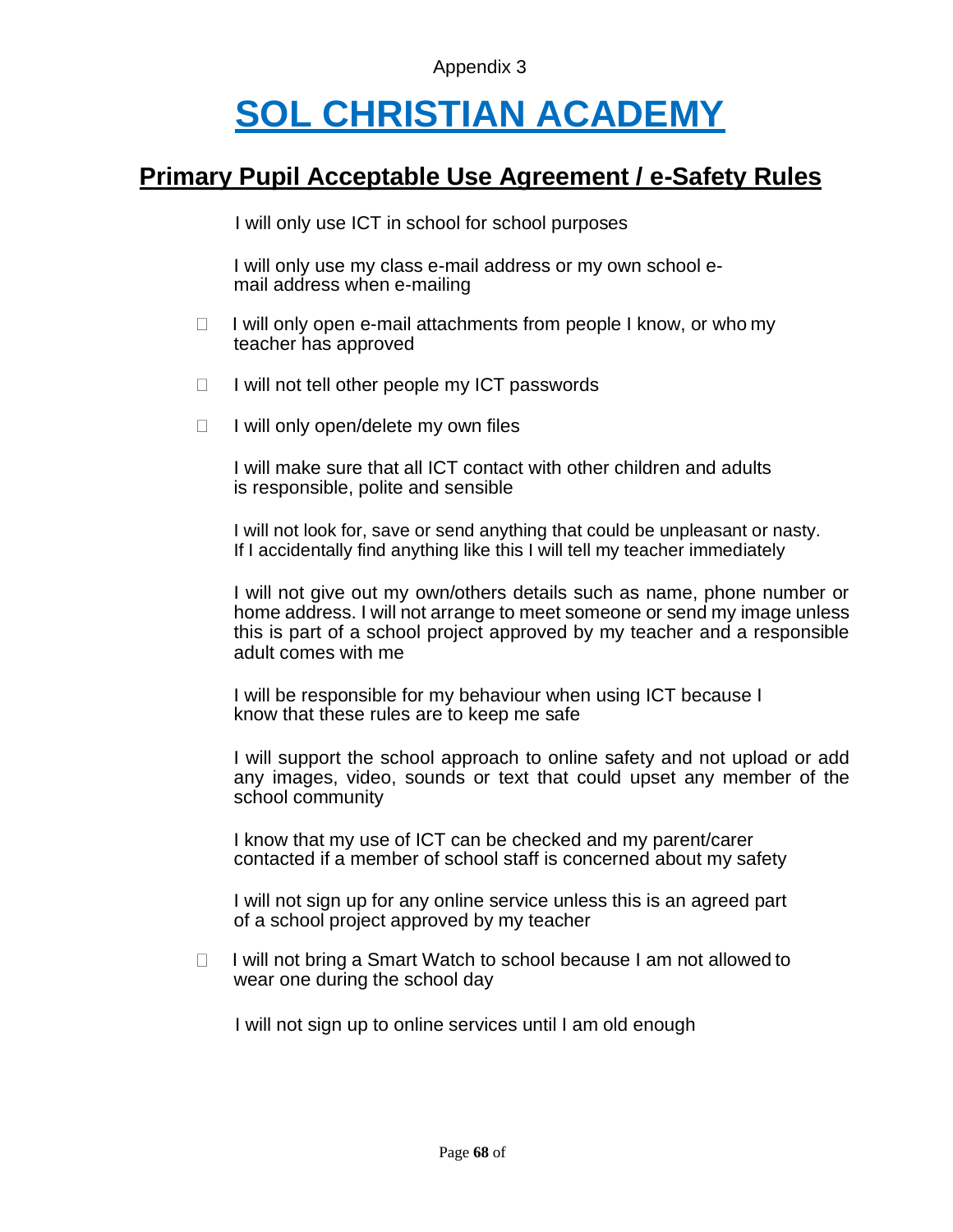Appendix 3

# SOL CHRISTIAN ACADEMY

## Primary Pupil Acceptable Use Agreement / e-Safety Rules

- I will only use ICT in school for school purposes
- I will only use my class e-mail address or my own school e-mail address when e-mailing
- I will only open e-mail attachments from people I know, or who my teacher has approved
- I will not tell other people my ICT passwords
- I will only open/delete my own files
- I will make sure that all ICT contact with other children and adults is responsible, polite and sensible
- I will not look for, save or send anything that could be unpleasant or nasty. If I accidentally find anything like this I will tell my teacher immediately
- I will not give out my own/others details such as name, phone number or home address. I will not arrange to meet someone or send my image unless this is part of a school project approved by my teacher and a responsible adult comes with me
- I will be responsible for my behaviour when using ICT because I know that these rules are to keep me safe
- I will support the school approach to online safety and not upload or add any images, video, sounds or text that could upset any member of the school community
- I know that my use of ICT can be checked and my parent/carer contacted if a member of school staff is concerned about my safety
- I will not sign up for any online service unless this is an agreed part of a school project approved by my teacher
- I will not bring a Smart Watch to school because I am not allowed to wear one during the school day
- I will not sign up to online services until I am old enough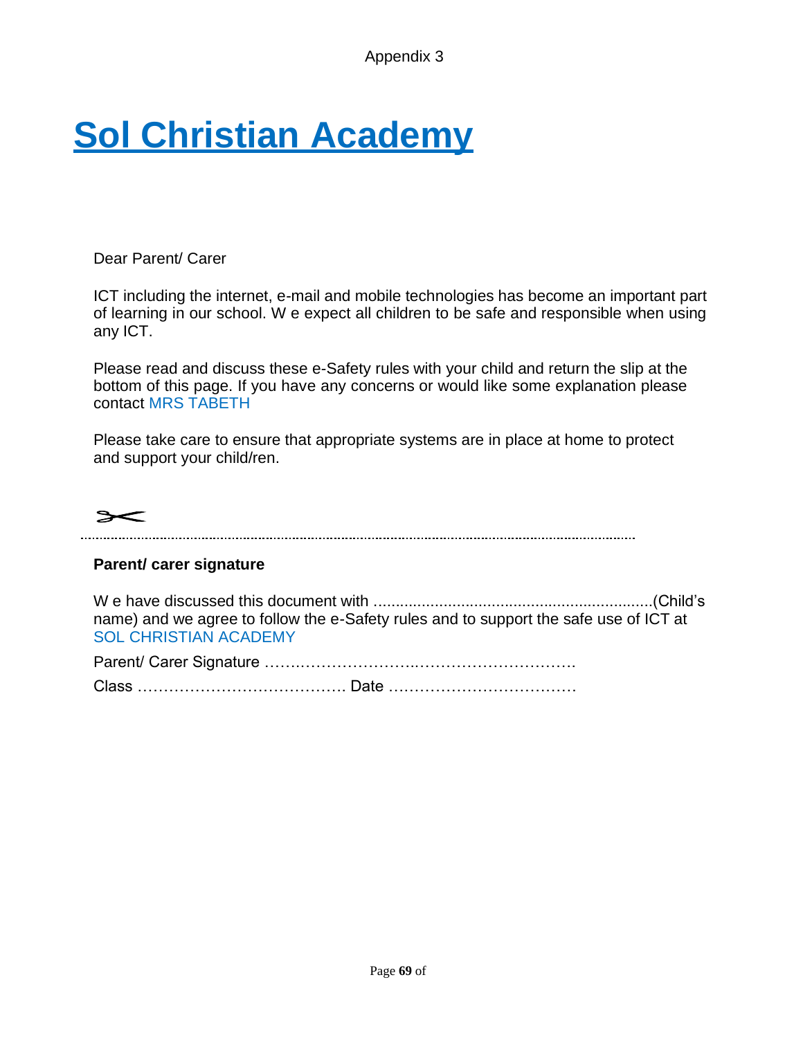Appendix 3

# Sol Christian Academy

Dear Parent/ Carer

ICT including the internet, e-mail and mobile technologies has become an important part of learning in our school. W e expect all children to be safe and responsible when using any ICT.

Please read and discuss these e-Safety rules with your child and return the slip at the bottom of this page. If you have any concerns or would like some explanation please contact MRS TABETH

Please take care to ensure that appropriate systems are in place at home to protect and support your child/ren.

✂
..................................................................................................................................................

**Parent/ carer signature**

W e have discussed this document with ................................................................(Child's name) and we agree to follow the e-Safety rules and to support the safe use of ICT at SOL CHRISTIAN ACADEMY

Parent/ Carer Signature …….…………………..………………………….

Class …………………………………. Date ………………………………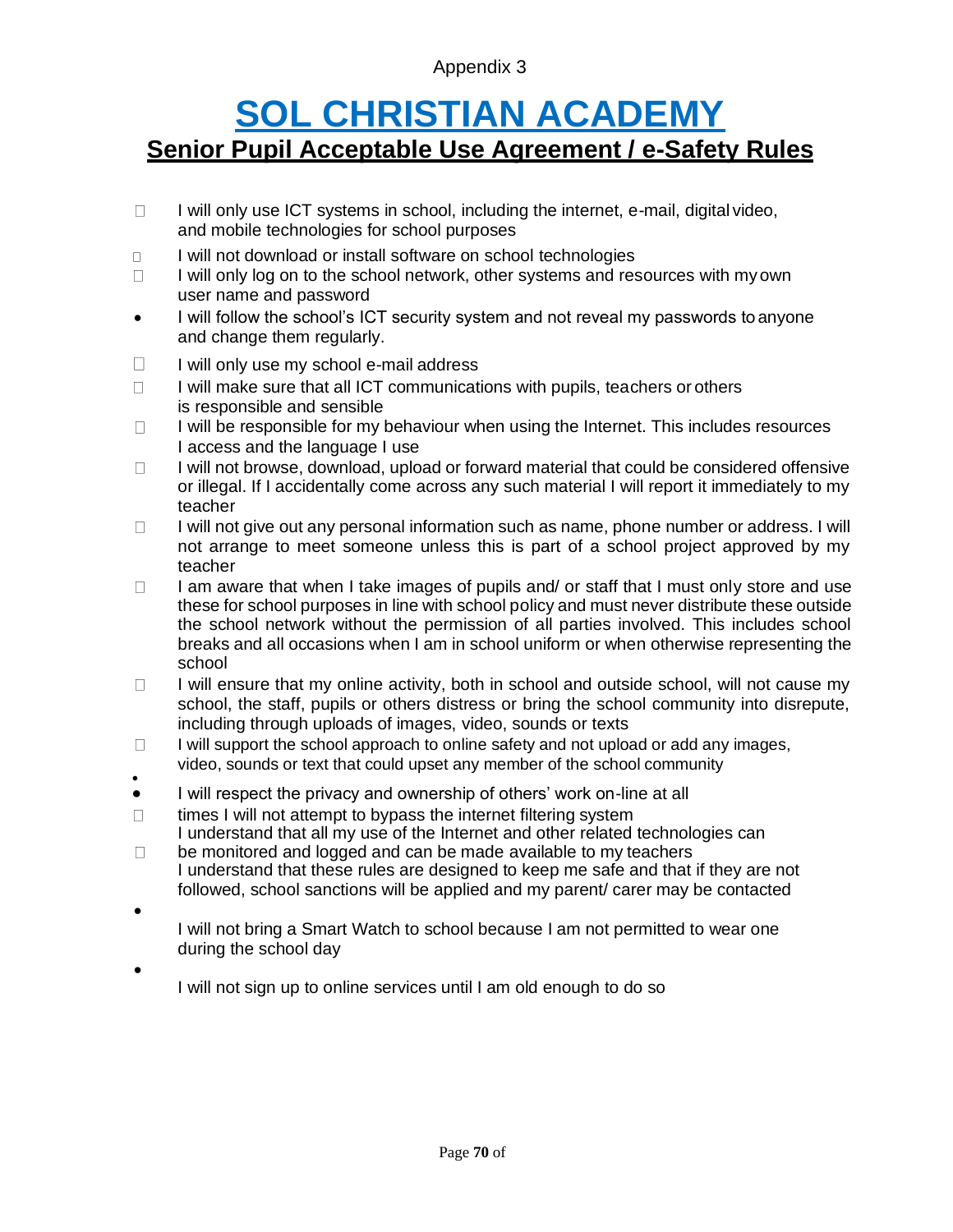Appendix 3

# SOL CHRISTIAN ACADEMY

## Senior Pupil Acceptable Use Agreement / e-Safety Rules

- I will only use ICT systems in school, including the internet, e-mail, digital video, and mobile technologies for school purposes
- I will not download or install software on school technologies
- I will only log on to the school network, other systems and resources with my own user name and password
- I will follow the school's ICT security system and not reveal my passwords to anyone and change them regularly.
- I will only use my school e-mail address
- I will make sure that all ICT communications with pupils, teachers or others is responsible and sensible
- I will be responsible for my behaviour when using the Internet. This includes resources I access and the language I use
- I will not browse, download, upload or forward material that could be considered offensive or illegal. If I accidentally come across any such material I will report it immediately to my teacher
- I will not give out any personal information such as name, phone number or address. I will not arrange to meet someone unless this is part of a school project approved by my teacher
- I am aware that when I take images of pupils and/ or staff that I must only store and use these for school purposes in line with school policy and must never distribute these outside the school network without the permission of all parties involved. This includes school breaks and all occasions when I am in school uniform or when otherwise representing the school
- I will ensure that my online activity, both in school and outside school, will not cause my school, the staff, pupils or others distress or bring the school community into disrepute, including through uploads of images, video, sounds or texts
- I will support the school approach to online safety and not upload or add any images, video, sounds or text that could upset any member of the school community
- I will respect the privacy and ownership of others' work on-line at all times
- I will not attempt to bypass the internet filtering system
- I understand that all my use of the Internet and other related technologies can be monitored and logged and can be made available to my teachers
- I understand that these rules are designed to keep me safe and that if they are not followed, school sanctions will be applied and my parent/ carer may be contacted
- I will not bring a Smart Watch to school because I am not permitted to wear one during the school day
- I will not sign up to online services until I am old enough to do so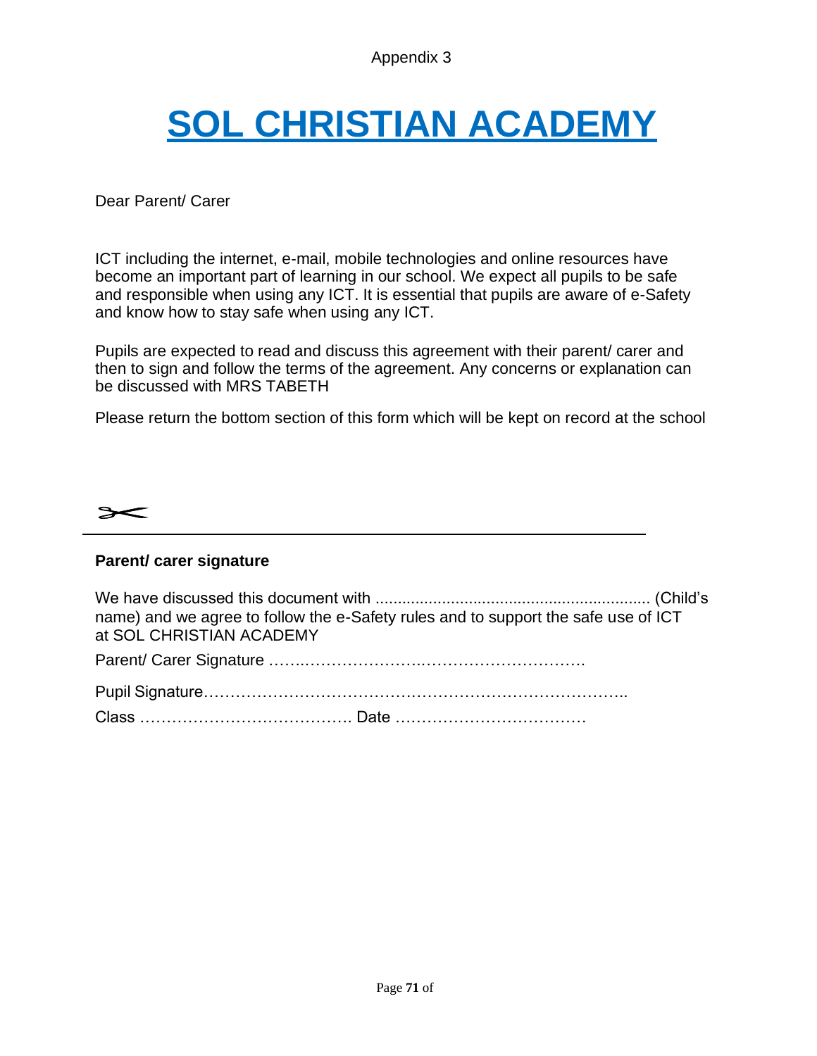Appendix 3

# SOL CHRISTIAN ACADEMY

Dear Parent/ Carer

ICT including the internet, e-mail, mobile technologies and online resources have become an important part of learning in our school. We expect all pupils to be safe and responsible when using any ICT. It is essential that pupils are aware of e-Safety and know how to stay safe when using any ICT.

Pupils are expected to read and discuss this agreement with their parent/ carer and then to sign and follow the terms of the agreement. Any concerns or explanation can be discussed with MRS TABETH

Please return the bottom section of this form which will be kept on record at the school

✂

---

**Parent/ carer signature**

We have discussed this document with .............................................................. (Child's name) and we agree to follow the e-Safety rules and to support the safe use of ICT at SOL CHRISTIAN ACADEMY

Parent/ Carer Signature …….……………….………………………….

Pupil Signature…………………………….…………………………………..

Class …………………………………. Date ………………………………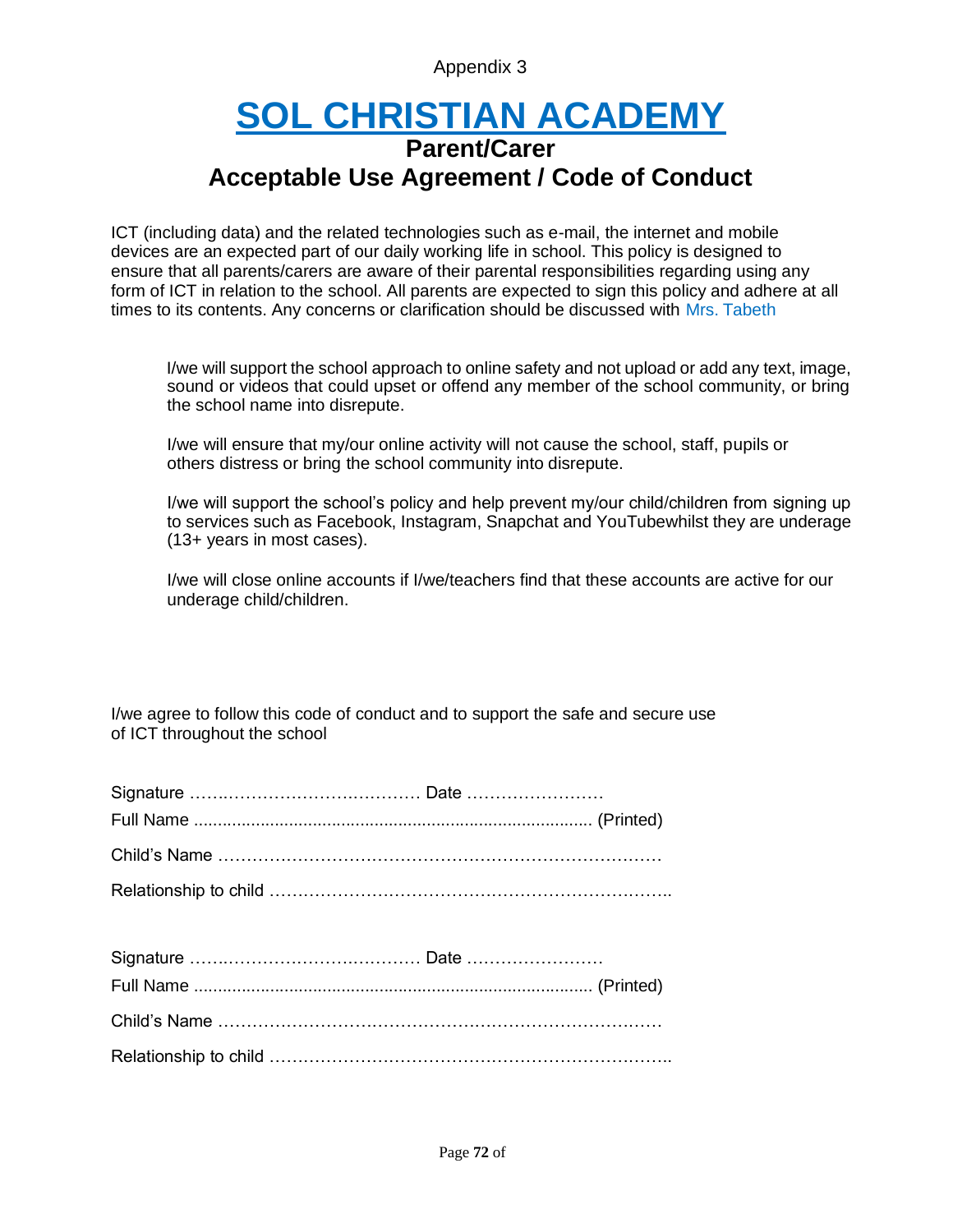Appendix 3

# SOL CHRISTIAN ACADEMY

## Parent/Carer
## Acceptable Use Agreement / Code of Conduct

ICT (including data) and the related technologies such as e-mail, the internet and mobile devices are an expected part of our daily working life in school. This policy is designed to ensure that all parents/carers are aware of their parental responsibilities regarding using any form of ICT in relation to the school. All parents are expected to sign this policy and adhere at all times to its contents. Any concerns or clarification should be discussed with Mrs. Tabeth

I/we will support the school approach to online safety and not upload or add any text, image, sound or videos that could upset or offend any member of the school community, or bring the school name into disrepute.

I/we will ensure that my/our online activity will not cause the school, staff, pupils or others distress or bring the school community into disrepute.

I/we will support the school's policy and help prevent my/our child/children from signing up to services such as Facebook, Instagram, Snapchat and YouTubewhilst they are underage (13+ years in most cases).

I/we will close online accounts if I/we/teachers find that these accounts are active for our underage child/children.

I/we agree to follow this code of conduct and to support the safe and secure use of ICT throughout the school

Signature ……………………………………. Date ……………………

Full Name ........................................................................................ (Printed)

Child's Name ……………………………………………………………………

Relationship to child ……………………………………………………………..

Signature ……………………………………. Date ……………………

Full Name ........................................................................................ (Printed)

Child's Name ……………………………………………………………………

Relationship to child ……………………………………………………………..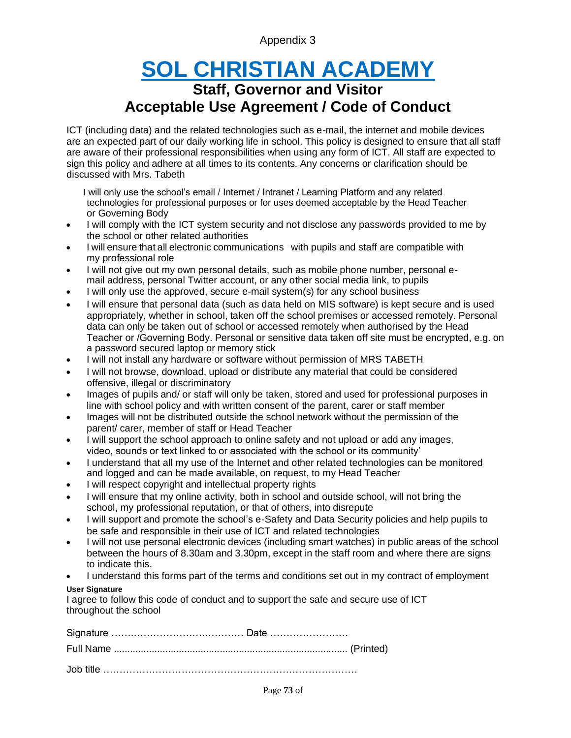Appendix 3

# SOL CHRISTIAN ACADEMY

## Staff, Governor and Visitor
## Acceptable Use Agreement / Code of Conduct

ICT (including data) and the related technologies such as e-mail, the internet and mobile devices are an expected part of our daily working life in school. This policy is designed to ensure that all staff are aware of their professional responsibilities when using any form of ICT. All staff are expected to sign this policy and adhere at all times to its contents. Any concerns or clarification should be discussed with Mrs. Tabeth

- I will only use the school's email / Internet / Intranet / Learning Platform and any related technologies for professional purposes or for uses deemed acceptable by the Head Teacher or Governing Body
- I will comply with the ICT system security and not disclose any passwords provided to me by the school or other related authorities
- I will ensure that all electronic communications with pupils and staff are compatible with my professional role
- I will not give out my own personal details, such as mobile phone number, personal e-mail address, personal Twitter account, or any other social media link, to pupils
- I will only use the approved, secure e-mail system(s) for any school business
- I will ensure that personal data (such as data held on MIS software) is kept secure and is used appropriately, whether in school, taken off the school premises or accessed remotely. Personal data can only be taken out of school or accessed remotely when authorised by the Head Teacher or /Governing Body. Personal or sensitive data taken off site must be encrypted, e.g. on a password secured laptop or memory stick
- I will not install any hardware or software without permission of MRS TABETH
- I will not browse, download, upload or distribute any material that could be considered offensive, illegal or discriminatory
- Images of pupils and/ or staff will only be taken, stored and used for professional purposes in line with school policy and with written consent of the parent, carer or staff member
- Images will not be distributed outside the school network without the permission of the parent/ carer, member of staff or Head Teacher
- I will support the school approach to online safety and not upload or add any images, video, sounds or text linked to or associated with the school or its community'
- I understand that all my use of the Internet and other related technologies can be monitored and logged and can be made available, on request, to my Head Teacher
- I will respect copyright and intellectual property rights
- I will ensure that my online activity, both in school and outside school, will not bring the school, my professional reputation, or that of others, into disrepute
- I will support and promote the school's e-Safety and Data Security policies and help pupils to be safe and responsible in their use of ICT and related technologies
- I will not use personal electronic devices (including smart watches) in public areas of the school between the hours of 8.30am and 3.30pm, except in the staff room and where there are signs to indicate this.
- I understand this forms part of the terms and conditions set out in my contract of employment

**User Signature**

I agree to follow this code of conduct and to support the safe and secure use of ICT throughout the school

Signature …………………………………… Date ……………………

Full Name ...................................................................................... (Printed)

Job title ……………………………………………………………………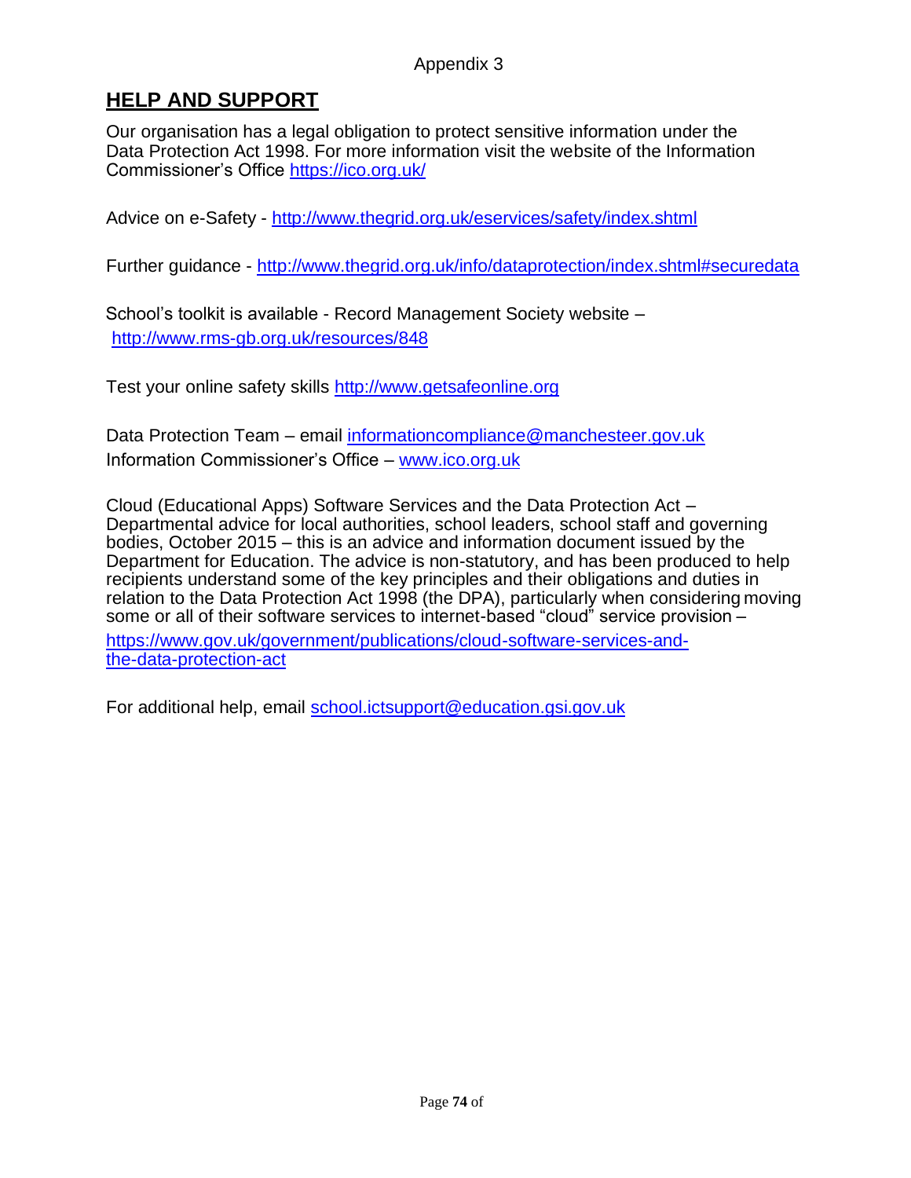Appendix 3

## HELP AND SUPPORT

Our organisation has a legal obligation to protect sensitive information under the Data Protection Act 1998. For more information visit the website of the Information Commissioner's Office https://ico.org.uk/

Advice on e-Safety - http://www.thegrid.org.uk/eservices/safety/index.shtml

Further guidance - http://www.thegrid.org.uk/info/dataprotection/index.shtml#securedata

School's toolkit is available - Record Management Society website – http://www.rms-gb.org.uk/resources/848

Test your online safety skills http://www.getsafeonline.org

Data Protection Team – email informationcompliance@manchesteer.gov.uk
Information Commissioner's Office – www.ico.org.uk

Cloud (Educational Apps) Software Services and the Data Protection Act – Departmental advice for local authorities, school leaders, school staff and governing bodies, October 2015 – this is an advice and information document issued by the Department for Education. The advice is non-statutory, and has been produced to help recipients understand some of the key principles and their obligations and duties in relation to the Data Protection Act 1998 (the DPA), particularly when considering moving some or all of their software services to internet-based "cloud" service provision – https://www.gov.uk/government/publications/cloud-software-services-and-the-data-protection-act

For additional help, email school.ictsupport@education.gsi.gov.uk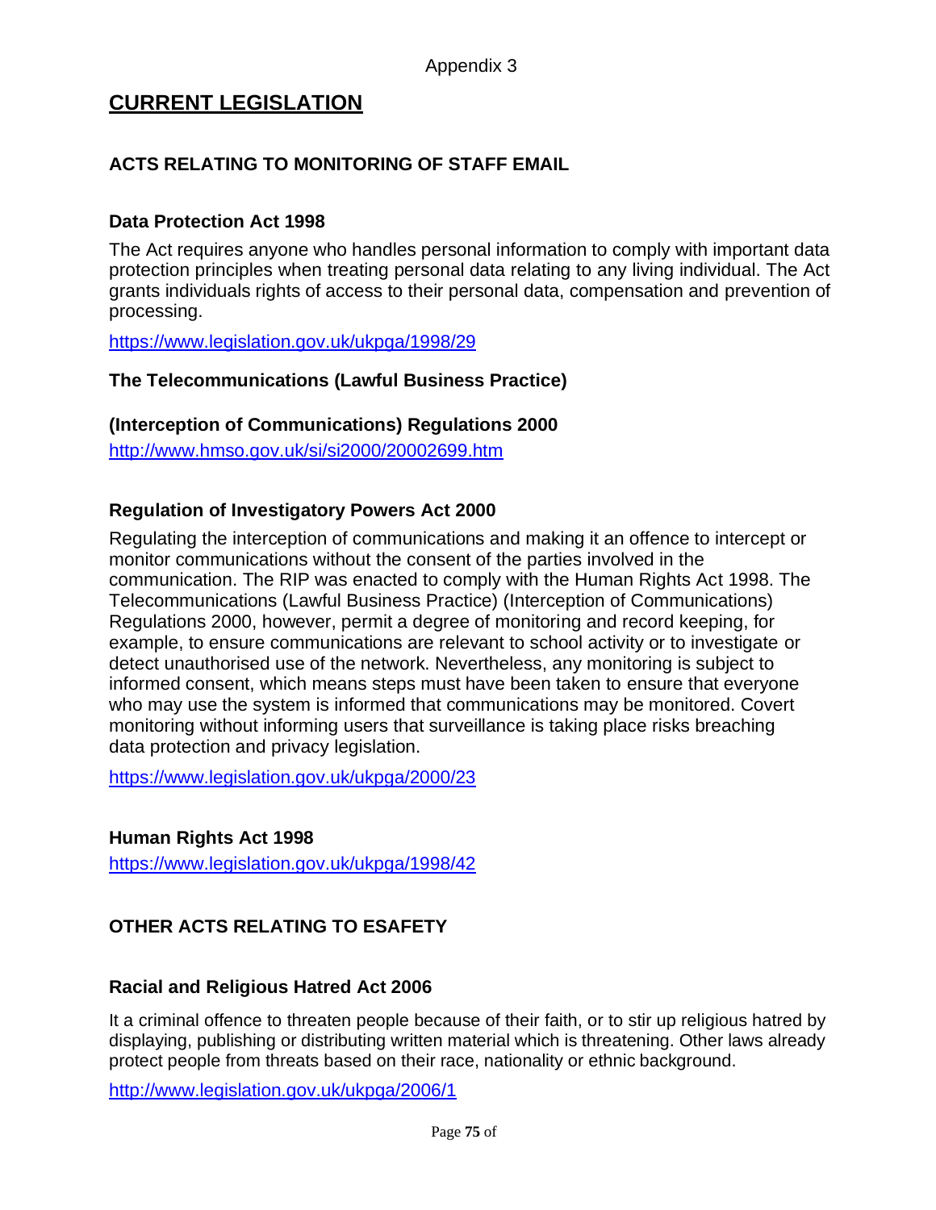Appendix 3

# CURRENT LEGISLATION

## ACTS RELATING TO MONITORING OF STAFF EMAIL

### Data Protection Act 1998

The Act requires anyone who handles personal information to comply with important data protection principles when treating personal data relating to any living individual. The Act grants individuals rights of access to their personal data, compensation and prevention of processing.

https://www.legislation.gov.uk/ukpga/1998/29

### The Telecommunications (Lawful Business Practice)

### (Interception of Communications) Regulations 2000

http://www.hmso.gov.uk/si/si2000/20002699.htm

### Regulation of Investigatory Powers Act 2000

Regulating the interception of communications and making it an offence to intercept or monitor communications without the consent of the parties involved in the communication. The RIP was enacted to comply with the Human Rights Act 1998. The Telecommunications (Lawful Business Practice) (Interception of Communications) Regulations 2000, however, permit a degree of monitoring and record keeping, for example, to ensure communications are relevant to school activity or to investigate or detect unauthorised use of the network. Nevertheless, any monitoring is subject to informed consent, which means steps must have been taken to ensure that everyone who may use the system is informed that communications may be monitored. Covert monitoring without informing users that surveillance is taking place risks breaching data protection and privacy legislation.

https://www.legislation.gov.uk/ukpga/2000/23

### Human Rights Act 1998

https://www.legislation.gov.uk/ukpga/1998/42

## OTHER ACTS RELATING TO ESAFETY

### Racial and Religious Hatred Act 2006

It a criminal offence to threaten people because of their faith, or to stir up religious hatred by displaying, publishing or distributing written material which is threatening. Other laws already protect people from threats based on their race, nationality or ethnic background.

http://www.legislation.gov.uk/ukpga/2006/1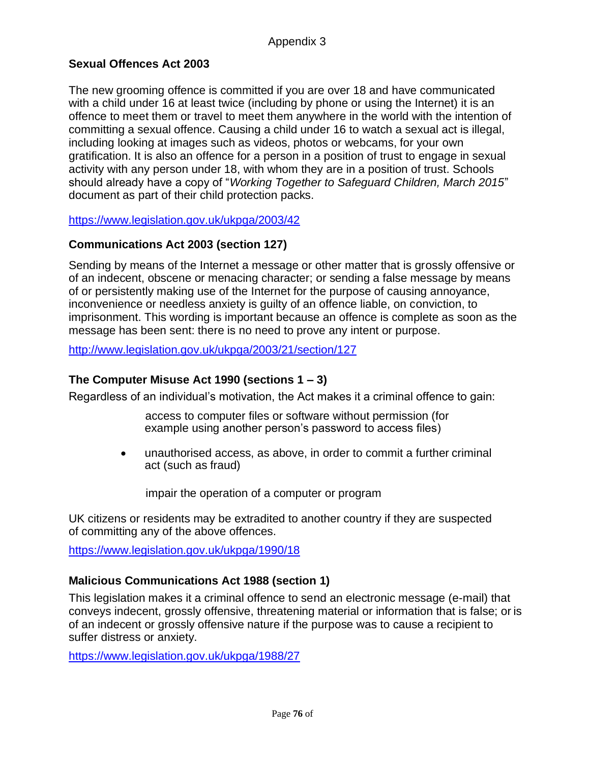Appendix 3

## Sexual Offences Act 2003

The new grooming offence is committed if you are over 18 and have communicated with a child under 16 at least twice (including by phone or using the Internet) it is an offence to meet them or travel to meet them anywhere in the world with the intention of committing a sexual offence. Causing a child under 16 to watch a sexual act is illegal, including looking at images such as videos, photos or webcams, for your own gratification. It is also an offence for a person in a position of trust to engage in sexual activity with any person under 18, with whom they are in a position of trust. Schools should already have a copy of "*Working Together to Safeguard Children, March 2015*" document as part of their child protection packs.

https://www.legislation.gov.uk/ukpga/2003/42

## Communications Act 2003 (section 127)

Sending by means of the Internet a message or other matter that is grossly offensive or of an indecent, obscene or menacing character; or sending a false message by means of or persistently making use of the Internet for the purpose of causing annoyance, inconvenience or needless anxiety is guilty of an offence liable, on conviction, to imprisonment. This wording is important because an offence is complete as soon as the message has been sent: there is no need to prove any intent or purpose.

http://www.legislation.gov.uk/ukpga/2003/21/section/127

## The Computer Misuse Act 1990 (sections 1 – 3)

Regardless of an individual's motivation, the Act makes it a criminal offence to gain:

- access to computer files or software without permission (for example using another person's password to access files)
- unauthorised access, as above, in order to commit a further criminal act (such as fraud)
- impair the operation of a computer or program

UK citizens or residents may be extradited to another country if they are suspected of committing any of the above offences.

https://www.legislation.gov.uk/ukpga/1990/18

## Malicious Communications Act 1988 (section 1)

This legislation makes it a criminal offence to send an electronic message (e-mail) that conveys indecent, grossly offensive, threatening material or information that is false; or is of an indecent or grossly offensive nature if the purpose was to cause a recipient to suffer distress or anxiety.

https://www.legislation.gov.uk/ukpga/1988/27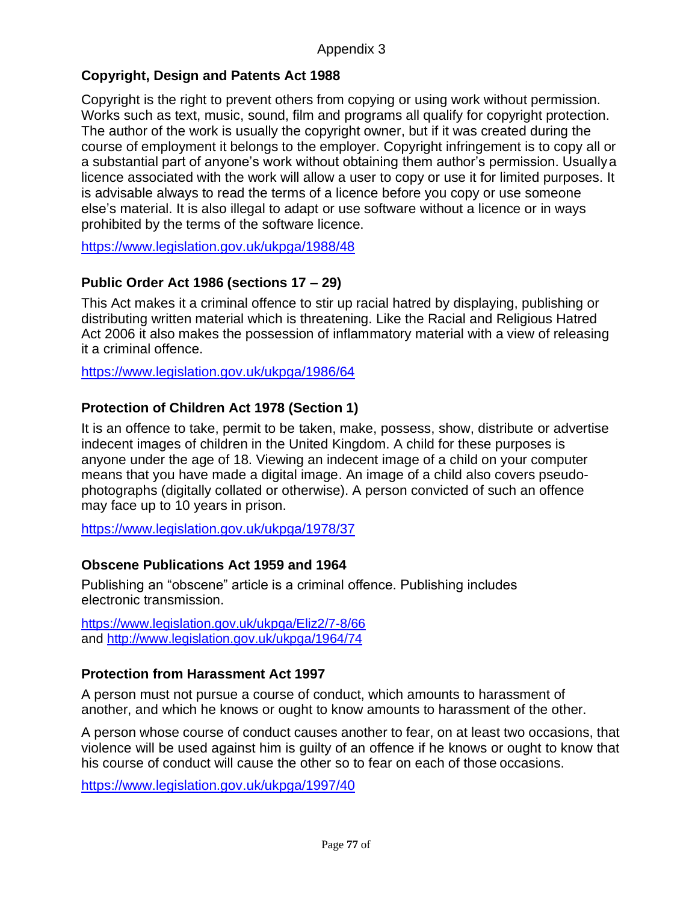Appendix 3

### Copyright, Design and Patents Act 1988

Copyright is the right to prevent others from copying or using work without permission. Works such as text, music, sound, film and programs all qualify for copyright protection. The author of the work is usually the copyright owner, but if it was created during the course of employment it belongs to the employer. Copyright infringement is to copy all or a substantial part of anyone's work without obtaining them author's permission. Usually a licence associated with the work will allow a user to copy or use it for limited purposes. It is advisable always to read the terms of a licence before you copy or use someone else's material. It is also illegal to adapt or use software without a licence or in ways prohibited by the terms of the software licence.

https://www.legislation.gov.uk/ukpga/1988/48

### Public Order Act 1986 (sections 17 – 29)

This Act makes it a criminal offence to stir up racial hatred by displaying, publishing or distributing written material which is threatening. Like the Racial and Religious Hatred Act 2006 it also makes the possession of inflammatory material with a view of releasing it a criminal offence.

https://www.legislation.gov.uk/ukpga/1986/64

### Protection of Children Act 1978 (Section 1)

It is an offence to take, permit to be taken, make, possess, show, distribute or advertise indecent images of children in the United Kingdom. A child for these purposes is anyone under the age of 18. Viewing an indecent image of a child on your computer means that you have made a digital image. An image of a child also covers pseudo-photographs (digitally collated or otherwise). A person convicted of such an offence may face up to 10 years in prison.

https://www.legislation.gov.uk/ukpga/1978/37

### Obscene Publications Act 1959 and 1964

Publishing an "obscene" article is a criminal offence. Publishing includes electronic transmission.

https://www.legislation.gov.uk/ukpga/Eliz2/7-8/66
and http://www.legislation.gov.uk/ukpga/1964/74

### Protection from Harassment Act 1997

A person must not pursue a course of conduct, which amounts to harassment of another, and which he knows or ought to know amounts to harassment of the other.

A person whose course of conduct causes another to fear, on at least two occasions, that violence will be used against him is guilty of an offence if he knows or ought to know that his course of conduct will cause the other so to fear on each of those occasions.

https://www.legislation.gov.uk/ukpga/1997/40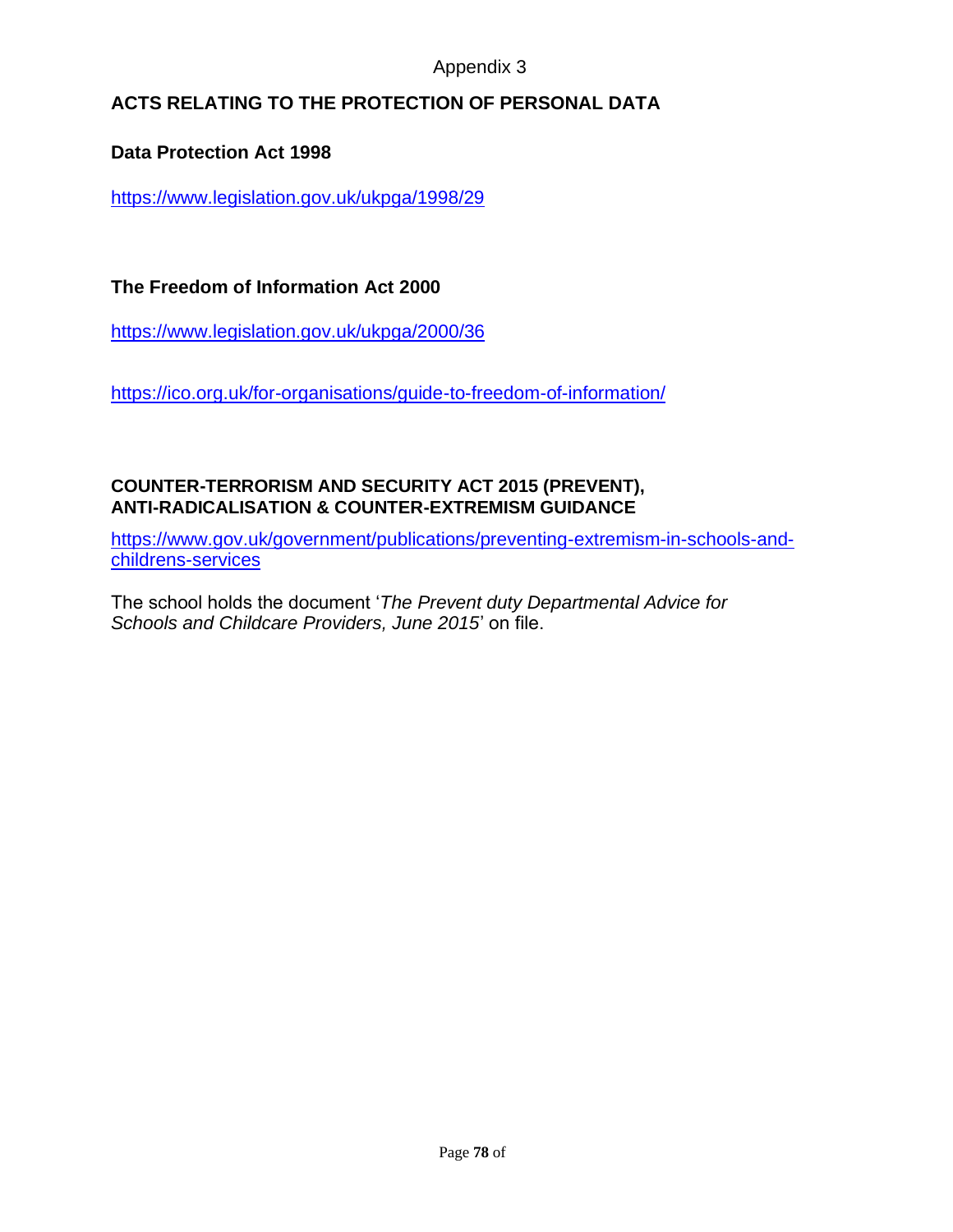Appendix 3

## ACTS RELATING TO THE PROTECTION OF PERSONAL DATA

### Data Protection Act 1998

https://www.legislation.gov.uk/ukpga/1998/29

### The Freedom of Information Act 2000

https://www.legislation.gov.uk/ukpga/2000/36

https://ico.org.uk/for-organisations/guide-to-freedom-of-information/

## COUNTER-TERRORISM AND SECURITY ACT 2015 (PREVENT), ANTI-RADICALISATION & COUNTER-EXTREMISM GUIDANCE

https://www.gov.uk/government/publications/preventing-extremism-in-schools-and-childrens-services

The school holds the document '*The Prevent duty Departmental Advice for Schools and Childcare Providers, June 2015*' on file.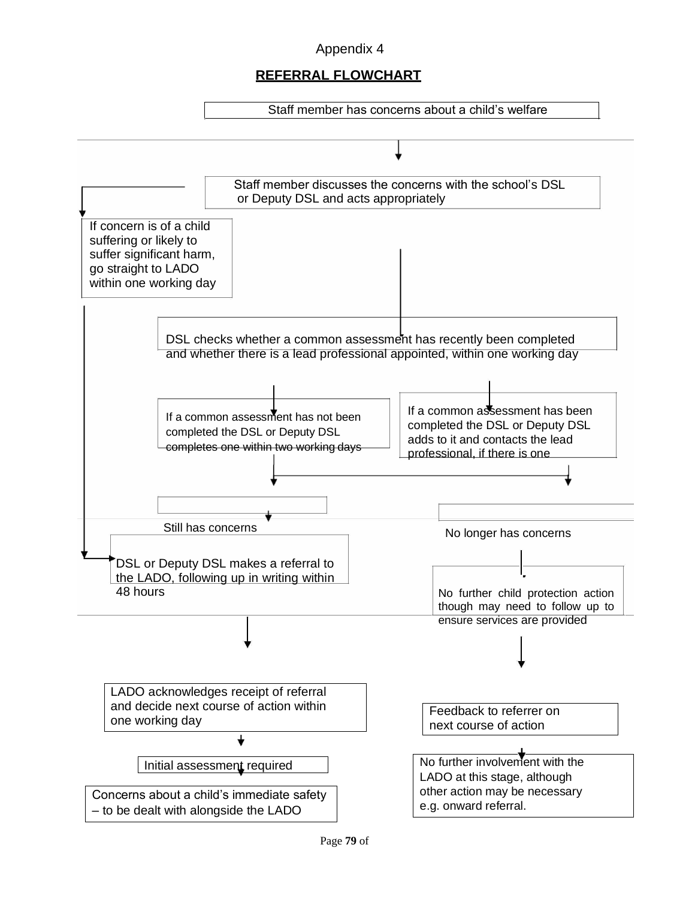Appendix 4

## REFERRAL FLOWCHART

Staff member has concerns about a child's welfare

Staff member discusses the concerns with the school's DSL or Deputy DSL and acts appropriately

If concern is of a child suffering or likely to suffer significant harm, go straight to LADO within one working day

DSL checks whether a common assessment has recently been completed and whether there is a lead professional appointed, within one working day

If a common assessment has not been completed the DSL or Deputy DSL completes one within two working days

If a common assessment has been completed the DSL or Deputy DSL adds to it and contacts the lead professional, if there is one

Still has concerns

No longer has concerns

DSL or Deputy DSL makes a referral to the LADO, following up in writing within 48 hours

No further child protection action though may need to follow up to ensure services are provided

LADO acknowledges receipt of referral and decide next course of action within one working day

Feedback to referrer on next course of action

Initial assessment required

No further involvement with the LADO at this stage, although other action may be necessary e.g. onward referral.

Concerns about a child's immediate safety – to be dealt with alongside the LADO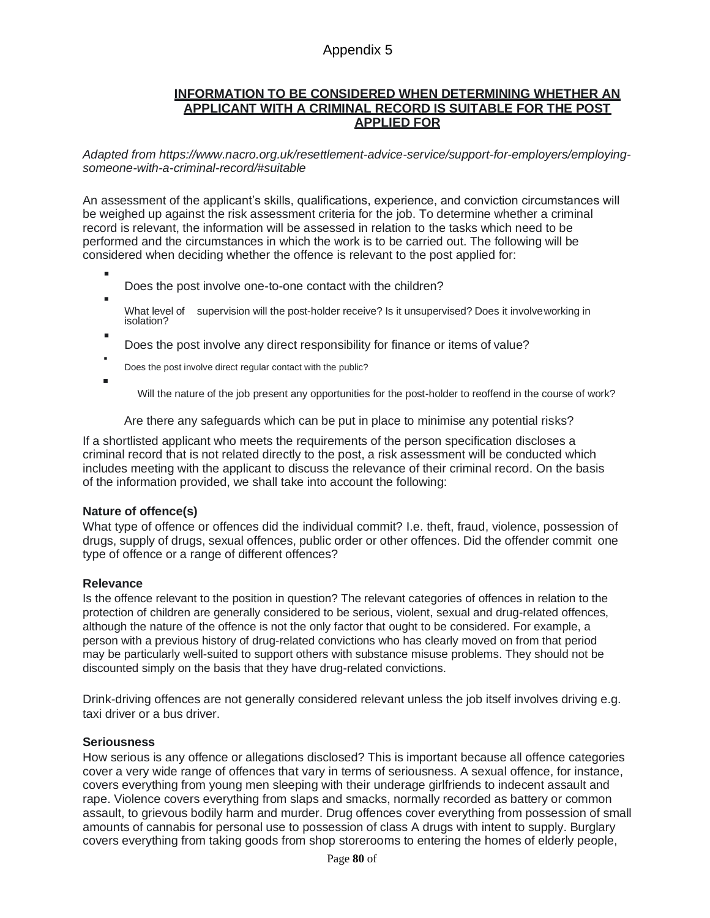Appendix 5

## INFORMATION TO BE CONSIDERED WHEN DETERMINING WHETHER AN APPLICANT WITH A CRIMINAL RECORD IS SUITABLE FOR THE POST APPLIED FOR

*Adapted from https://www.nacro.org.uk/resettlement-advice-service/support-for-employers/employing-someone-with-a-criminal-record/#suitable*

An assessment of the applicant's skills, qualifications, experience, and conviction circumstances will be weighed up against the risk assessment criteria for the job. To determine whether a criminal record is relevant, the information will be assessed in relation to the tasks which need to be performed and the circumstances in which the work is to be carried out. The following will be considered when deciding whether the offence is relevant to the post applied for:

- Does the post involve one-to-one contact with the children?
- What level of supervision will the post-holder receive? Is it unsupervised? Does it involve working in isolation?
- Does the post involve any direct responsibility for finance or items of value?
- Does the post involve direct regular contact with the public?
- Will the nature of the job present any opportunities for the post-holder to reoffend in the course of work?

Are there any safeguards which can be put in place to minimise any potential risks?

If a shortlisted applicant who meets the requirements of the person specification discloses a criminal record that is not related directly to the post, a risk assessment will be conducted which includes meeting with the applicant to discuss the relevance of their criminal record. On the basis of the information provided, we shall take into account the following:

**Nature of offence(s)**

What type of offence or offences did the individual commit? I.e. theft, fraud, violence, possession of drugs, supply of drugs, sexual offences, public order or other offences. Did the offender commit one type of offence or a range of different offences?

**Relevance**

Is the offence relevant to the position in question? The relevant categories of offences in relation to the protection of children are generally considered to be serious, violent, sexual and drug-related offences, although the nature of the offence is not the only factor that ought to be considered. For example, a person with a previous history of drug-related convictions who has clearly moved on from that period may be particularly well-suited to support others with substance misuse problems. They should not be discounted simply on the basis that they have drug-related convictions.

Drink-driving offences are not generally considered relevant unless the job itself involves driving e.g. taxi driver or a bus driver.

**Seriousness**

How serious is any offence or allegations disclosed? This is important because all offence categories cover a very wide range of offences that vary in terms of seriousness. A sexual offence, for instance, covers everything from young men sleeping with their underage girlfriends to indecent assault and rape. Violence covers everything from slaps and smacks, normally recorded as battery or common assault, to grievous bodily harm and murder. Drug offences cover everything from possession of small amounts of cannabis for personal use to possession of class A drugs with intent to supply. Burglary covers everything from taking goods from shop storerooms to entering the homes of elderly people,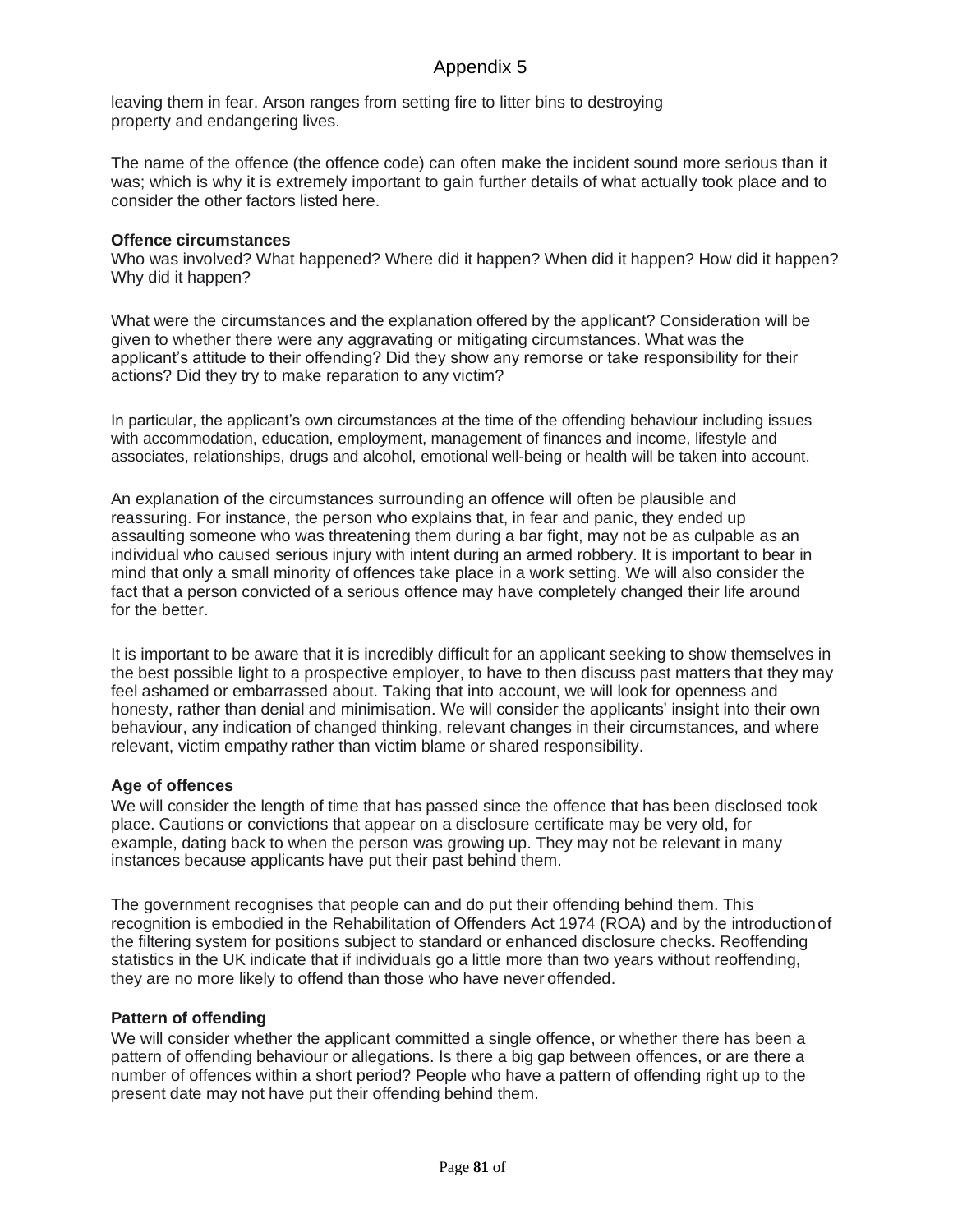leaving them in fear. Arson ranges from setting fire to litter bins to destroying property and endangering lives.

The name of the offence (the offence code) can often make the incident sound more serious than it was; which is why it is extremely important to gain further details of what actually took place and to consider the other factors listed here.

**Offence circumstances**

Who was involved? What happened? Where did it happen? When did it happen? How did it happen? Why did it happen?

What were the circumstances and the explanation offered by the applicant? Consideration will be given to whether there were any aggravating or mitigating circumstances. What was the applicant's attitude to their offending? Did they show any remorse or take responsibility for their actions? Did they try to make reparation to any victim?

In particular, the applicant's own circumstances at the time of the offending behaviour including issues with accommodation, education, employment, management of finances and income, lifestyle and associates, relationships, drugs and alcohol, emotional well-being or health will be taken into account.

An explanation of the circumstances surrounding an offence will often be plausible and reassuring. For instance, the person who explains that, in fear and panic, they ended up assaulting someone who was threatening them during a bar fight, may not be as culpable as an individual who caused serious injury with intent during an armed robbery. It is important to bear in mind that only a small minority of offences take place in a work setting. We will also consider the fact that a person convicted of a serious offence may have completely changed their life around for the better.

It is important to be aware that it is incredibly difficult for an applicant seeking to show themselves in the best possible light to a prospective employer, to have to then discuss past matters that they may feel ashamed or embarrassed about. Taking that into account, we will look for openness and honesty, rather than denial and minimisation. We will consider the applicants' insight into their own behaviour, any indication of changed thinking, relevant changes in their circumstances, and where relevant, victim empathy rather than victim blame or shared responsibility.

**Age of offences**

We will consider the length of time that has passed since the offence that has been disclosed took place. Cautions or convictions that appear on a disclosure certificate may be very old, for example, dating back to when the person was growing up. They may not be relevant in many instances because applicants have put their past behind them.

The government recognises that people can and do put their offending behind them. This recognition is embodied in the Rehabilitation of Offenders Act 1974 (ROA) and by the introduction of the filtering system for positions subject to standard or enhanced disclosure checks. Reoffending statistics in the UK indicate that if individuals go a little more than two years without reoffending, they are no more likely to offend than those who have never offended.

**Pattern of offending**

We will consider whether the applicant committed a single offence, or whether there has been a pattern of offending behaviour or allegations. Is there a big gap between offences, or are there a number of offences within a short period? People who have a pattern of offending right up to the present date may not have put their offending behind them.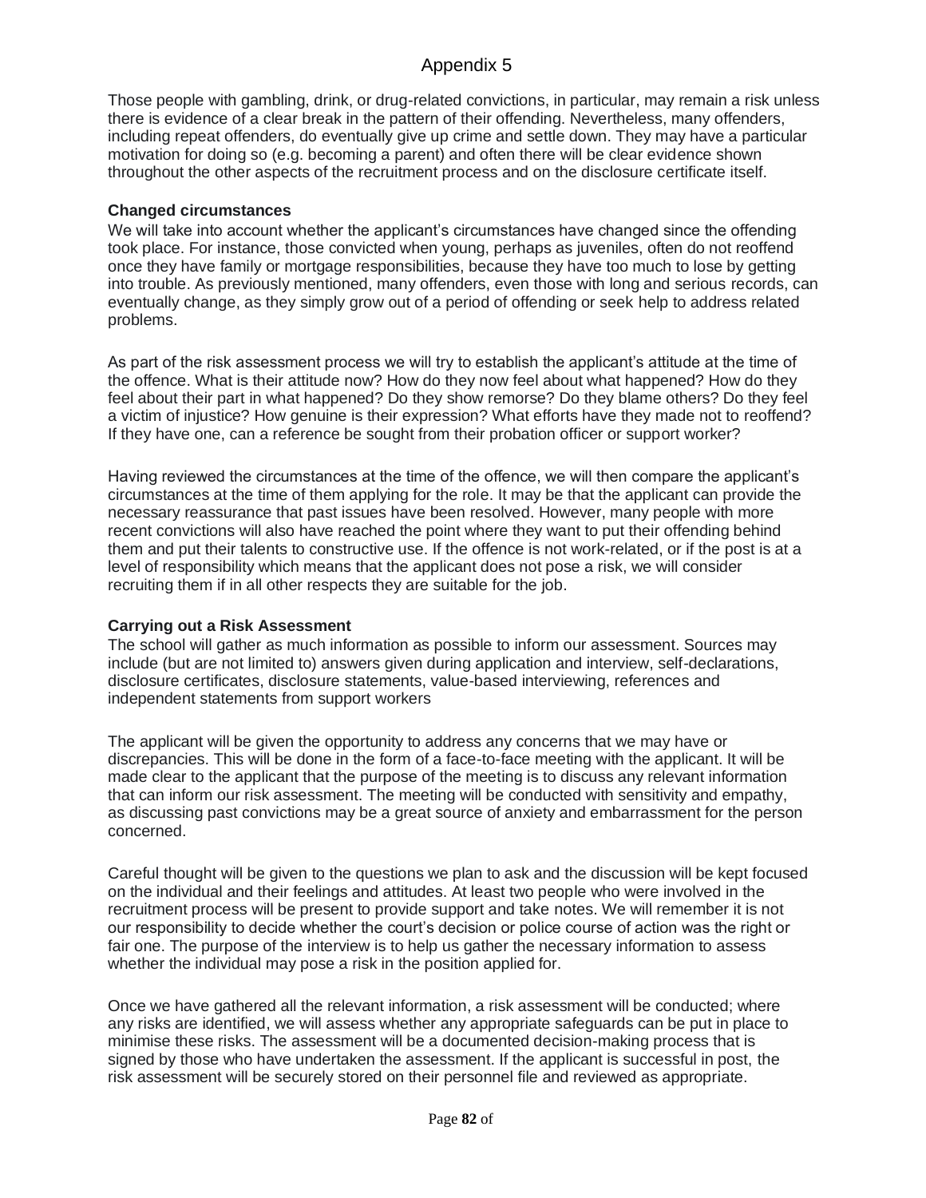# Appendix 5

Those people with gambling, drink, or drug-related convictions, in particular, may remain a risk unless there is evidence of a clear break in the pattern of their offending. Nevertheless, many offenders, including repeat offenders, do eventually give up crime and settle down. They may have a particular motivation for doing so (e.g. becoming a parent) and often there will be clear evidence shown throughout the other aspects of the recruitment process and on the disclosure certificate itself.

**Changed circumstances**

We will take into account whether the applicant's circumstances have changed since the offending took place. For instance, those convicted when young, perhaps as juveniles, often do not reoffend once they have family or mortgage responsibilities, because they have too much to lose by getting into trouble. As previously mentioned, many offenders, even those with long and serious records, can eventually change, as they simply grow out of a period of offending or seek help to address related problems.

As part of the risk assessment process we will try to establish the applicant's attitude at the time of the offence. What is their attitude now? How do they now feel about what happened? How do they feel about their part in what happened? Do they show remorse? Do they blame others? Do they feel a victim of injustice? How genuine is their expression? What efforts have they made not to reoffend? If they have one, can a reference be sought from their probation officer or support worker?

Having reviewed the circumstances at the time of the offence, we will then compare the applicant's circumstances at the time of them applying for the role. It may be that the applicant can provide the necessary reassurance that past issues have been resolved. However, many people with more recent convictions will also have reached the point where they want to put their offending behind them and put their talents to constructive use. If the offence is not work-related, or if the post is at a level of responsibility which means that the applicant does not pose a risk, we will consider recruiting them if in all other respects they are suitable for the job.

**Carrying out a Risk Assessment**

The school will gather as much information as possible to inform our assessment. Sources may include (but are not limited to) answers given during application and interview, self-declarations, disclosure certificates, disclosure statements, value-based interviewing, references and independent statements from support workers

The applicant will be given the opportunity to address any concerns that we may have or discrepancies. This will be done in the form of a face-to-face meeting with the applicant. It will be made clear to the applicant that the purpose of the meeting is to discuss any relevant information that can inform our risk assessment. The meeting will be conducted with sensitivity and empathy, as discussing past convictions may be a great source of anxiety and embarrassment for the person concerned.

Careful thought will be given to the questions we plan to ask and the discussion will be kept focused on the individual and their feelings and attitudes. At least two people who were involved in the recruitment process will be present to provide support and take notes. We will remember it is not our responsibility to decide whether the court's decision or police course of action was the right or fair one. The purpose of the interview is to help us gather the necessary information to assess whether the individual may pose a risk in the position applied for.

Once we have gathered all the relevant information, a risk assessment will be conducted; where any risks are identified, we will assess whether any appropriate safeguards can be put in place to minimise these risks. The assessment will be a documented decision-making process that is signed by those who have undertaken the assessment. If the applicant is successful in post, the risk assessment will be securely stored on their personnel file and reviewed as appropriate.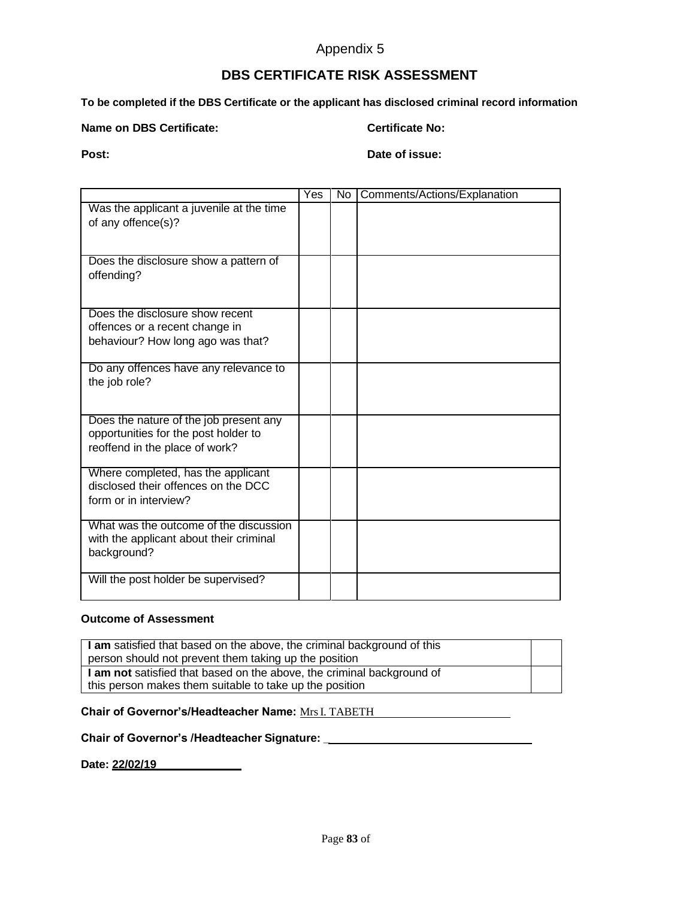Appendix 5

# DBS CERTIFICATE RISK ASSESSMENT

**To be completed if the DBS Certificate or the applicant has disclosed criminal record information**

**Name on DBS Certificate:** **Certificate No:**

**Post:** **Date of issue:**

| | Yes | No | Comments/Actions/Explanation |
|---|---|---|---|
| Was the applicant a juvenile at the time of any offence(s)? | | | |
| Does the disclosure show a pattern of offending? | | | |
| Does the disclosure show recent offences or a recent change in behaviour? How long ago was that? | | | |
| Do any offences have any relevance to the job role? | | | |
| Does the nature of the job present any opportunities for the post holder to reoffend in the place of work? | | | |
| Where completed, has the applicant disclosed their offences on the DCC form or in interview? | | | |
| What was the outcome of the discussion with the applicant about their criminal background? | | | |
| Will the post holder be supervised? | | | |

**Outcome of Assessment**

| | |
|---|---|
| **I am** satisfied that based on the above, the criminal background of this person should not prevent them taking up the position | |
| **I am not** satisfied that based on the above, the criminal background of this person makes them suitable to take up the position | |

**Chair of Governor's/Headteacher Name:** Mrs I. TABETH

**Chair of Governor's /Headteacher Signature:** _______________________________

**Date:** **22/02/19**